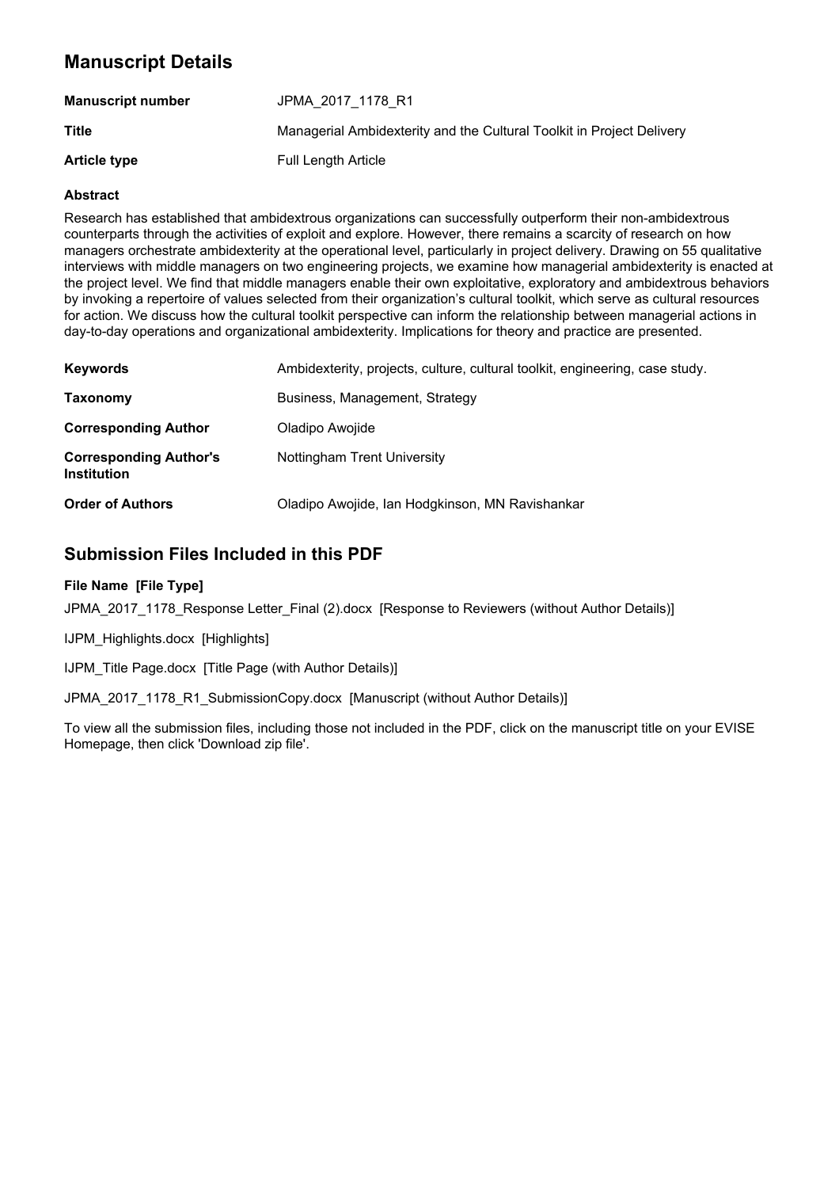# Manuscript Details

| | |
|---|---|
| **Manuscript number** | JPMA_2017_1178_R1 |
| **Title** | Managerial Ambidexterity and the Cultural Toolkit in Project Delivery |
| **Article type** | Full Length Article |

### Abstract

Research has established that ambidextrous organizations can successfully outperform their non-ambidextrous counterparts through the activities of exploit and explore. However, there remains a scarcity of research on how managers orchestrate ambidexterity at the operational level, particularly in project delivery. Drawing on 55 qualitative interviews with middle managers on two engineering projects, we examine how managerial ambidexterity is enacted at the project level. We find that middle managers enable their own exploitative, exploratory and ambidextrous behaviors by invoking a repertoire of values selected from their organization's cultural toolkit, which serve as cultural resources for action. We discuss how the cultural toolkit perspective can inform the relationship between managerial actions in day-to-day operations and organizational ambidexterity. Implications for theory and practice are presented.

| | |
|---|---|
| **Keywords** | Ambidexterity, projects, culture, cultural toolkit, engineering, case study. |
| **Taxonomy** | Business, Management, Strategy |
| **Corresponding Author** | Oladipo Awojide |
| **Corresponding Author's Institution** | Nottingham Trent University |
| **Order of Authors** | Oladipo Awojide, Ian Hodgkinson, MN Ravishankar |

## Submission Files Included in this PDF

**File Name [File Type]**

JPMA_2017_1178_Response Letter_Final (2).docx [Response to Reviewers (without Author Details)]

IJPM_Highlights.docx [Highlights]

IJPM_Title Page.docx [Title Page (with Author Details)]

JPMA_2017_1178_R1_SubmissionCopy.docx [Manuscript (without Author Details)]

To view all the submission files, including those not included in the PDF, click on the manuscript title on your EVISE Homepage, then click 'Download zip file'.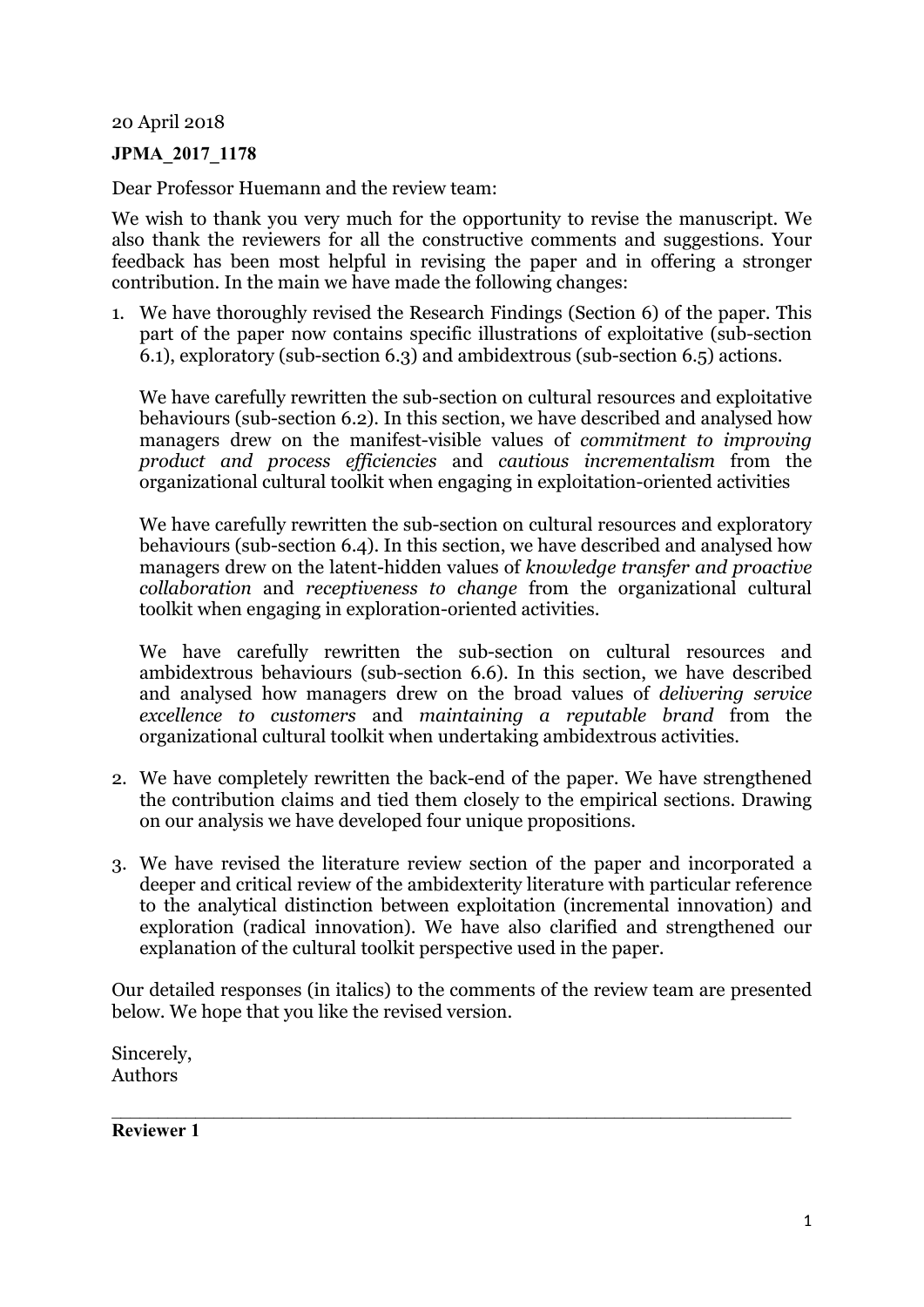20 April 2018

**JPMA_2017_1178**

Dear Professor Huemann and the review team:

We wish to thank you very much for the opportunity to revise the manuscript. We also thank the reviewers for all the constructive comments and suggestions. Your feedback has been most helpful in revising the paper and in offering a stronger contribution. In the main we have made the following changes:

1. We have thoroughly revised the Research Findings (Section 6) of the paper. This part of the paper now contains specific illustrations of exploitative (sub-section 6.1), exploratory (sub-section 6.3) and ambidextrous (sub-section 6.5) actions.

   We have carefully rewritten the sub-section on cultural resources and exploitative behaviours (sub-section 6.2). In this section, we have described and analysed how managers drew on the manifest-visible values of *commitment to improving product and process efficiencies* and *cautious incrementalism* from the organizational cultural toolkit when engaging in exploitation-oriented activities

   We have carefully rewritten the sub-section on cultural resources and exploratory behaviours (sub-section 6.4). In this section, we have described and analysed how managers drew on the latent-hidden values of *knowledge transfer and proactive collaboration* and *receptiveness to change* from the organizational cultural toolkit when engaging in exploration-oriented activities.

   We have carefully rewritten the sub-section on cultural resources and ambidextrous behaviours (sub-section 6.6). In this section, we have described and analysed how managers drew on the broad values of *delivering service excellence to customers* and *maintaining a reputable brand* from the organizational cultural toolkit when undertaking ambidextrous activities.

2. We have completely rewritten the back-end of the paper. We have strengthened the contribution claims and tied them closely to the empirical sections. Drawing on our analysis we have developed four unique propositions.

3. We have revised the literature review section of the paper and incorporated a deeper and critical review of the ambidexterity literature with particular reference to the analytical distinction between exploitation (incremental innovation) and exploration (radical innovation). We have also clarified and strengthened our explanation of the cultural toolkit perspective used in the paper.

Our detailed responses (in italics) to the comments of the review team are presented below. We hope that you like the revised version.

Sincerely,
Authors

---

**Reviewer 1**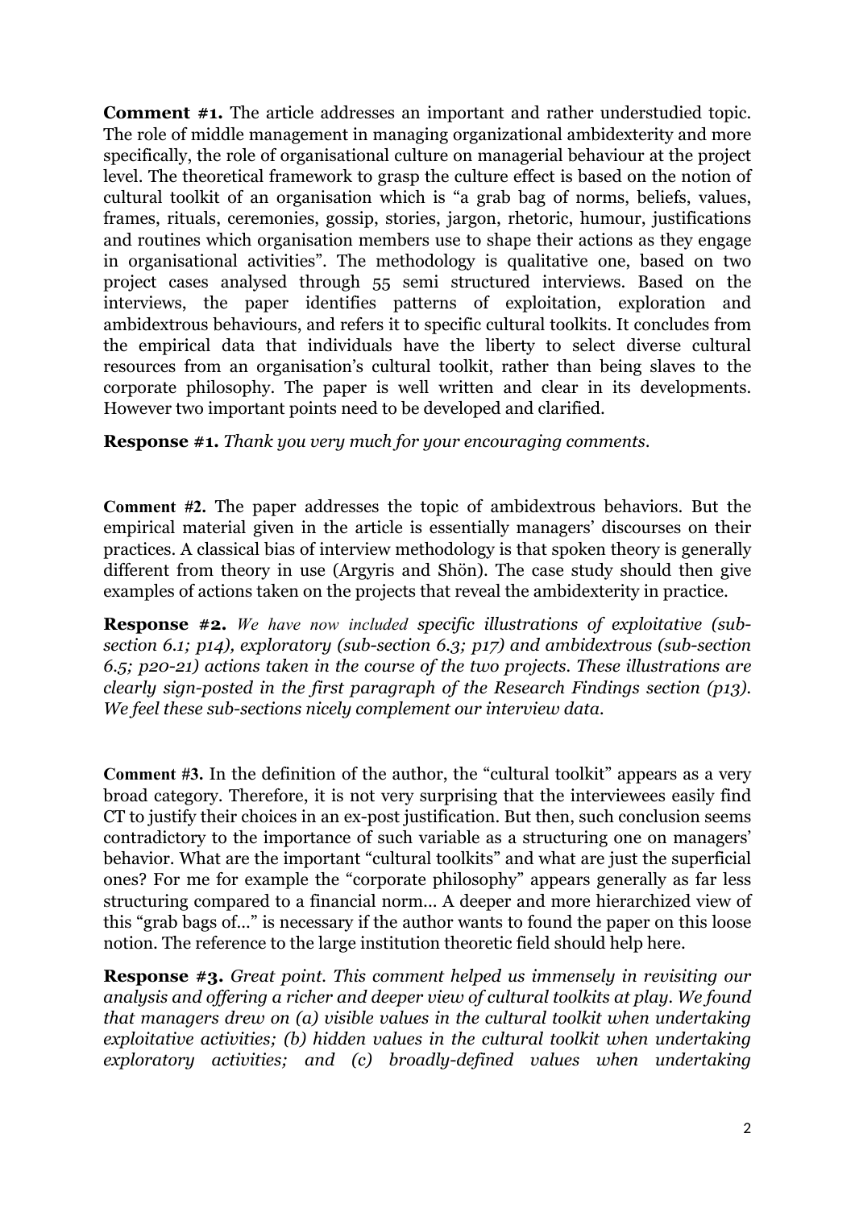**Comment #1.** The article addresses an important and rather understudied topic. The role of middle management in managing organizational ambidexterity and more specifically, the role of organisational culture on managerial behaviour at the project level. The theoretical framework to grasp the culture effect is based on the notion of cultural toolkit of an organisation which is "a grab bag of norms, beliefs, values, frames, rituals, ceremonies, gossip, stories, jargon, rhetoric, humour, justifications and routines which organisation members use to shape their actions as they engage in organisational activities". The methodology is qualitative one, based on two project cases analysed through 55 semi structured interviews. Based on the interviews, the paper identifies patterns of exploitation, exploration and ambidextrous behaviours, and refers it to specific cultural toolkits. It concludes from the empirical data that individuals have the liberty to select diverse cultural resources from an organisation's cultural toolkit, rather than being slaves to the corporate philosophy. The paper is well written and clear in its developments. However two important points need to be developed and clarified.

**Response #1.** *Thank you very much for your encouraging comments.*

**Comment #2.** The paper addresses the topic of ambidextrous behaviors. But the empirical material given in the article is essentially managers' discourses on their practices. A classical bias of interview methodology is that spoken theory is generally different from theory in use (Argyris and Shön). The case study should then give examples of actions taken on the projects that reveal the ambidexterity in practice.

**Response #2.** *We have now included specific illustrations of exploitative (sub-section 6.1; p14), exploratory (sub-section 6.3; p17) and ambidextrous (sub-section 6.5; p20-21) actions taken in the course of the two projects. These illustrations are clearly sign-posted in the first paragraph of the Research Findings section (p13). We feel these sub-sections nicely complement our interview data.*

**Comment #3.** In the definition of the author, the "cultural toolkit" appears as a very broad category. Therefore, it is not very surprising that the interviewees easily find CT to justify their choices in an ex-post justification. But then, such conclusion seems contradictory to the importance of such variable as a structuring one on managers' behavior. What are the important "cultural toolkits" and what are just the superficial ones? For me for example the "corporate philosophy" appears generally as far less structuring compared to a financial norm... A deeper and more hierarchized view of this "grab bags of..." is necessary if the author wants to found the paper on this loose notion. The reference to the large institution theoretic field should help here.

**Response #3.** *Great point. This comment helped us immensely in revisiting our analysis and offering a richer and deeper view of cultural toolkits at play. We found that managers drew on (a) visible values in the cultural toolkit when undertaking exploitative activities; (b) hidden values in the cultural toolkit when undertaking exploratory activities; and (c) broadly-defined values when undertaking*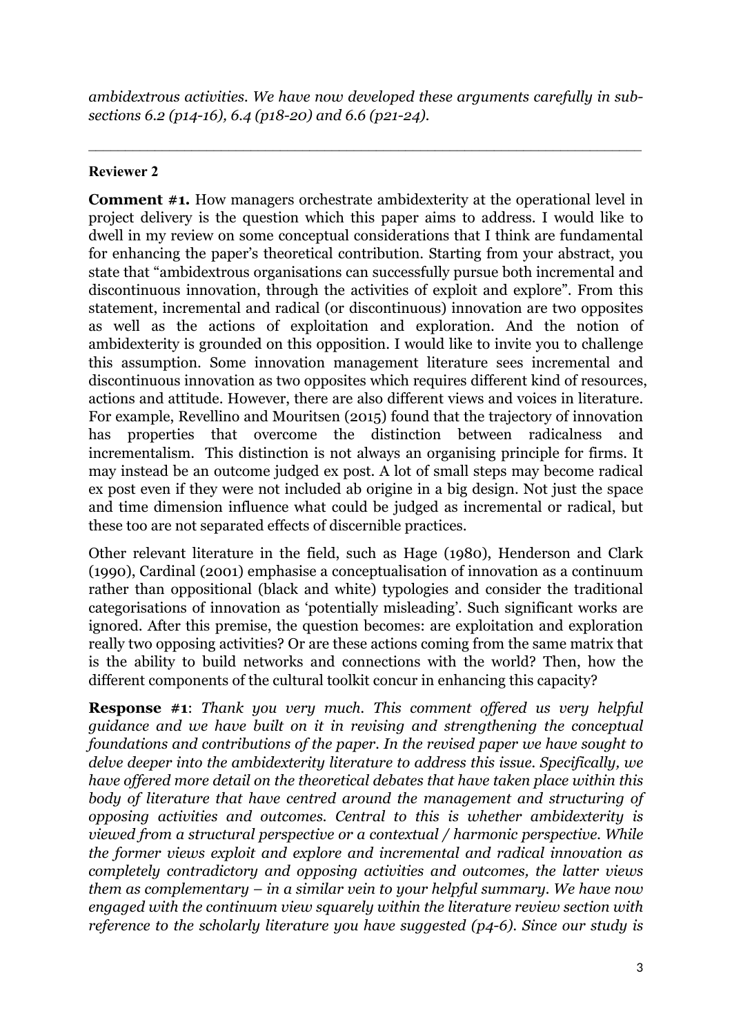*ambidextrous activities. We have now developed these arguments carefully in sub-sections 6.2 (p14-16), 6.4 (p18-20) and 6.6 (p21-24).*

---

**Reviewer 2**

**Comment #1.** How managers orchestrate ambidexterity at the operational level in project delivery is the question which this paper aims to address. I would like to dwell in my review on some conceptual considerations that I think are fundamental for enhancing the paper's theoretical contribution. Starting from your abstract, you state that "ambidextrous organisations can successfully pursue both incremental and discontinuous innovation, through the activities of exploit and explore". From this statement, incremental and radical (or discontinuous) innovation are two opposites as well as the actions of exploitation and exploration. And the notion of ambidexterity is grounded on this opposition. I would like to invite you to challenge this assumption. Some innovation management literature sees incremental and discontinuous innovation as two opposites which requires different kind of resources, actions and attitude. However, there are also different views and voices in literature. For example, Revellino and Mouritsen (2015) found that the trajectory of innovation has properties that overcome the distinction between radicalness and incrementalism. This distinction is not always an organising principle for firms. It may instead be an outcome judged ex post. A lot of small steps may become radical ex post even if they were not included ab origine in a big design. Not just the space and time dimension influence what could be judged as incremental or radical, but these too are not separated effects of discernible practices.

Other relevant literature in the field, such as Hage (1980), Henderson and Clark (1990), Cardinal (2001) emphasise a conceptualisation of innovation as a continuum rather than oppositional (black and white) typologies and consider the traditional categorisations of innovation as 'potentially misleading'. Such significant works are ignored. After this premise, the question becomes: are exploitation and exploration really two opposing activities? Or are these actions coming from the same matrix that is the ability to build networks and connections with the world? Then, how the different components of the cultural toolkit concur in enhancing this capacity?

**Response #1**: *Thank you very much. This comment offered us very helpful guidance and we have built on it in revising and strengthening the conceptual foundations and contributions of the paper. In the revised paper we have sought to delve deeper into the ambidexterity literature to address this issue. Specifically, we have offered more detail on the theoretical debates that have taken place within this body of literature that have centred around the management and structuring of opposing activities and outcomes. Central to this is whether ambidexterity is viewed from a structural perspective or a contextual / harmonic perspective. While the former views exploit and explore and incremental and radical innovation as completely contradictory and opposing activities and outcomes, the latter views them as complementary – in a similar vein to your helpful summary. We have now engaged with the continuum view squarely within the literature review section with reference to the scholarly literature you have suggested (p4-6). Since our study is*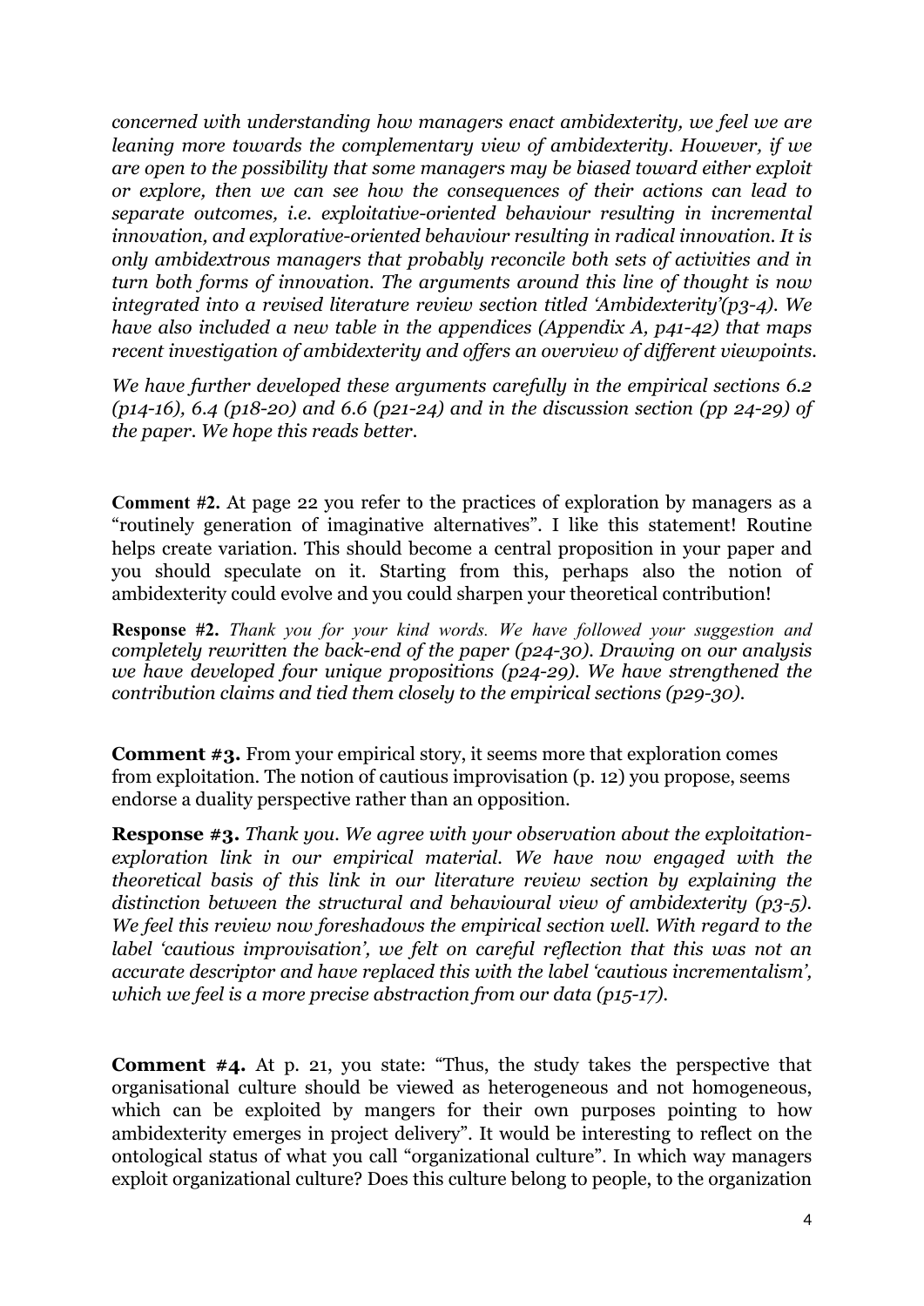*concerned with understanding how managers enact ambidexterity, we feel we are leaning more towards the complementary view of ambidexterity. However, if we are open to the possibility that some managers may be biased toward either exploit or explore, then we can see how the consequences of their actions can lead to separate outcomes, i.e. exploitative-oriented behaviour resulting in incremental innovation, and explorative-oriented behaviour resulting in radical innovation. It is only ambidextrous managers that probably reconcile both sets of activities and in turn both forms of innovation. The arguments around this line of thought is now integrated into a revised literature review section titled 'Ambidexterity'(p3-4). We have also included a new table in the appendices (Appendix A, p41-42) that maps recent investigation of ambidexterity and offers an overview of different viewpoints.*

*We have further developed these arguments carefully in the empirical sections 6.2 (p14-16), 6.4 (p18-20) and 6.6 (p21-24) and in the discussion section (pp 24-29) of the paper. We hope this reads better.*

**Comment #2.** At page 22 you refer to the practices of exploration by managers as a "routinely generation of imaginative alternatives". I like this statement! Routine helps create variation. This should become a central proposition in your paper and you should speculate on it. Starting from this, perhaps also the notion of ambidexterity could evolve and you could sharpen your theoretical contribution!

**Response #2.** *Thank you for your kind words. We have followed your suggestion and completely rewritten the back-end of the paper (p24-30). Drawing on our analysis we have developed four unique propositions (p24-29). We have strengthened the contribution claims and tied them closely to the empirical sections (p29-30).*

**Comment #3.** From your empirical story, it seems more that exploration comes from exploitation. The notion of cautious improvisation (p. 12) you propose, seems endorse a duality perspective rather than an opposition.

**Response #3.** *Thank you. We agree with your observation about the exploitation-exploration link in our empirical material. We have now engaged with the theoretical basis of this link in our literature review section by explaining the distinction between the structural and behavioural view of ambidexterity (p3-5). We feel this review now foreshadows the empirical section well. With regard to the label 'cautious improvisation', we felt on careful reflection that this was not an accurate descriptor and have replaced this with the label 'cautious incrementalism', which we feel is a more precise abstraction from our data (p15-17).*

**Comment #4.** At p. 21, you state: "Thus, the study takes the perspective that organisational culture should be viewed as heterogeneous and not homogeneous, which can be exploited by mangers for their own purposes pointing to how ambidexterity emerges in project delivery". It would be interesting to reflect on the ontological status of what you call "organizational culture". In which way managers exploit organizational culture? Does this culture belong to people, to the organization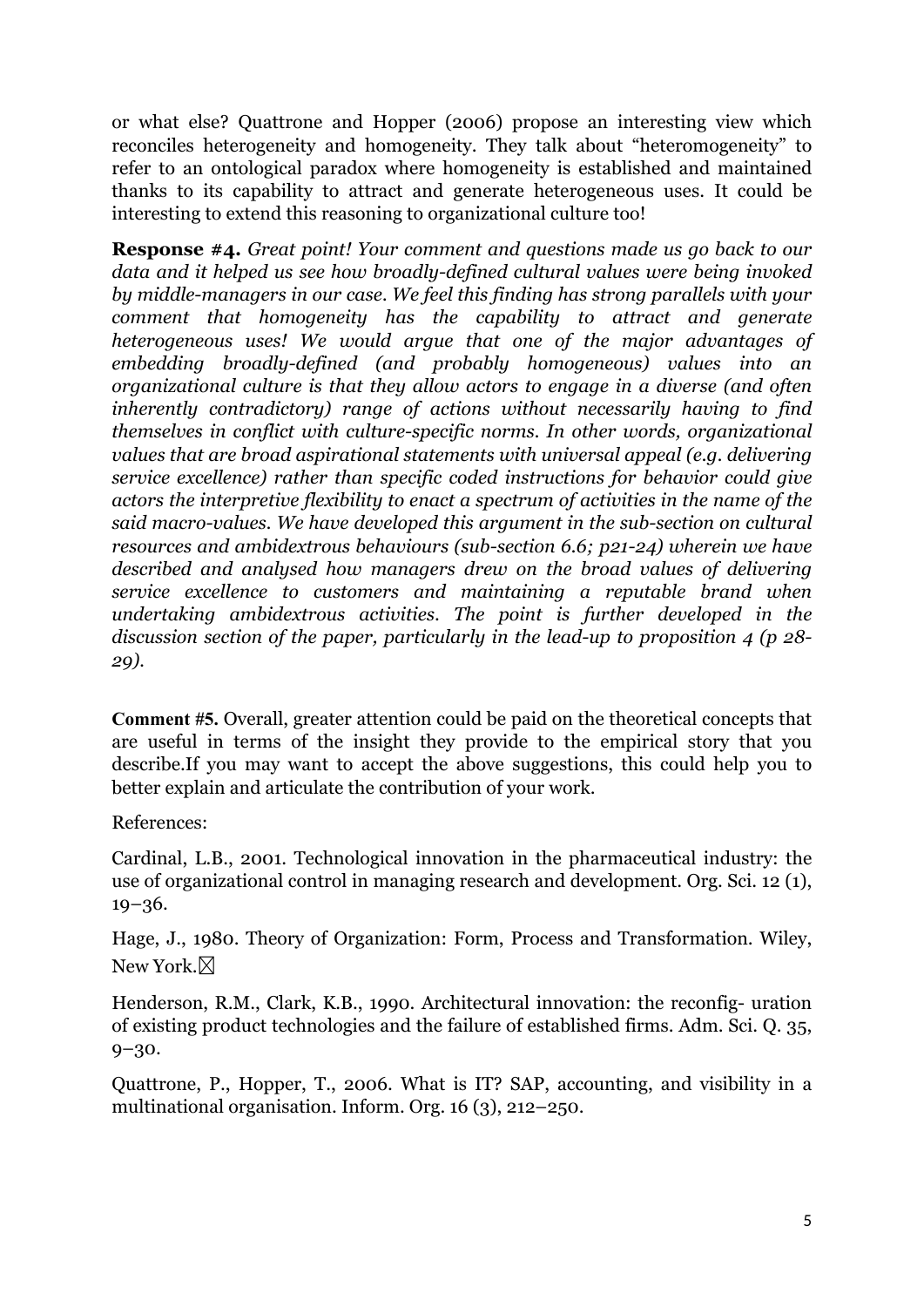or what else? Quattrone and Hopper (2006) propose an interesting view which reconciles heterogeneity and homogeneity. They talk about "heteromogeneity" to refer to an ontological paradox where homogeneity is established and maintained thanks to its capability to attract and generate heterogeneous uses. It could be interesting to extend this reasoning to organizational culture too!

**Response #4.** *Great point! Your comment and questions made us go back to our data and it helped us see how broadly-defined cultural values were being invoked by middle-managers in our case. We feel this finding has strong parallels with your comment that homogeneity has the capability to attract and generate heterogeneous uses! We would argue that one of the major advantages of embedding broadly-defined (and probably homogeneous) values into an organizational culture is that they allow actors to engage in a diverse (and often inherently contradictory) range of actions without necessarily having to find themselves in conflict with culture-specific norms. In other words, organizational values that are broad aspirational statements with universal appeal (e.g. delivering service excellence) rather than specific coded instructions for behavior could give actors the interpretive flexibility to enact a spectrum of activities in the name of the said macro-values. We have developed this argument in the sub-section on cultural resources and ambidextrous behaviours (sub-section 6.6; p21-24) wherein we have described and analysed how managers drew on the broad values of delivering service excellence to customers and maintaining a reputable brand when undertaking ambidextrous activities. The point is further developed in the discussion section of the paper, particularly in the lead-up to proposition 4 (p 28-29).*

**Comment #5.** Overall, greater attention could be paid on the theoretical concepts that are useful in terms of the insight they provide to the empirical story that you describe.If you may want to accept the above suggestions, this could help you to better explain and articulate the contribution of your work.

References:

Cardinal, L.B., 2001. Technological innovation in the pharmaceutical industry: the use of organizational control in managing research and development. Org. Sci. 12 (1), 19–36.

Hage, J., 1980. Theory of Organization: Form, Process and Transformation. Wiley, New York.

Henderson, R.M., Clark, K.B., 1990. Architectural innovation: the reconfig- uration of existing product technologies and the failure of established firms. Adm. Sci. Q. 35, 9–30.

Quattrone, P., Hopper, T., 2006. What is IT? SAP, accounting, and visibility in a multinational organisation. Inform. Org. 16 (3), 212–250.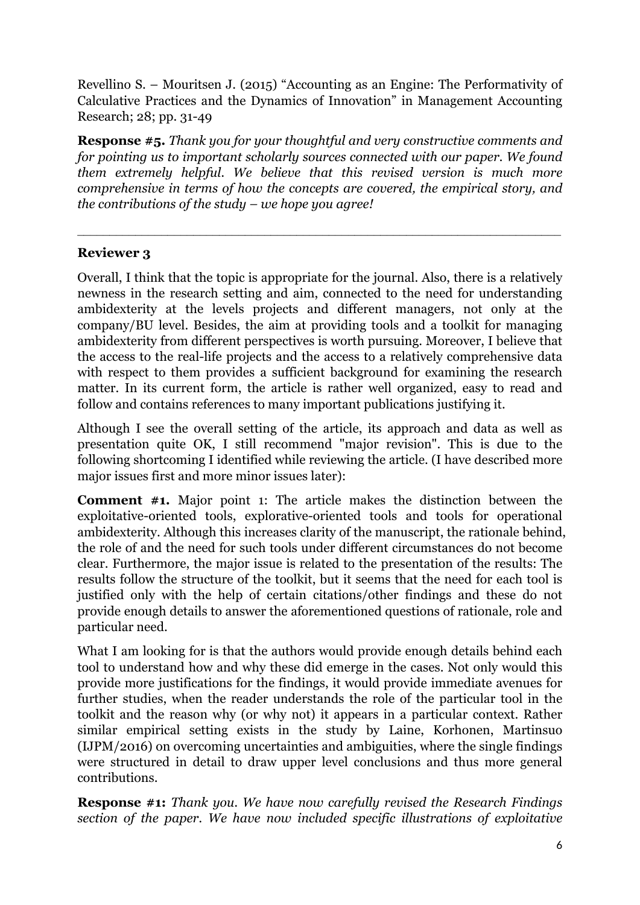Revellino S. – Mouritsen J. (2015) "Accounting as an Engine: The Performativity of Calculative Practices and the Dynamics of Innovation" in Management Accounting Research; 28; pp. 31-49

**Response #5.** *Thank you for your thoughtful and very constructive comments and for pointing us to important scholarly sources connected with our paper. We found them extremely helpful. We believe that this revised version is much more comprehensive in terms of how the concepts are covered, the empirical story, and the contributions of the study – we hope you agree!*

---

### Reviewer 3

Overall, I think that the topic is appropriate for the journal. Also, there is a relatively newness in the research setting and aim, connected to the need for understanding ambidexterity at the levels projects and different managers, not only at the company/BU level. Besides, the aim at providing tools and a toolkit for managing ambidexterity from different perspectives is worth pursuing. Moreover, I believe that the access to the real-life projects and the access to a relatively comprehensive data with respect to them provides a sufficient background for examining the research matter. In its current form, the article is rather well organized, easy to read and follow and contains references to many important publications justifying it.

Although I see the overall setting of the article, its approach and data as well as presentation quite OK, I still recommend "major revision". This is due to the following shortcoming I identified while reviewing the article. (I have described more major issues first and more minor issues later):

**Comment #1.** Major point 1: The article makes the distinction between the exploitative-oriented tools, explorative-oriented tools and tools for operational ambidexterity. Although this increases clarity of the manuscript, the rationale behind, the role of and the need for such tools under different circumstances do not become clear. Furthermore, the major issue is related to the presentation of the results: The results follow the structure of the toolkit, but it seems that the need for each tool is justified only with the help of certain citations/other findings and these do not provide enough details to answer the aforementioned questions of rationale, role and particular need.

What I am looking for is that the authors would provide enough details behind each tool to understand how and why these did emerge in the cases. Not only would this provide more justifications for the findings, it would provide immediate avenues for further studies, when the reader understands the role of the particular tool in the toolkit and the reason why (or why not) it appears in a particular context. Rather similar empirical setting exists in the study by Laine, Korhonen, Martinsuo (IJPM/2016) on overcoming uncertainties and ambiguities, where the single findings were structured in detail to draw upper level conclusions and thus more general contributions.

**Response #1:** *Thank you. We have now carefully revised the Research Findings section of the paper. We have now included specific illustrations of exploitative*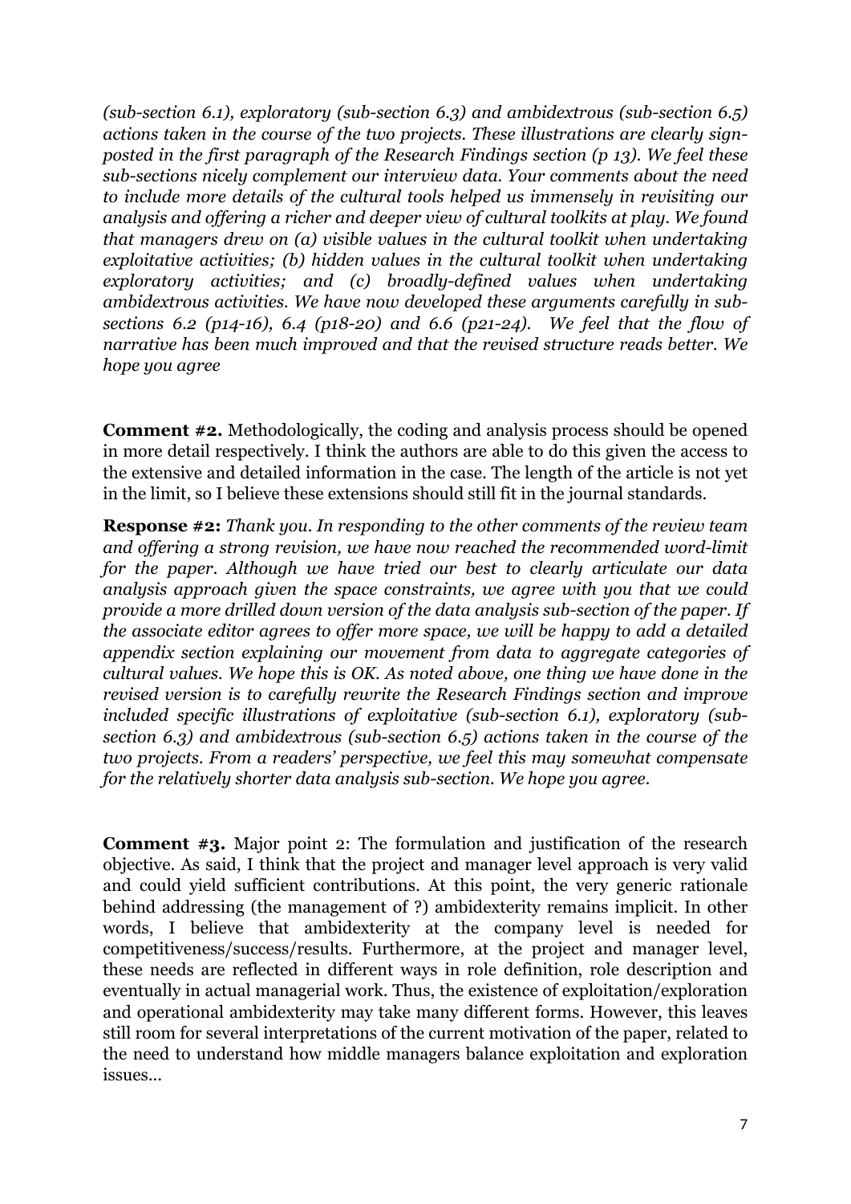*(sub-section 6.1), exploratory (sub-section 6.3) and ambidextrous (sub-section 6.5) actions taken in the course of the two projects. These illustrations are clearly sign-posted in the first paragraph of the Research Findings section (p 13). We feel these sub-sections nicely complement our interview data. Your comments about the need to include more details of the cultural tools helped us immensely in revisiting our analysis and offering a richer and deeper view of cultural toolkits at play. We found that managers drew on (a) visible values in the cultural toolkit when undertaking exploitative activities; (b) hidden values in the cultural toolkit when undertaking exploratory activities; and (c) broadly-defined values when undertaking ambidextrous activities. We have now developed these arguments carefully in sub-sections 6.2 (p14-16), 6.4 (p18-20) and 6.6 (p21-24). We feel that the flow of narrative has been much improved and that the revised structure reads better. We hope you agree*

**Comment #2.** Methodologically, the coding and analysis process should be opened in more detail respectively. I think the authors are able to do this given the access to the extensive and detailed information in the case. The length of the article is not yet in the limit, so I believe these extensions should still fit in the journal standards.

**Response #2:** *Thank you. In responding to the other comments of the review team and offering a strong revision, we have now reached the recommended word-limit for the paper. Although we have tried our best to clearly articulate our data analysis approach given the space constraints, we agree with you that we could provide a more drilled down version of the data analysis sub-section of the paper. If the associate editor agrees to offer more space, we will be happy to add a detailed appendix section explaining our movement from data to aggregate categories of cultural values. We hope this is OK. As noted above, one thing we have done in the revised version is to carefully rewrite the Research Findings section and improve included specific illustrations of exploitative (sub-section 6.1), exploratory (sub-section 6.3) and ambidextrous (sub-section 6.5) actions taken in the course of the two projects. From a readers' perspective, we feel this may somewhat compensate for the relatively shorter data analysis sub-section. We hope you agree.*

**Comment #3.** Major point 2: The formulation and justification of the research objective. As said, I think that the project and manager level approach is very valid and could yield sufficient contributions. At this point, the very generic rationale behind addressing (the management of ?) ambidexterity remains implicit. In other words, I believe that ambidexterity at the company level is needed for competitiveness/success/results. Furthermore, at the project and manager level, these needs are reflected in different ways in role definition, role description and eventually in actual managerial work. Thus, the existence of exploitation/exploration and operational ambidexterity may take many different forms. However, this leaves still room for several interpretations of the current motivation of the paper, related to the need to understand how middle managers balance exploitation and exploration issues...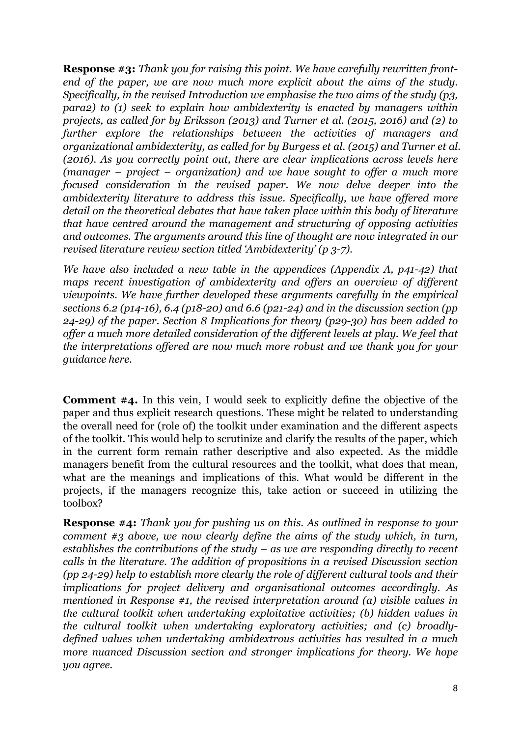**Response #3:** *Thank you for raising this point. We have carefully rewritten front-end of the paper, we are now much more explicit about the aims of the study. Specifically, in the revised Introduction we emphasise the two aims of the study (p3, para2) to (1) seek to explain how ambidexterity is enacted by managers within projects, as called for by Eriksson (2013) and Turner et al. (2015, 2016) and (2) to further explore the relationships between the activities of managers and organizational ambidexterity, as called for by Burgess et al. (2015) and Turner et al. (2016). As you correctly point out, there are clear implications across levels here (manager – project – organization) and we have sought to offer a much more focused consideration in the revised paper. We now delve deeper into the ambidexterity literature to address this issue. Specifically, we have offered more detail on the theoretical debates that have taken place within this body of literature that have centred around the management and structuring of opposing activities and outcomes. The arguments around this line of thought are now integrated in our revised literature review section titled 'Ambidexterity' (p 3-7).*

*We have also included a new table in the appendices (Appendix A, p41-42) that maps recent investigation of ambidexterity and offers an overview of different viewpoints. We have further developed these arguments carefully in the empirical sections 6.2 (p14-16), 6.4 (p18-20) and 6.6 (p21-24) and in the discussion section (pp 24-29) of the paper. Section 8 Implications for theory (p29-30) has been added to offer a much more detailed consideration of the different levels at play. We feel that the interpretations offered are now much more robust and we thank you for your guidance here.*

**Comment #4.** In this vein, I would seek to explicitly define the objective of the paper and thus explicit research questions. These might be related to understanding the overall need for (role of) the toolkit under examination and the different aspects of the toolkit. This would help to scrutinize and clarify the results of the paper, which in the current form remain rather descriptive and also expected. As the middle managers benefit from the cultural resources and the toolkit, what does that mean, what are the meanings and implications of this. What would be different in the projects, if the managers recognize this, take action or succeed in utilizing the toolbox?

**Response #4:** *Thank you for pushing us on this. As outlined in response to your comment #3 above, we now clearly define the aims of the study which, in turn, establishes the contributions of the study – as we are responding directly to recent calls in the literature. The addition of propositions in a revised Discussion section (pp 24-29) help to establish more clearly the role of different cultural tools and their implications for project delivery and organisational outcomes accordingly. As mentioned in Response #1, the revised interpretation around (a) visible values in the cultural toolkit when undertaking exploitative activities; (b) hidden values in the cultural toolkit when undertaking exploratory activities; and (c) broadly-defined values when undertaking ambidextrous activities has resulted in a much more nuanced Discussion section and stronger implications for theory. We hope you agree.*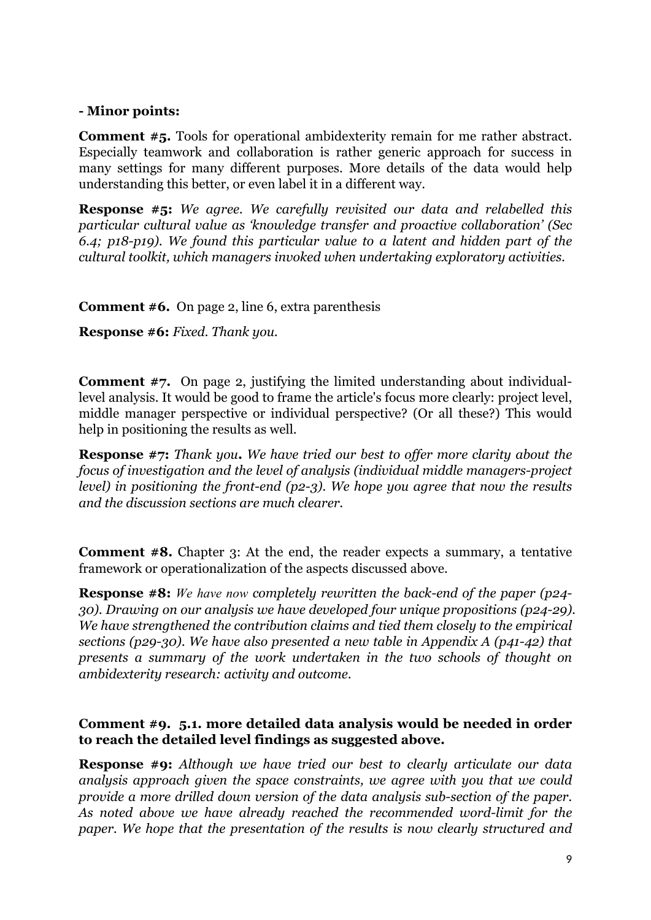**- Minor points:**

**Comment #5.** Tools for operational ambidexterity remain for me rather abstract. Especially teamwork and collaboration is rather generic approach for success in many settings for many different purposes. More details of the data would help understanding this better, or even label it in a different way.

**Response #5:** *We agree. We carefully revisited our data and relabelled this particular cultural value as 'knowledge transfer and proactive collaboration' (Sec 6.4; p18-p19). We found this particular value to a latent and hidden part of the cultural toolkit, which managers invoked when undertaking exploratory activities.*

**Comment #6.** On page 2, line 6, extra parenthesis

**Response #6:** *Fixed. Thank you.*

**Comment #7.** On page 2, justifying the limited understanding about individual-level analysis. It would be good to frame the article's focus more clearly: project level, middle manager perspective or individual perspective? (Or all these?) This would help in positioning the results as well.

**Response #7:** *Thank you. We have tried our best to offer more clarity about the focus of investigation and the level of analysis (individual middle managers-project level) in positioning the front-end (p2-3). We hope you agree that now the results and the discussion sections are much clearer.*

**Comment #8.** Chapter 3: At the end, the reader expects a summary, a tentative framework or operationalization of the aspects discussed above.

**Response #8:** *We have now completely rewritten the back-end of the paper (p24-30). Drawing on our analysis we have developed four unique propositions (p24-29). We have strengthened the contribution claims and tied them closely to the empirical sections (p29-30). We have also presented a new table in Appendix A (p41-42) that presents a summary of the work undertaken in the two schools of thought on ambidexterity research: activity and outcome.*

**Comment #9. 5.1. more detailed data analysis would be needed in order to reach the detailed level findings as suggested above.**

**Response #9:** *Although we have tried our best to clearly articulate our data analysis approach given the space constraints, we agree with you that we could provide a more drilled down version of the data analysis sub-section of the paper. As noted above we have already reached the recommended word-limit for the paper. We hope that the presentation of the results is now clearly structured and*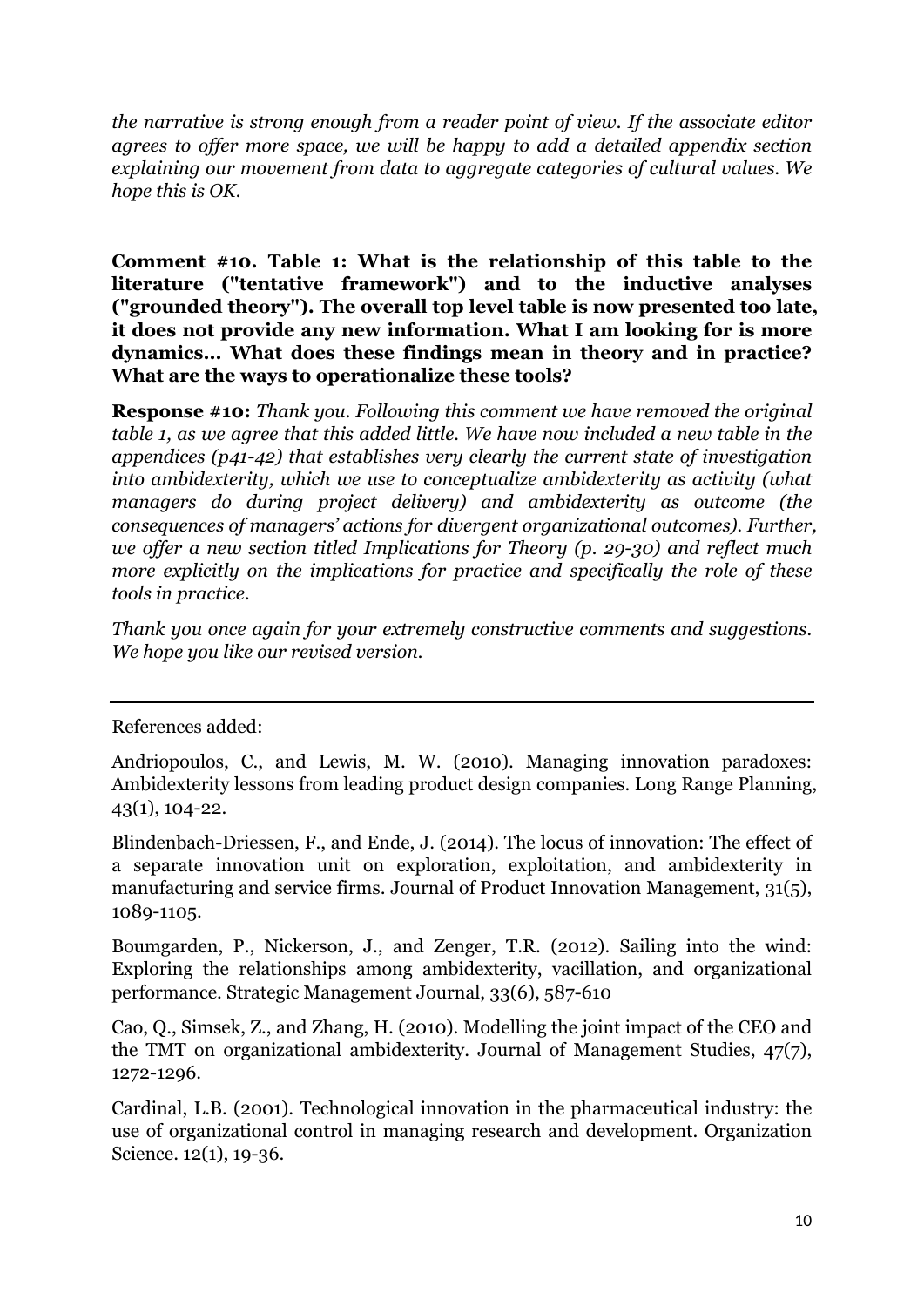*the narrative is strong enough from a reader point of view. If the associate editor agrees to offer more space, we will be happy to add a detailed appendix section explaining our movement from data to aggregate categories of cultural values. We hope this is OK.*

**Comment #10. Table 1: What is the relationship of this table to the literature ("tentative framework") and to the inductive analyses ("grounded theory"). The overall top level table is now presented too late, it does not provide any new information. What I am looking for is more dynamics... What does these findings mean in theory and in practice? What are the ways to operationalize these tools?**

**Response #10:** *Thank you. Following this comment we have removed the original table 1, as we agree that this added little. We have now included a new table in the appendices (p41-42) that establishes very clearly the current state of investigation into ambidexterity, which we use to conceptualize ambidexterity as activity (what managers do during project delivery) and ambidexterity as outcome (the consequences of managers' actions for divergent organizational outcomes). Further, we offer a new section titled Implications for Theory (p. 29-30) and reflect much more explicitly on the implications for practice and specifically the role of these tools in practice.*

*Thank you once again for your extremely constructive comments and suggestions. We hope you like our revised version.*

---

References added:

Andriopoulos, C., and Lewis, M. W. (2010). Managing innovation paradoxes: Ambidexterity lessons from leading product design companies. Long Range Planning, 43(1), 104-22.

Blindenbach-Driessen, F., and Ende, J. (2014). The locus of innovation: The effect of a separate innovation unit on exploration, exploitation, and ambidexterity in manufacturing and service firms. Journal of Product Innovation Management, 31(5), 1089-1105.

Boumgarden, P., Nickerson, J., and Zenger, T.R. (2012). Sailing into the wind: Exploring the relationships among ambidexterity, vacillation, and organizational performance. Strategic Management Journal, 33(6), 587-610

Cao, Q., Simsek, Z., and Zhang, H. (2010). Modelling the joint impact of the CEO and the TMT on organizational ambidexterity. Journal of Management Studies, 47(7), 1272-1296.

Cardinal, L.B. (2001). Technological innovation in the pharmaceutical industry: the use of organizational control in managing research and development. Organization Science. 12(1), 19-36.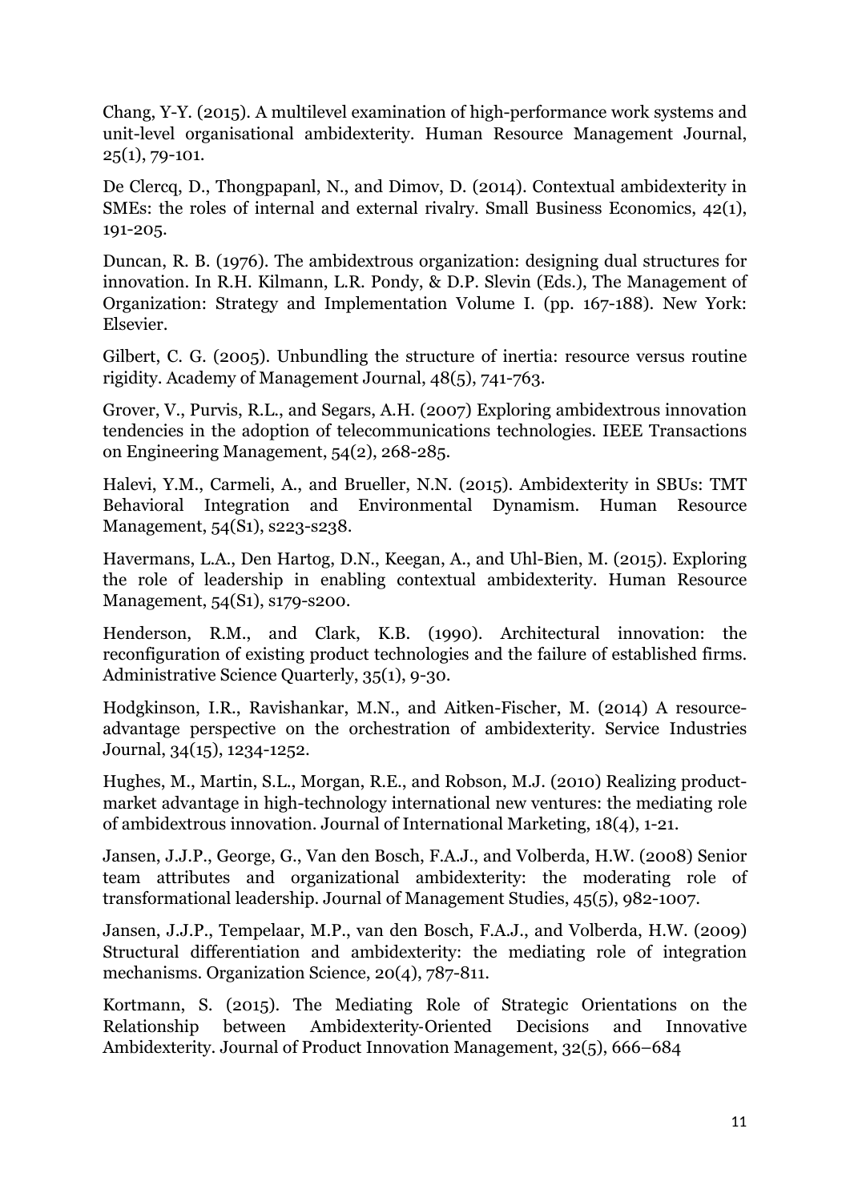Chang, Y-Y. (2015). A multilevel examination of high-performance work systems and unit-level organisational ambidexterity. Human Resource Management Journal, 25(1), 79-101.

De Clercq, D., Thongpapanl, N., and Dimov, D. (2014). Contextual ambidexterity in SMEs: the roles of internal and external rivalry. Small Business Economics, 42(1), 191-205.

Duncan, R. B. (1976). The ambidextrous organization: designing dual structures for innovation. In R.H. Kilmann, L.R. Pondy, & D.P. Slevin (Eds.), The Management of Organization: Strategy and Implementation Volume I. (pp. 167-188). New York: Elsevier.

Gilbert, C. G. (2005). Unbundling the structure of inertia: resource versus routine rigidity. Academy of Management Journal, 48(5), 741-763.

Grover, V., Purvis, R.L., and Segars, A.H. (2007) Exploring ambidextrous innovation tendencies in the adoption of telecommunications technologies. IEEE Transactions on Engineering Management, 54(2), 268-285.

Halevi, Y.M., Carmeli, A., and Brueller, N.N. (2015). Ambidexterity in SBUs: TMT Behavioral Integration and Environmental Dynamism. Human Resource Management, 54(S1), s223-s238.

Havermans, L.A., Den Hartog, D.N., Keegan, A., and Uhl-Bien, M. (2015). Exploring the role of leadership in enabling contextual ambidexterity. Human Resource Management, 54(S1), s179-s200.

Henderson, R.M., and Clark, K.B. (1990). Architectural innovation: the reconfiguration of existing product technologies and the failure of established firms. Administrative Science Quarterly, 35(1), 9-30.

Hodgkinson, I.R., Ravishankar, M.N., and Aitken-Fischer, M. (2014) A resource-advantage perspective on the orchestration of ambidexterity. Service Industries Journal, 34(15), 1234-1252.

Hughes, M., Martin, S.L., Morgan, R.E., and Robson, M.J. (2010) Realizing product-market advantage in high-technology international new ventures: the mediating role of ambidextrous innovation. Journal of International Marketing, 18(4), 1-21.

Jansen, J.J.P., George, G., Van den Bosch, F.A.J., and Volberda, H.W. (2008) Senior team attributes and organizational ambidexterity: the moderating role of transformational leadership. Journal of Management Studies, 45(5), 982-1007.

Jansen, J.J.P., Tempelaar, M.P., van den Bosch, F.A.J., and Volberda, H.W. (2009) Structural differentiation and ambidexterity: the mediating role of integration mechanisms. Organization Science, 20(4), 787-811.

Kortmann, S. (2015). The Mediating Role of Strategic Orientations on the Relationship between Ambidexterity-Oriented Decisions and Innovative Ambidexterity. Journal of Product Innovation Management, 32(5), 666–684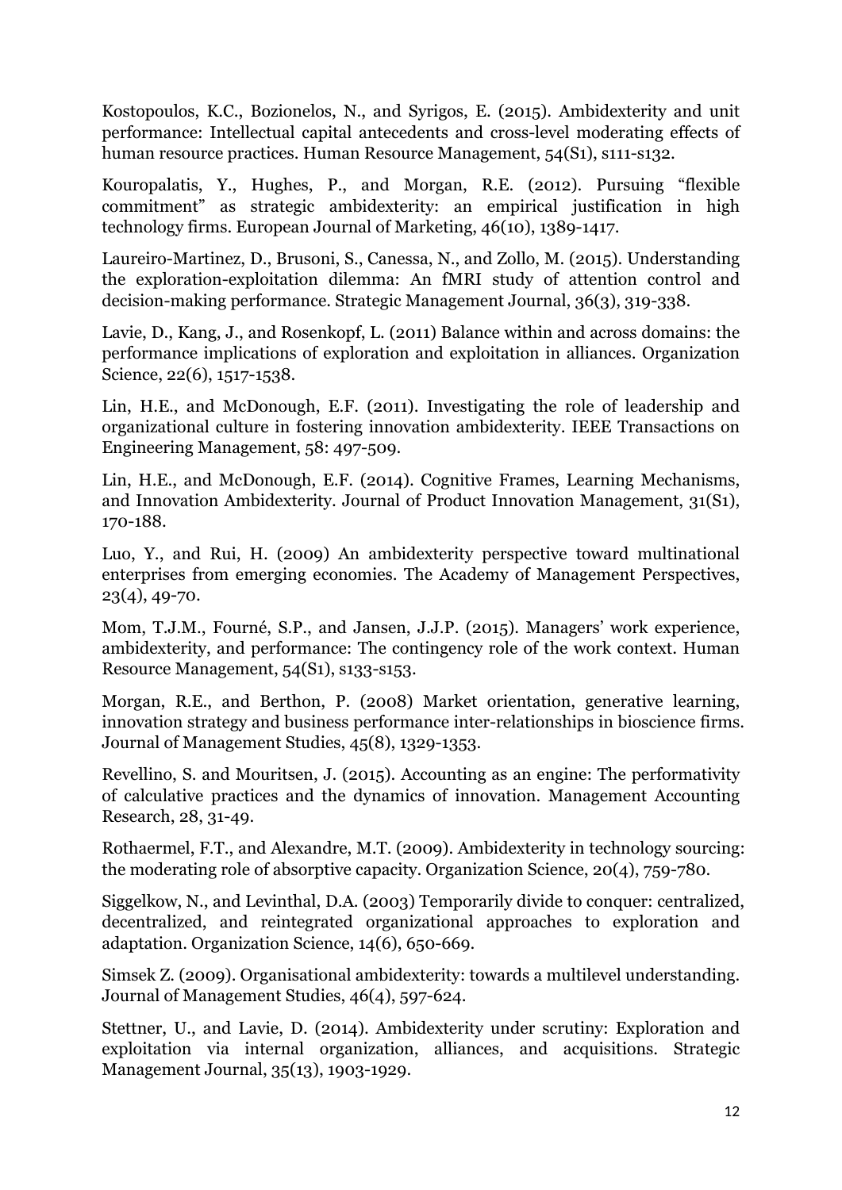Kostopoulos, K.C., Bozionelos, N., and Syrigos, E. (2015). Ambidexterity and unit performance: Intellectual capital antecedents and cross-level moderating effects of human resource practices. Human Resource Management, 54(S1), s111-s132.

Kouropalatis, Y., Hughes, P., and Morgan, R.E. (2012). Pursuing "flexible commitment" as strategic ambidexterity: an empirical justification in high technology firms. European Journal of Marketing, 46(10), 1389-1417.

Laureiro-Martinez, D., Brusoni, S., Canessa, N., and Zollo, M. (2015). Understanding the exploration-exploitation dilemma: An fMRI study of attention control and decision-making performance. Strategic Management Journal, 36(3), 319-338.

Lavie, D., Kang, J., and Rosenkopf, L. (2011) Balance within and across domains: the performance implications of exploration and exploitation in alliances. Organization Science, 22(6), 1517-1538.

Lin, H.E., and McDonough, E.F. (2011). Investigating the role of leadership and organizational culture in fostering innovation ambidexterity. IEEE Transactions on Engineering Management, 58: 497-509.

Lin, H.E., and McDonough, E.F. (2014). Cognitive Frames, Learning Mechanisms, and Innovation Ambidexterity. Journal of Product Innovation Management, 31(S1), 170-188.

Luo, Y., and Rui, H. (2009) An ambidexterity perspective toward multinational enterprises from emerging economies. The Academy of Management Perspectives, 23(4), 49-70.

Mom, T.J.M., Fourné, S.P., and Jansen, J.J.P. (2015). Managers' work experience, ambidexterity, and performance: The contingency role of the work context. Human Resource Management, 54(S1), s133-s153.

Morgan, R.E., and Berthon, P. (2008) Market orientation, generative learning, innovation strategy and business performance inter-relationships in bioscience firms. Journal of Management Studies, 45(8), 1329-1353.

Revellino, S. and Mouritsen, J. (2015). Accounting as an engine: The performativity of calculative practices and the dynamics of innovation. Management Accounting Research, 28, 31-49.

Rothaermel, F.T., and Alexandre, M.T. (2009). Ambidexterity in technology sourcing: the moderating role of absorptive capacity. Organization Science, 20(4), 759-780.

Siggelkow, N., and Levinthal, D.A. (2003) Temporarily divide to conquer: centralized, decentralized, and reintegrated organizational approaches to exploration and adaptation. Organization Science, 14(6), 650-669.

Simsek Z. (2009). Organisational ambidexterity: towards a multilevel understanding. Journal of Management Studies, 46(4), 597-624.

Stettner, U., and Lavie, D. (2014). Ambidexterity under scrutiny: Exploration and exploitation via internal organization, alliances, and acquisitions. Strategic Management Journal, 35(13), 1903-1929.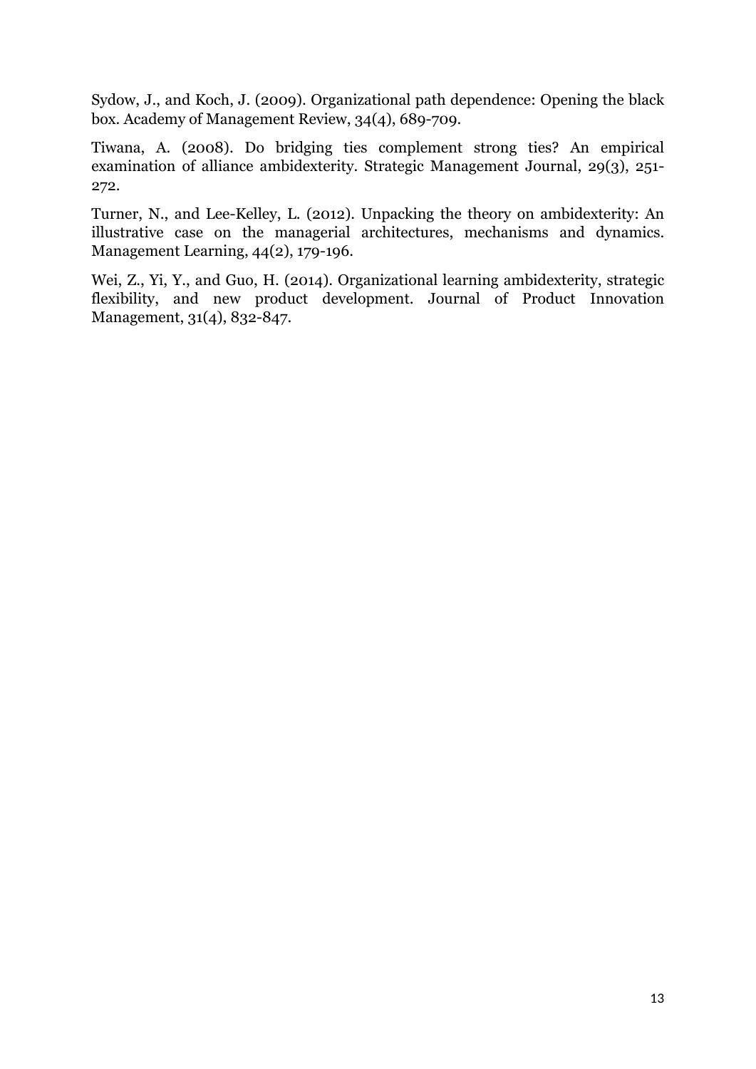Sydow, J., and Koch, J. (2009). Organizational path dependence: Opening the black box. Academy of Management Review, 34(4), 689-709.

Tiwana, A. (2008). Do bridging ties complement strong ties? An empirical examination of alliance ambidexterity. Strategic Management Journal, 29(3), 251-272.

Turner, N., and Lee-Kelley, L. (2012). Unpacking the theory on ambidexterity: An illustrative case on the managerial architectures, mechanisms and dynamics. Management Learning, 44(2), 179-196.

Wei, Z., Yi, Y., and Guo, H. (2014). Organizational learning ambidexterity, strategic flexibility, and new product development. Journal of Product Innovation Management, 31(4), 832-847.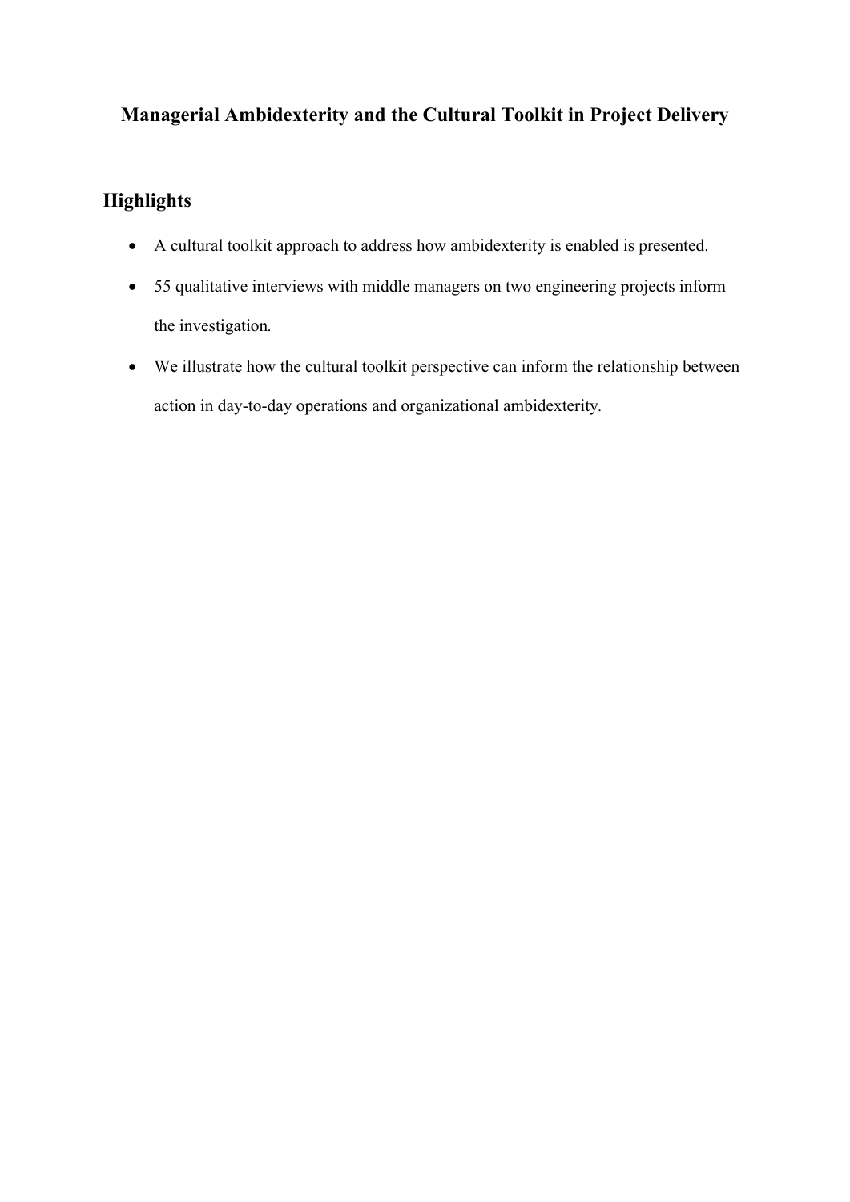# Managerial Ambidexterity and the Cultural Toolkit in Project Delivery

## Highlights

- A cultural toolkit approach to address how ambidexterity is enabled is presented.
- 55 qualitative interviews with middle managers on two engineering projects inform the investigation.
- We illustrate how the cultural toolkit perspective can inform the relationship between action in day-to-day operations and organizational ambidexterity.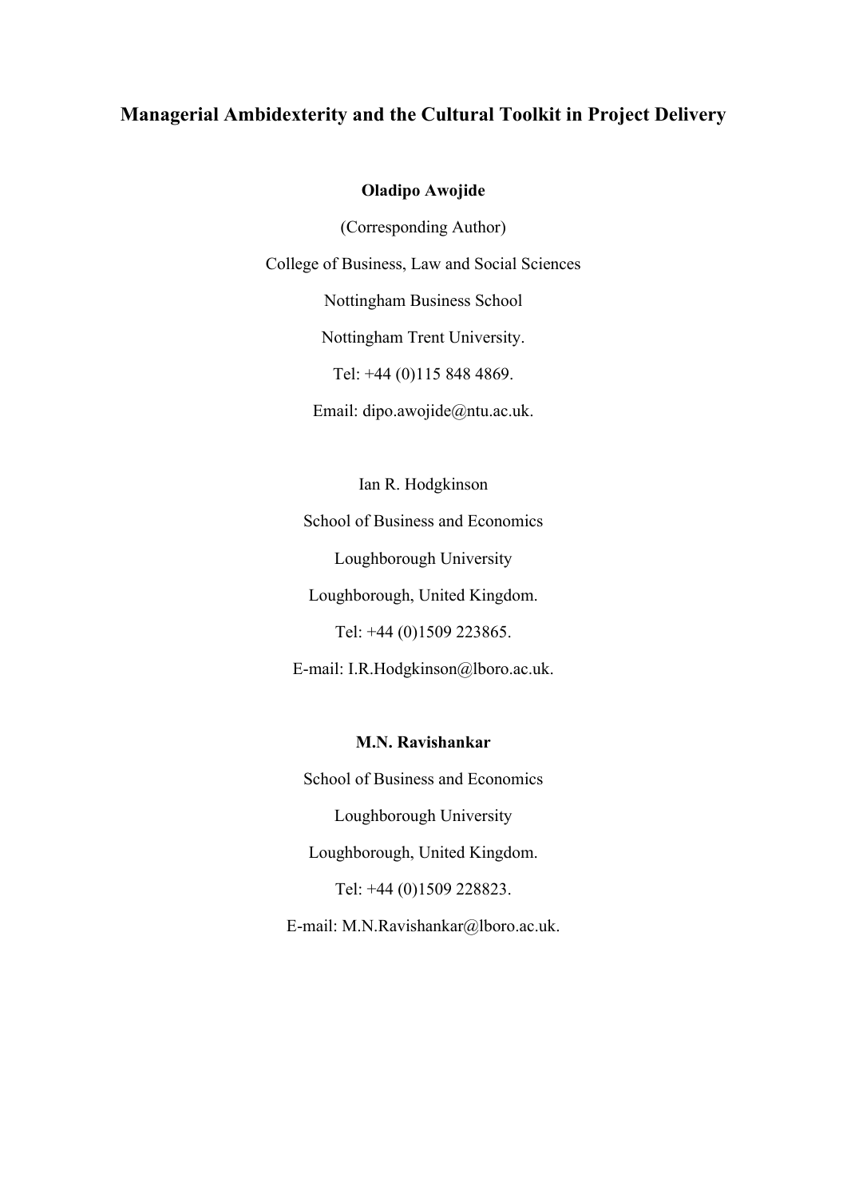# Managerial Ambidexterity and the Cultural Toolkit in Project Delivery

**Oladipo Awojide**

(Corresponding Author)

College of Business, Law and Social Sciences

Nottingham Business School

Nottingham Trent University.

Tel: +44 (0)115 848 4869.

Email: dipo.awojide@ntu.ac.uk.

Ian R. Hodgkinson

School of Business and Economics

Loughborough University

Loughborough, United Kingdom.

Tel: +44 (0)1509 223865.

E-mail: I.R.Hodgkinson@lboro.ac.uk.

**M.N. Ravishankar**

School of Business and Economics

Loughborough University

Loughborough, United Kingdom.

Tel: +44 (0)1509 228823.

E-mail: M.N.Ravishankar@lboro.ac.uk.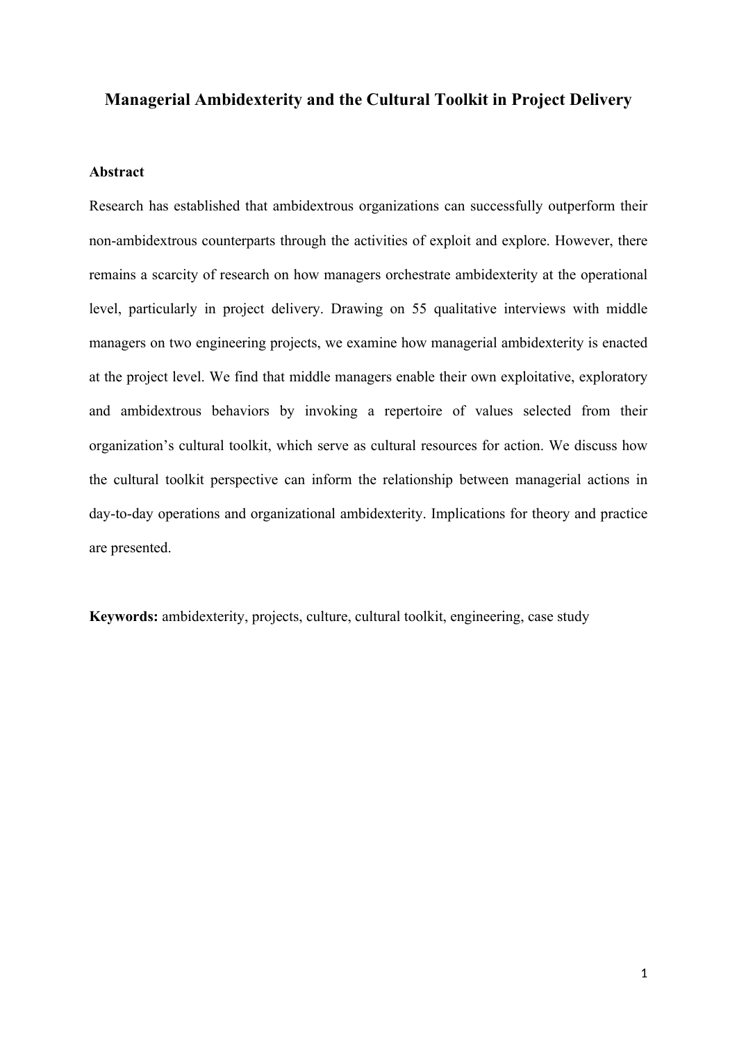# Managerial Ambidexterity and the Cultural Toolkit in Project Delivery

## Abstract

Research has established that ambidextrous organizations can successfully outperform their non-ambidextrous counterparts through the activities of exploit and explore. However, there remains a scarcity of research on how managers orchestrate ambidexterity at the operational level, particularly in project delivery. Drawing on 55 qualitative interviews with middle managers on two engineering projects, we examine how managerial ambidexterity is enacted at the project level. We find that middle managers enable their own exploitative, exploratory and ambidextrous behaviors by invoking a repertoire of values selected from their organization's cultural toolkit, which serve as cultural resources for action. We discuss how the cultural toolkit perspective can inform the relationship between managerial actions in day-to-day operations and organizational ambidexterity. Implications for theory and practice are presented.

**Keywords:** ambidexterity, projects, culture, cultural toolkit, engineering, case study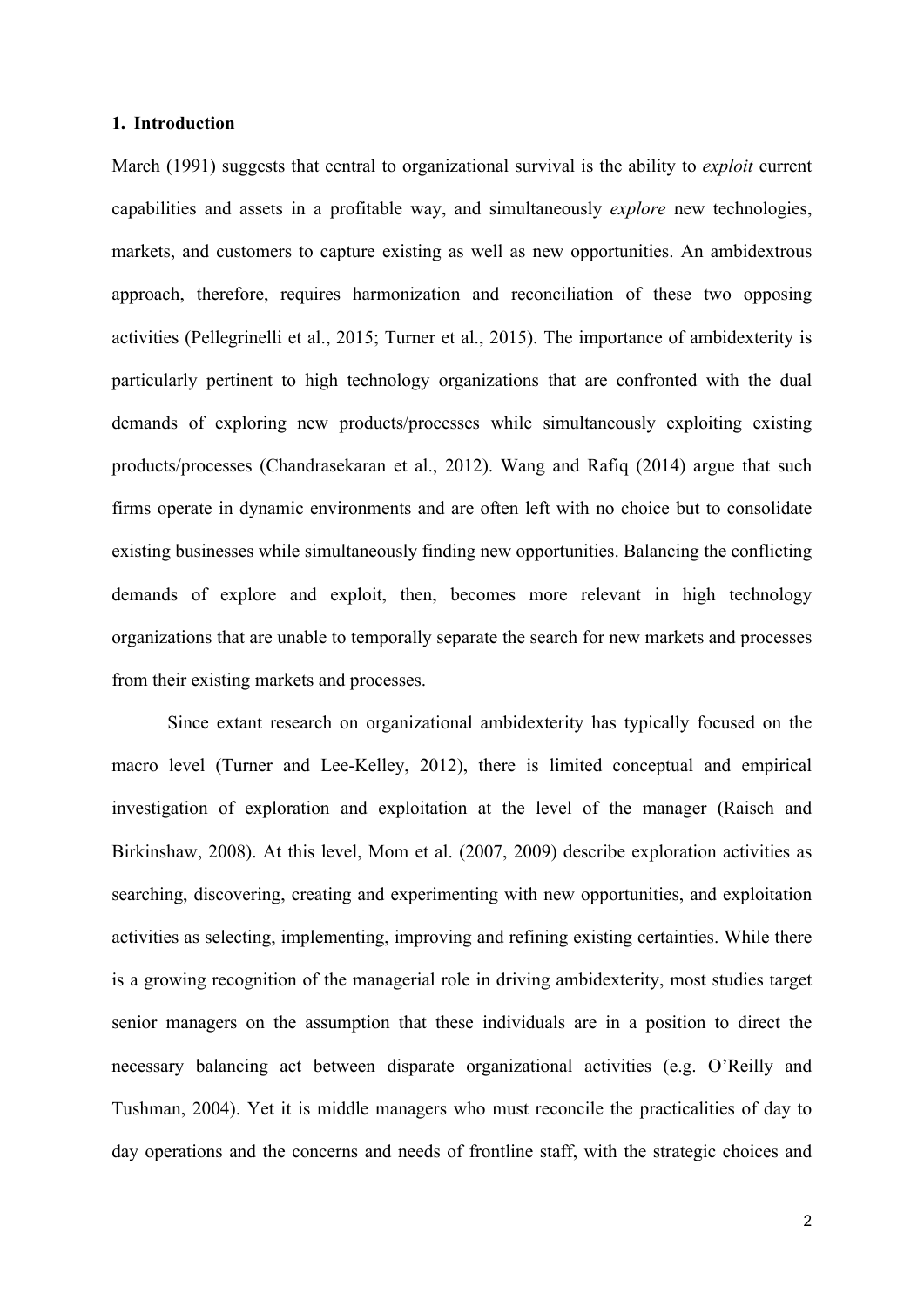## 1. Introduction

March (1991) suggests that central to organizational survival is the ability to *exploit* current capabilities and assets in a profitable way, and simultaneously *explore* new technologies, markets, and customers to capture existing as well as new opportunities. An ambidextrous approach, therefore, requires harmonization and reconciliation of these two opposing activities (Pellegrinelli et al., 2015; Turner et al., 2015). The importance of ambidexterity is particularly pertinent to high technology organizations that are confronted with the dual demands of exploring new products/processes while simultaneously exploiting existing products/processes (Chandrasekaran et al., 2012). Wang and Rafiq (2014) argue that such firms operate in dynamic environments and are often left with no choice but to consolidate existing businesses while simultaneously finding new opportunities. Balancing the conflicting demands of explore and exploit, then, becomes more relevant in high technology organizations that are unable to temporally separate the search for new markets and processes from their existing markets and processes.

Since extant research on organizational ambidexterity has typically focused on the macro level (Turner and Lee-Kelley, 2012), there is limited conceptual and empirical investigation of exploration and exploitation at the level of the manager (Raisch and Birkinshaw, 2008). At this level, Mom et al. (2007, 2009) describe exploration activities as searching, discovering, creating and experimenting with new opportunities, and exploitation activities as selecting, implementing, improving and refining existing certainties. While there is a growing recognition of the managerial role in driving ambidexterity, most studies target senior managers on the assumption that these individuals are in a position to direct the necessary balancing act between disparate organizational activities (e.g. O'Reilly and Tushman, 2004). Yet it is middle managers who must reconcile the practicalities of day to day operations and the concerns and needs of frontline staff, with the strategic choices and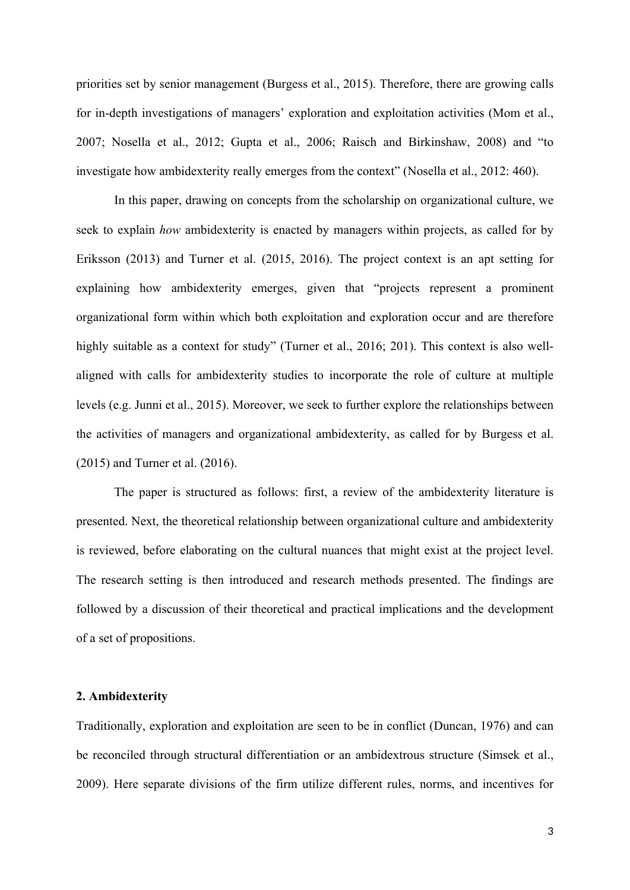priorities set by senior management (Burgess et al., 2015). Therefore, there are growing calls for in-depth investigations of managers' exploration and exploitation activities (Mom et al., 2007; Nosella et al., 2012; Gupta et al., 2006; Raisch and Birkinshaw, 2008) and "to investigate how ambidexterity really emerges from the context" (Nosella et al., 2012: 460).

In this paper, drawing on concepts from the scholarship on organizational culture, we seek to explain *how* ambidexterity is enacted by managers within projects, as called for by Eriksson (2013) and Turner et al. (2015, 2016). The project context is an apt setting for explaining how ambidexterity emerges, given that "projects represent a prominent organizational form within which both exploitation and exploration occur and are therefore highly suitable as a context for study" (Turner et al., 2016; 201). This context is also well-aligned with calls for ambidexterity studies to incorporate the role of culture at multiple levels (e.g. Junni et al., 2015). Moreover, we seek to further explore the relationships between the activities of managers and organizational ambidexterity, as called for by Burgess et al. (2015) and Turner et al. (2016).

The paper is structured as follows: first, a review of the ambidexterity literature is presented. Next, the theoretical relationship between organizational culture and ambidexterity is reviewed, before elaborating on the cultural nuances that might exist at the project level. The research setting is then introduced and research methods presented. The findings are followed by a discussion of their theoretical and practical implications and the development of a set of propositions.

## 2. Ambidexterity

Traditionally, exploration and exploitation are seen to be in conflict (Duncan, 1976) and can be reconciled through structural differentiation or an ambidextrous structure (Simsek et al., 2009). Here separate divisions of the firm utilize different rules, norms, and incentives for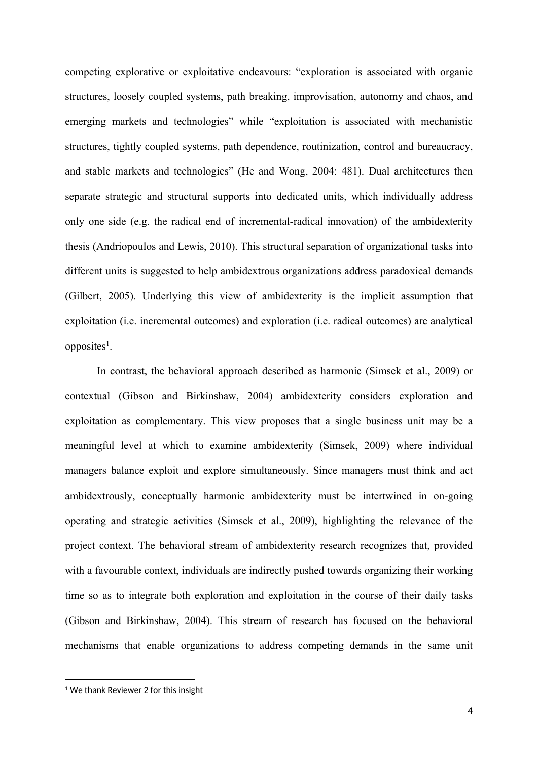competing explorative or exploitative endeavours: "exploration is associated with organic structures, loosely coupled systems, path breaking, improvisation, autonomy and chaos, and emerging markets and technologies" while "exploitation is associated with mechanistic structures, tightly coupled systems, path dependence, routinization, control and bureaucracy, and stable markets and technologies" (He and Wong, 2004: 481). Dual architectures then separate strategic and structural supports into dedicated units, which individually address only one side (e.g. the radical end of incremental-radical innovation) of the ambidexterity thesis (Andriopoulos and Lewis, 2010). This structural separation of organizational tasks into different units is suggested to help ambidextrous organizations address paradoxical demands (Gilbert, 2005). Underlying this view of ambidexterity is the implicit assumption that exploitation (i.e. incremental outcomes) and exploration (i.e. radical outcomes) are analytical opposites[1].

In contrast, the behavioral approach described as harmonic (Simsek et al., 2009) or contextual (Gibson and Birkinshaw, 2004) ambidexterity considers exploration and exploitation as complementary. This view proposes that a single business unit may be a meaningful level at which to examine ambidexterity (Simsek, 2009) where individual managers balance exploit and explore simultaneously. Since managers must think and act ambidextrously, conceptually harmonic ambidexterity must be intertwined in on-going operating and strategic activities (Simsek et al., 2009), highlighting the relevance of the project context. The behavioral stream of ambidexterity research recognizes that, provided with a favourable context, individuals are indirectly pushed towards organizing their working time so as to integrate both exploration and exploitation in the course of their daily tasks (Gibson and Birkinshaw, 2004). This stream of research has focused on the behavioral mechanisms that enable organizations to address competing demands in the same unit

[1] We thank Reviewer 2 for this insight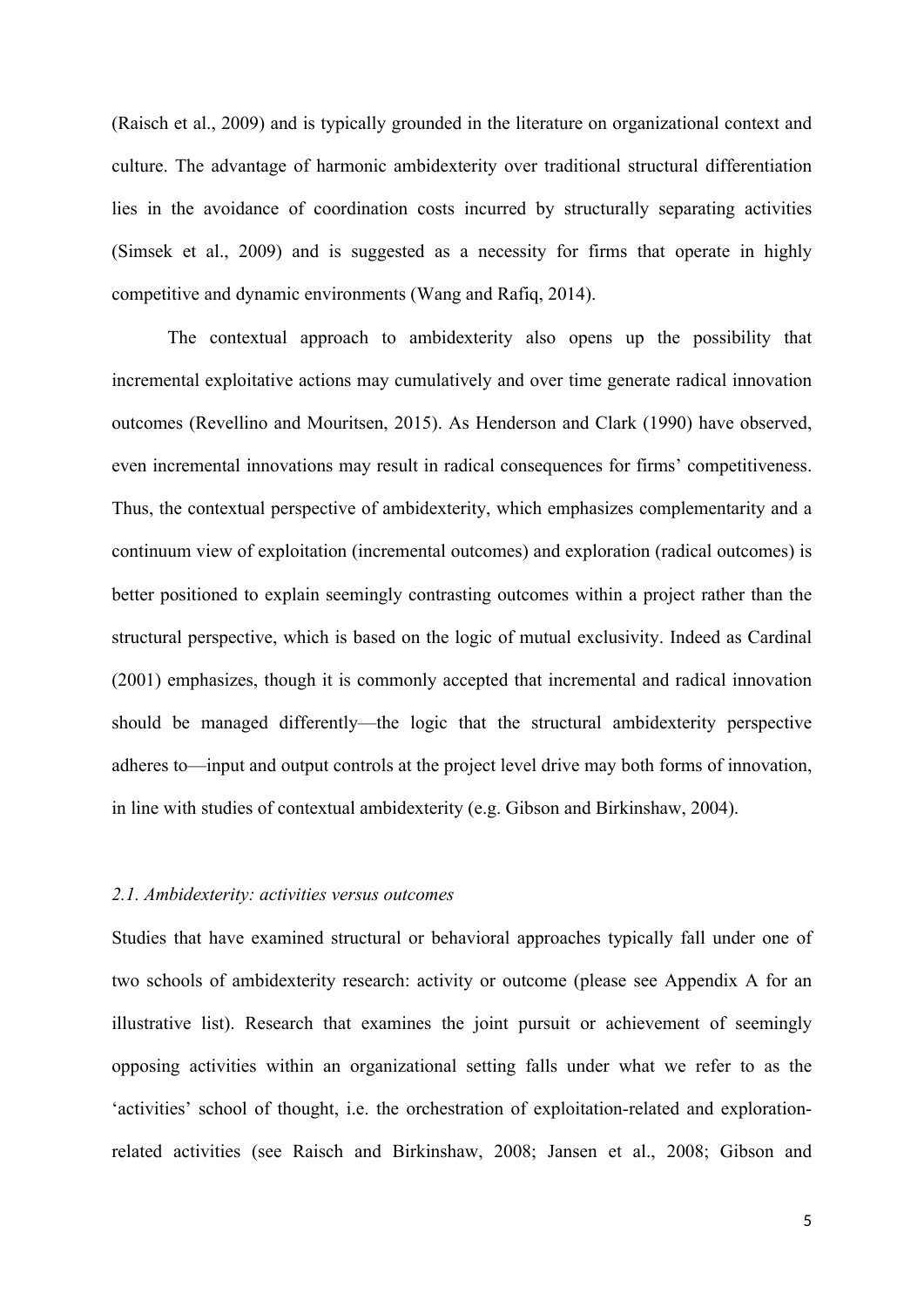(Raisch et al., 2009) and is typically grounded in the literature on organizational context and culture. The advantage of harmonic ambidexterity over traditional structural differentiation lies in the avoidance of coordination costs incurred by structurally separating activities (Simsek et al., 2009) and is suggested as a necessity for firms that operate in highly competitive and dynamic environments (Wang and Rafiq, 2014).

The contextual approach to ambidexterity also opens up the possibility that incremental exploitative actions may cumulatively and over time generate radical innovation outcomes (Revellino and Mouritsen, 2015). As Henderson and Clark (1990) have observed, even incremental innovations may result in radical consequences for firms' competitiveness. Thus, the contextual perspective of ambidexterity, which emphasizes complementarity and a continuum view of exploitation (incremental outcomes) and exploration (radical outcomes) is better positioned to explain seemingly contrasting outcomes within a project rather than the structural perspective, which is based on the logic of mutual exclusivity. Indeed as Cardinal (2001) emphasizes, though it is commonly accepted that incremental and radical innovation should be managed differently—the logic that the structural ambidexterity perspective adheres to—input and output controls at the project level drive may both forms of innovation, in line with studies of contextual ambidexterity (e.g. Gibson and Birkinshaw, 2004).

### *2.1. Ambidexterity: activities versus outcomes*

Studies that have examined structural or behavioral approaches typically fall under one of two schools of ambidexterity research: activity or outcome (please see Appendix A for an illustrative list). Research that examines the joint pursuit or achievement of seemingly opposing activities within an organizational setting falls under what we refer to as the 'activities' school of thought, i.e. the orchestration of exploitation-related and exploration-related activities (see Raisch and Birkinshaw, 2008; Jansen et al., 2008; Gibson and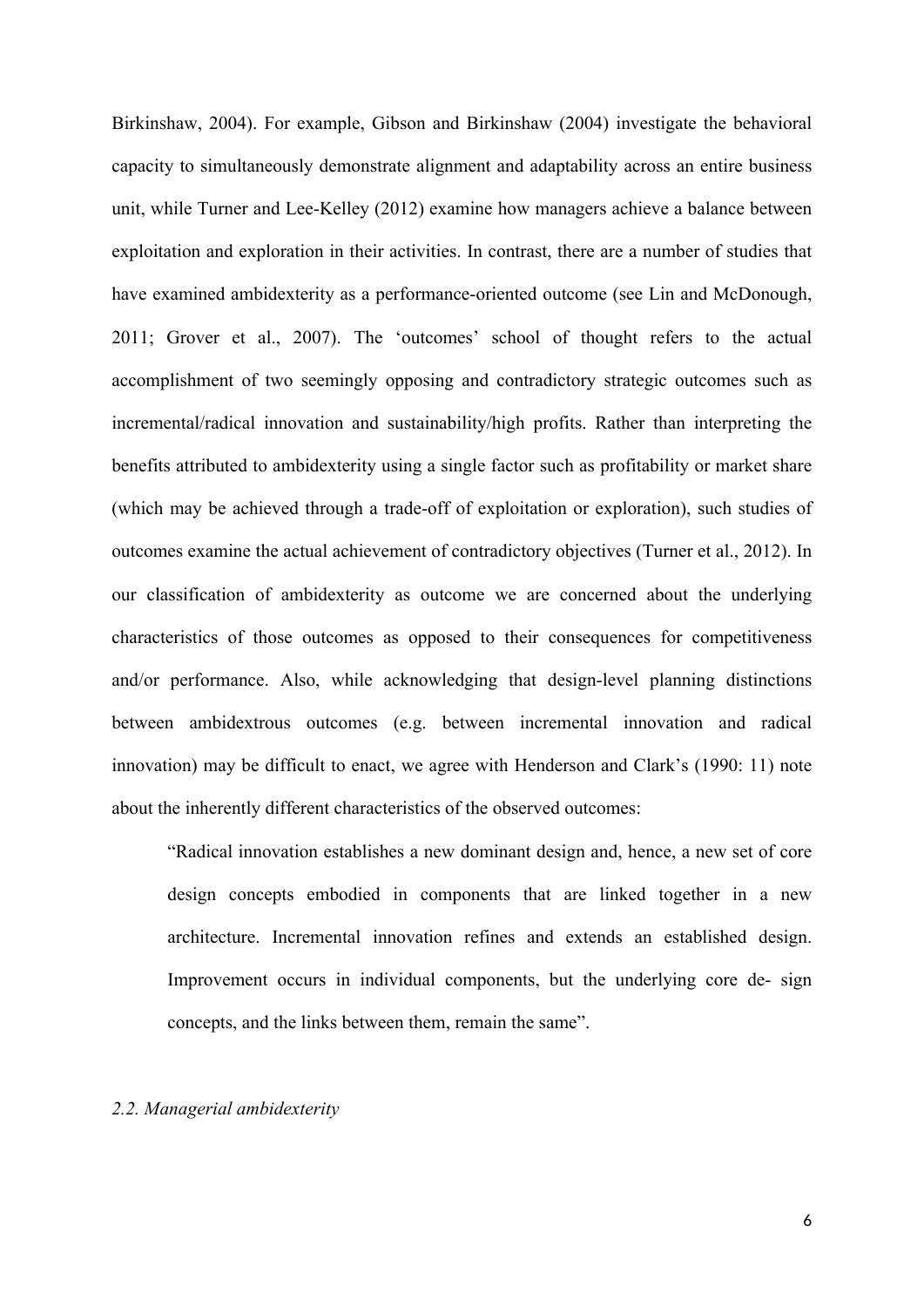Birkinshaw, 2004). For example, Gibson and Birkinshaw (2004) investigate the behavioral capacity to simultaneously demonstrate alignment and adaptability across an entire business unit, while Turner and Lee-Kelley (2012) examine how managers achieve a balance between exploitation and exploration in their activities. In contrast, there are a number of studies that have examined ambidexterity as a performance-oriented outcome (see Lin and McDonough, 2011; Grover et al., 2007). The 'outcomes' school of thought refers to the actual accomplishment of two seemingly opposing and contradictory strategic outcomes such as incremental/radical innovation and sustainability/high profits. Rather than interpreting the benefits attributed to ambidexterity using a single factor such as profitability or market share (which may be achieved through a trade-off of exploitation or exploration), such studies of outcomes examine the actual achievement of contradictory objectives (Turner et al., 2012). In our classification of ambidexterity as outcome we are concerned about the underlying characteristics of those outcomes as opposed to their consequences for competitiveness and/or performance. Also, while acknowledging that design-level planning distinctions between ambidextrous outcomes (e.g. between incremental innovation and radical innovation) may be difficult to enact, we agree with Henderson and Clark's (1990: 11) note about the inherently different characteristics of the observed outcomes:

> "Radical innovation establishes a new dominant design and, hence, a new set of core design concepts embodied in components that are linked together in a new architecture. Incremental innovation refines and extends an established design. Improvement occurs in individual components, but the underlying core de- sign concepts, and the links between them, remain the same".

### *2.2. Managerial ambidexterity*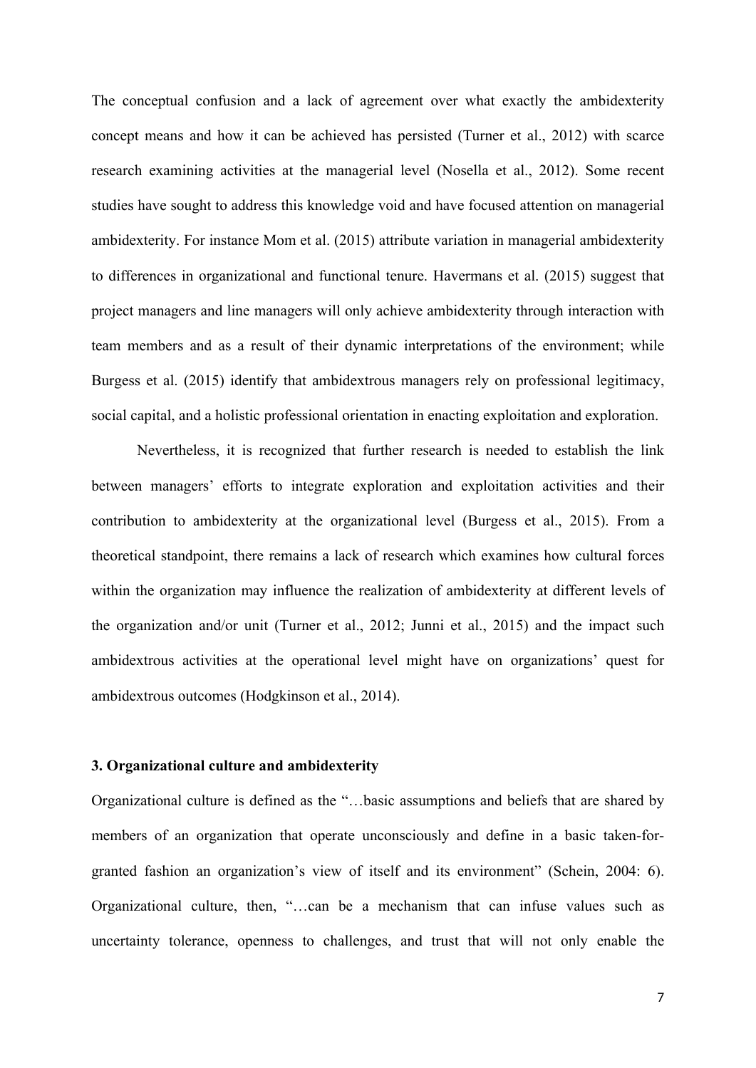The conceptual confusion and a lack of agreement over what exactly the ambidexterity concept means and how it can be achieved has persisted (Turner et al., 2012) with scarce research examining activities at the managerial level (Nosella et al., 2012). Some recent studies have sought to address this knowledge void and have focused attention on managerial ambidexterity. For instance Mom et al. (2015) attribute variation in managerial ambidexterity to differences in organizational and functional tenure. Havermans et al. (2015) suggest that project managers and line managers will only achieve ambidexterity through interaction with team members and as a result of their dynamic interpretations of the environment; while Burgess et al. (2015) identify that ambidextrous managers rely on professional legitimacy, social capital, and a holistic professional orientation in enacting exploitation and exploration.

Nevertheless, it is recognized that further research is needed to establish the link between managers' efforts to integrate exploration and exploitation activities and their contribution to ambidexterity at the organizational level (Burgess et al., 2015). From a theoretical standpoint, there remains a lack of research which examines how cultural forces within the organization may influence the realization of ambidexterity at different levels of the organization and/or unit (Turner et al., 2012; Junni et al., 2015) and the impact such ambidextrous activities at the operational level might have on organizations' quest for ambidextrous outcomes (Hodgkinson et al., 2014).

## 3. Organizational culture and ambidexterity

Organizational culture is defined as the "…basic assumptions and beliefs that are shared by members of an organization that operate unconsciously and define in a basic taken-for-granted fashion an organization's view of itself and its environment" (Schein, 2004: 6). Organizational culture, then, "…can be a mechanism that can infuse values such as uncertainty tolerance, openness to challenges, and trust that will not only enable the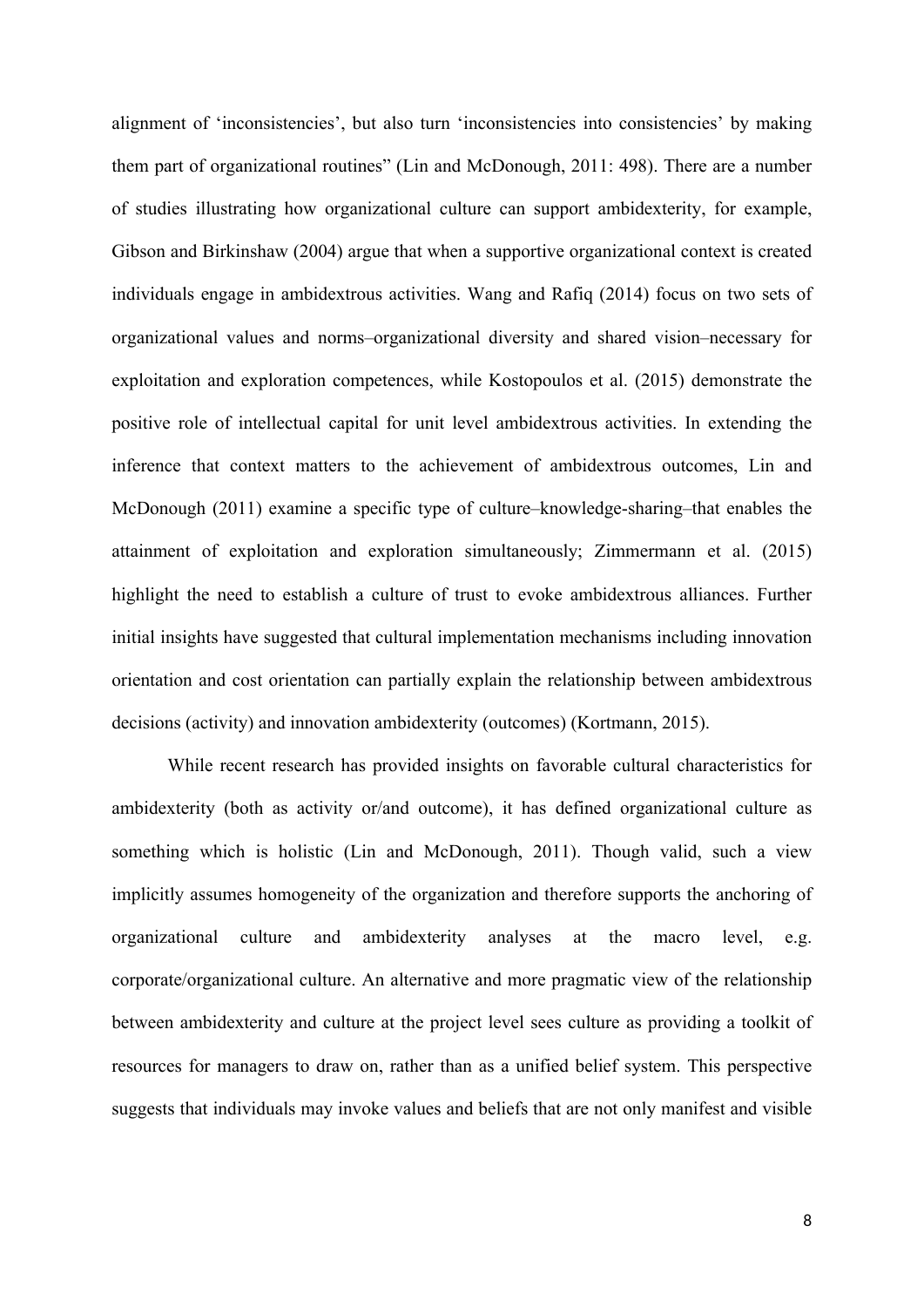alignment of 'inconsistencies', but also turn 'inconsistencies into consistencies' by making them part of organizational routines" (Lin and McDonough, 2011: 498). There are a number of studies illustrating how organizational culture can support ambidexterity, for example, Gibson and Birkinshaw (2004) argue that when a supportive organizational context is created individuals engage in ambidextrous activities. Wang and Rafiq (2014) focus on two sets of organizational values and norms–organizational diversity and shared vision–necessary for exploitation and exploration competences, while Kostopoulos et al. (2015) demonstrate the positive role of intellectual capital for unit level ambidextrous activities. In extending the inference that context matters to the achievement of ambidextrous outcomes, Lin and McDonough (2011) examine a specific type of culture–knowledge-sharing–that enables the attainment of exploitation and exploration simultaneously; Zimmermann et al. (2015) highlight the need to establish a culture of trust to evoke ambidextrous alliances. Further initial insights have suggested that cultural implementation mechanisms including innovation orientation and cost orientation can partially explain the relationship between ambidextrous decisions (activity) and innovation ambidexterity (outcomes) (Kortmann, 2015).

While recent research has provided insights on favorable cultural characteristics for ambidexterity (both as activity or/and outcome), it has defined organizational culture as something which is holistic (Lin and McDonough, 2011). Though valid, such a view implicitly assumes homogeneity of the organization and therefore supports the anchoring of organizational culture and ambidexterity analyses at the macro level, e.g. corporate/organizational culture. An alternative and more pragmatic view of the relationship between ambidexterity and culture at the project level sees culture as providing a toolkit of resources for managers to draw on, rather than as a unified belief system. This perspective suggests that individuals may invoke values and beliefs that are not only manifest and visible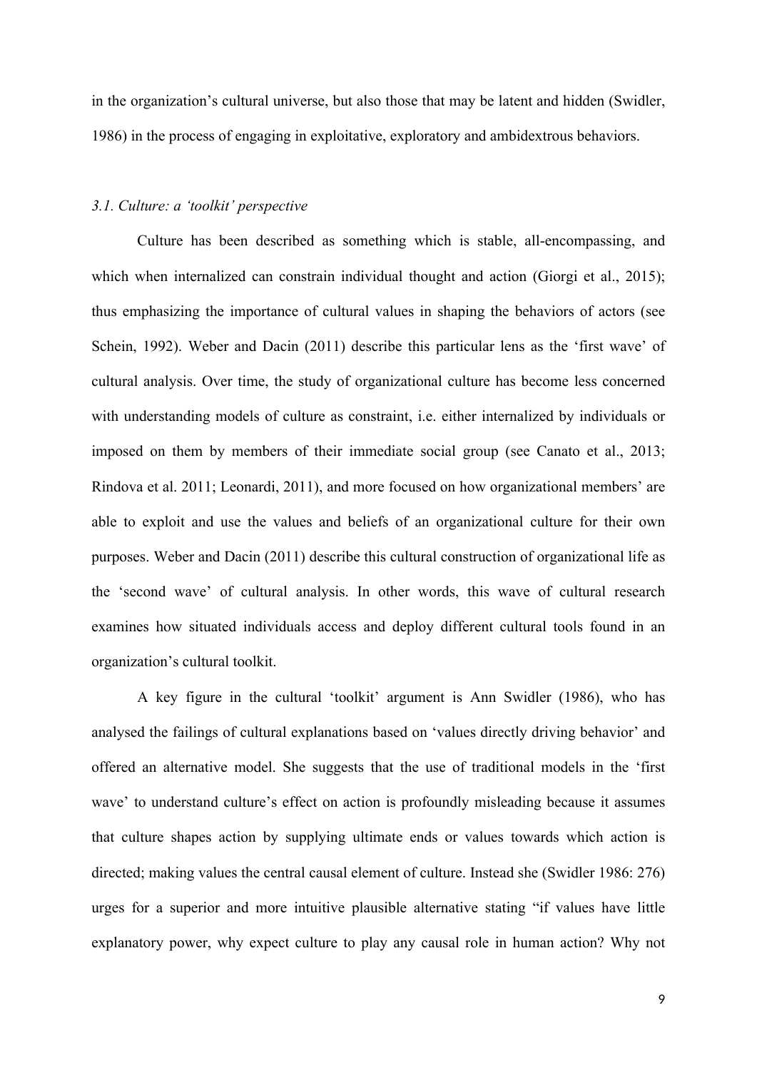in the organization's cultural universe, but also those that may be latent and hidden (Swidler, 1986) in the process of engaging in exploitative, exploratory and ambidextrous behaviors.

### *3.1. Culture: a 'toolkit' perspective*

Culture has been described as something which is stable, all-encompassing, and which when internalized can constrain individual thought and action (Giorgi et al., 2015); thus emphasizing the importance of cultural values in shaping the behaviors of actors (see Schein, 1992). Weber and Dacin (2011) describe this particular lens as the 'first wave' of cultural analysis. Over time, the study of organizational culture has become less concerned with understanding models of culture as constraint, i.e. either internalized by individuals or imposed on them by members of their immediate social group (see Canato et al., 2013; Rindova et al. 2011; Leonardi, 2011), and more focused on how organizational members' are able to exploit and use the values and beliefs of an organizational culture for their own purposes. Weber and Dacin (2011) describe this cultural construction of organizational life as the 'second wave' of cultural analysis. In other words, this wave of cultural research examines how situated individuals access and deploy different cultural tools found in an organization's cultural toolkit.

A key figure in the cultural 'toolkit' argument is Ann Swidler (1986), who has analysed the failings of cultural explanations based on 'values directly driving behavior' and offered an alternative model. She suggests that the use of traditional models in the 'first wave' to understand culture's effect on action is profoundly misleading because it assumes that culture shapes action by supplying ultimate ends or values towards which action is directed; making values the central causal element of culture. Instead she (Swidler 1986: 276) urges for a superior and more intuitive plausible alternative stating "if values have little explanatory power, why expect culture to play any causal role in human action? Why not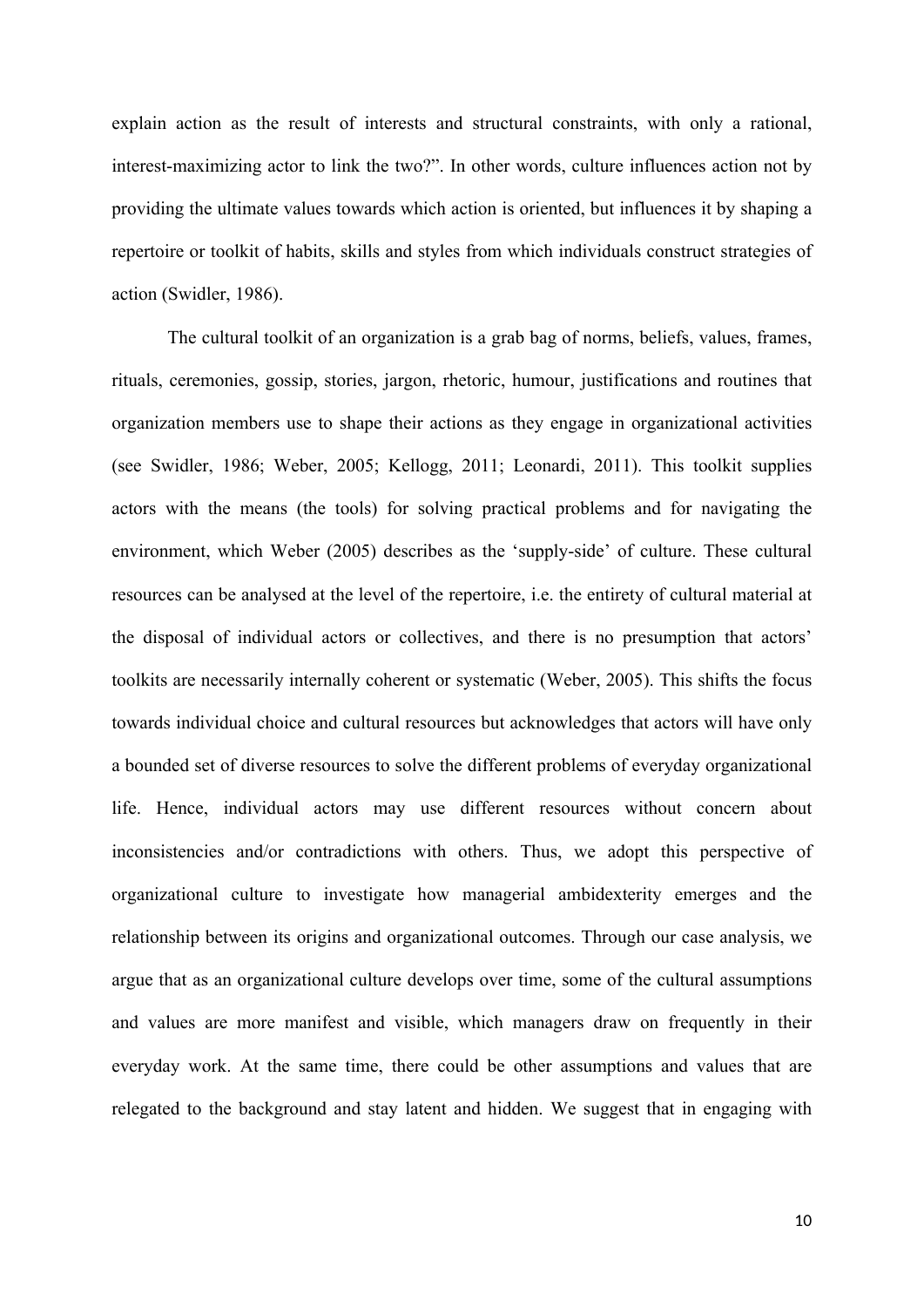explain action as the result of interests and structural constraints, with only a rational, interest-maximizing actor to link the two?". In other words, culture influences action not by providing the ultimate values towards which action is oriented, but influences it by shaping a repertoire or toolkit of habits, skills and styles from which individuals construct strategies of action (Swidler, 1986).

The cultural toolkit of an organization is a grab bag of norms, beliefs, values, frames, rituals, ceremonies, gossip, stories, jargon, rhetoric, humour, justifications and routines that organization members use to shape their actions as they engage in organizational activities (see Swidler, 1986; Weber, 2005; Kellogg, 2011; Leonardi, 2011). This toolkit supplies actors with the means (the tools) for solving practical problems and for navigating the environment, which Weber (2005) describes as the 'supply-side' of culture. These cultural resources can be analysed at the level of the repertoire, i.e. the entirety of cultural material at the disposal of individual actors or collectives, and there is no presumption that actors' toolkits are necessarily internally coherent or systematic (Weber, 2005). This shifts the focus towards individual choice and cultural resources but acknowledges that actors will have only a bounded set of diverse resources to solve the different problems of everyday organizational life. Hence, individual actors may use different resources without concern about inconsistencies and/or contradictions with others. Thus, we adopt this perspective of organizational culture to investigate how managerial ambidexterity emerges and the relationship between its origins and organizational outcomes. Through our case analysis, we argue that as an organizational culture develops over time, some of the cultural assumptions and values are more manifest and visible, which managers draw on frequently in their everyday work. At the same time, there could be other assumptions and values that are relegated to the background and stay latent and hidden. We suggest that in engaging with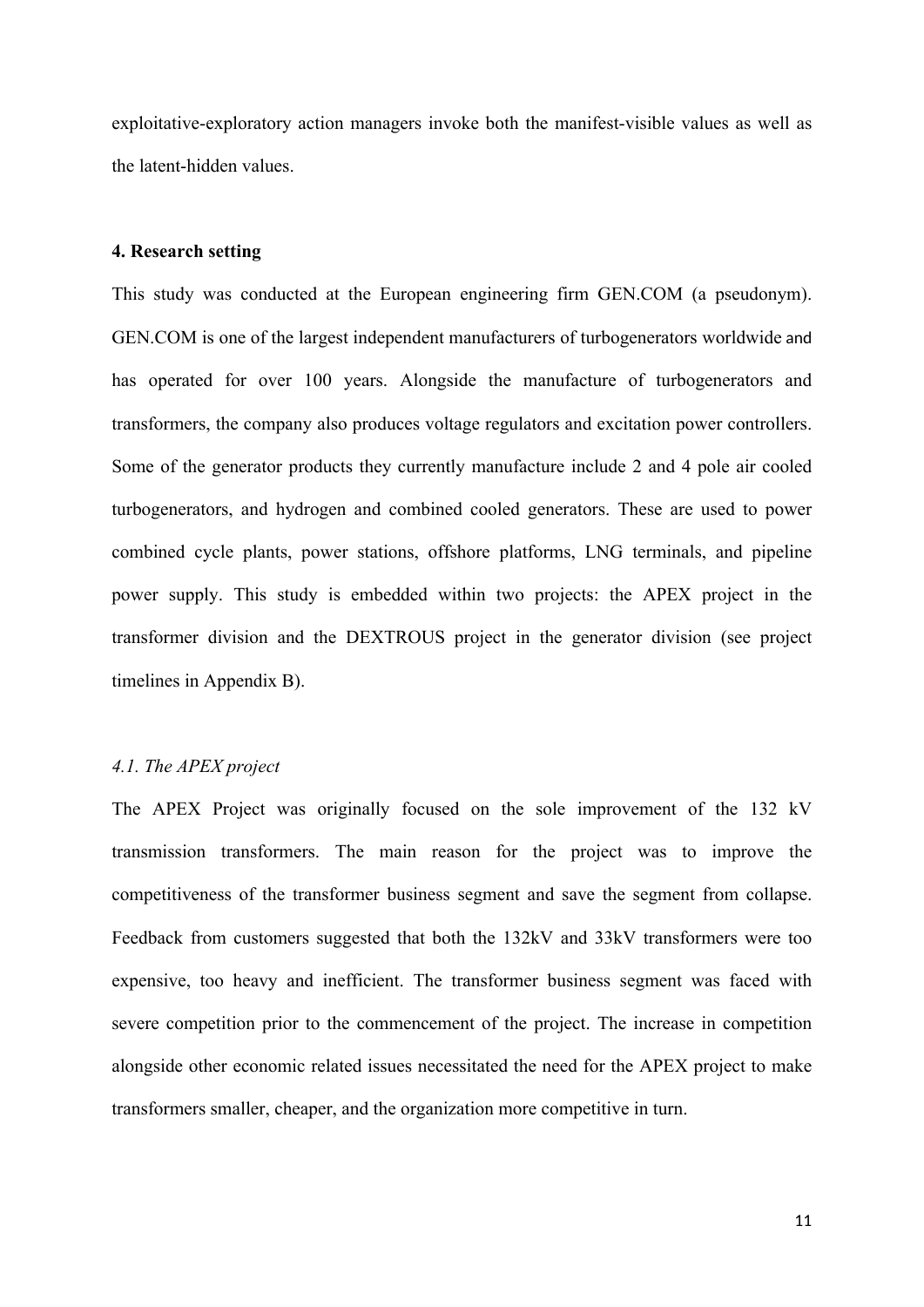exploitative-exploratory action managers invoke both the manifest-visible values as well as the latent-hidden values.

## 4. Research setting

This study was conducted at the European engineering firm GEN.COM (a pseudonym). GEN.COM is one of the largest independent manufacturers of turbogenerators worldwide and has operated for over 100 years. Alongside the manufacture of turbogenerators and transformers, the company also produces voltage regulators and excitation power controllers. Some of the generator products they currently manufacture include 2 and 4 pole air cooled turbogenerators, and hydrogen and combined cooled generators. These are used to power combined cycle plants, power stations, offshore platforms, LNG terminals, and pipeline power supply. This study is embedded within two projects: the APEX project in the transformer division and the DEXTROUS project in the generator division (see project timelines in Appendix B).

### *4.1. The APEX project*

The APEX Project was originally focused on the sole improvement of the 132 kV transmission transformers. The main reason for the project was to improve the competitiveness of the transformer business segment and save the segment from collapse. Feedback from customers suggested that both the 132kV and 33kV transformers were too expensive, too heavy and inefficient. The transformer business segment was faced with severe competition prior to the commencement of the project. The increase in competition alongside other economic related issues necessitated the need for the APEX project to make transformers smaller, cheaper, and the organization more competitive in turn.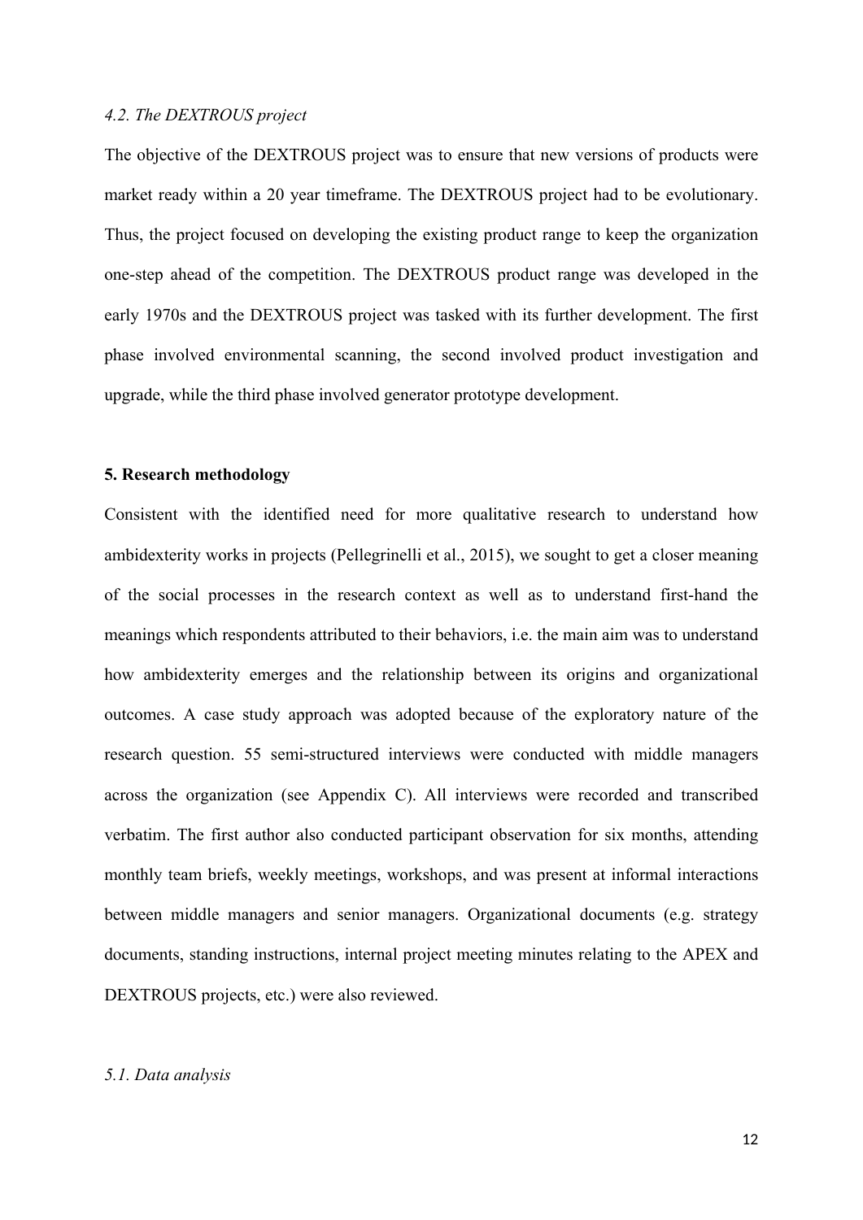*4.2. The DEXTROUS project*

The objective of the DEXTROUS project was to ensure that new versions of products were market ready within a 20 year timeframe. The DEXTROUS project had to be evolutionary. Thus, the project focused on developing the existing product range to keep the organization one-step ahead of the competition. The DEXTROUS product range was developed in the early 1970s and the DEXTROUS project was tasked with its further development. The first phase involved environmental scanning, the second involved product investigation and upgrade, while the third phase involved generator prototype development.

**5. Research methodology**

Consistent with the identified need for more qualitative research to understand how ambidexterity works in projects (Pellegrinelli et al., 2015), we sought to get a closer meaning of the social processes in the research context as well as to understand first-hand the meanings which respondents attributed to their behaviors, i.e. the main aim was to understand how ambidexterity emerges and the relationship between its origins and organizational outcomes. A case study approach was adopted because of the exploratory nature of the research question. 55 semi-structured interviews were conducted with middle managers across the organization (see Appendix C). All interviews were recorded and transcribed verbatim. The first author also conducted participant observation for six months, attending monthly team briefs, weekly meetings, workshops, and was present at informal interactions between middle managers and senior managers. Organizational documents (e.g. strategy documents, standing instructions, internal project meeting minutes relating to the APEX and DEXTROUS projects, etc.) were also reviewed.

*5.1. Data analysis*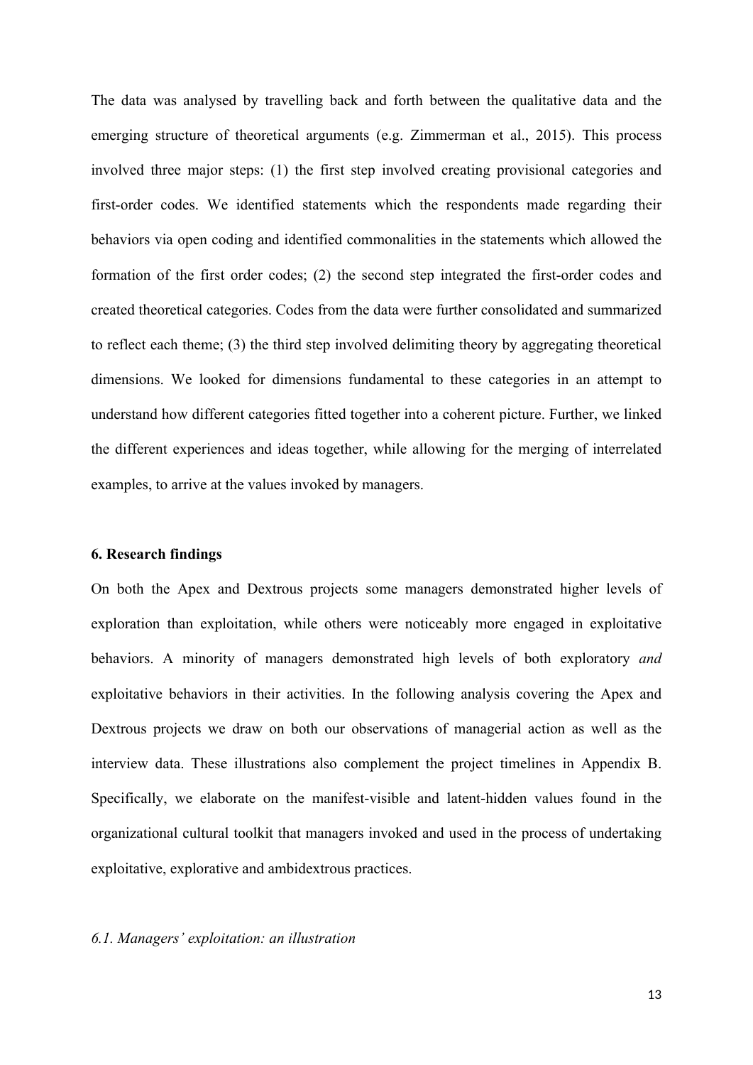The data was analysed by travelling back and forth between the qualitative data and the emerging structure of theoretical arguments (e.g. Zimmerman et al., 2015). This process involved three major steps: (1) the first step involved creating provisional categories and first-order codes. We identified statements which the respondents made regarding their behaviors via open coding and identified commonalities in the statements which allowed the formation of the first order codes; (2) the second step integrated the first-order codes and created theoretical categories. Codes from the data were further consolidated and summarized to reflect each theme; (3) the third step involved delimiting theory by aggregating theoretical dimensions. We looked for dimensions fundamental to these categories in an attempt to understand how different categories fitted together into a coherent picture. Further, we linked the different experiences and ideas together, while allowing for the merging of interrelated examples, to arrive at the values invoked by managers.

## 6. Research findings

On both the Apex and Dextrous projects some managers demonstrated higher levels of exploration than exploitation, while others were noticeably more engaged in exploitative behaviors. A minority of managers demonstrated high levels of both exploratory *and* exploitative behaviors in their activities. In the following analysis covering the Apex and Dextrous projects we draw on both our observations of managerial action as well as the interview data. These illustrations also complement the project timelines in Appendix B. Specifically, we elaborate on the manifest-visible and latent-hidden values found in the organizational cultural toolkit that managers invoked and used in the process of undertaking exploitative, explorative and ambidextrous practices.

### *6.1. Managers' exploitation: an illustration*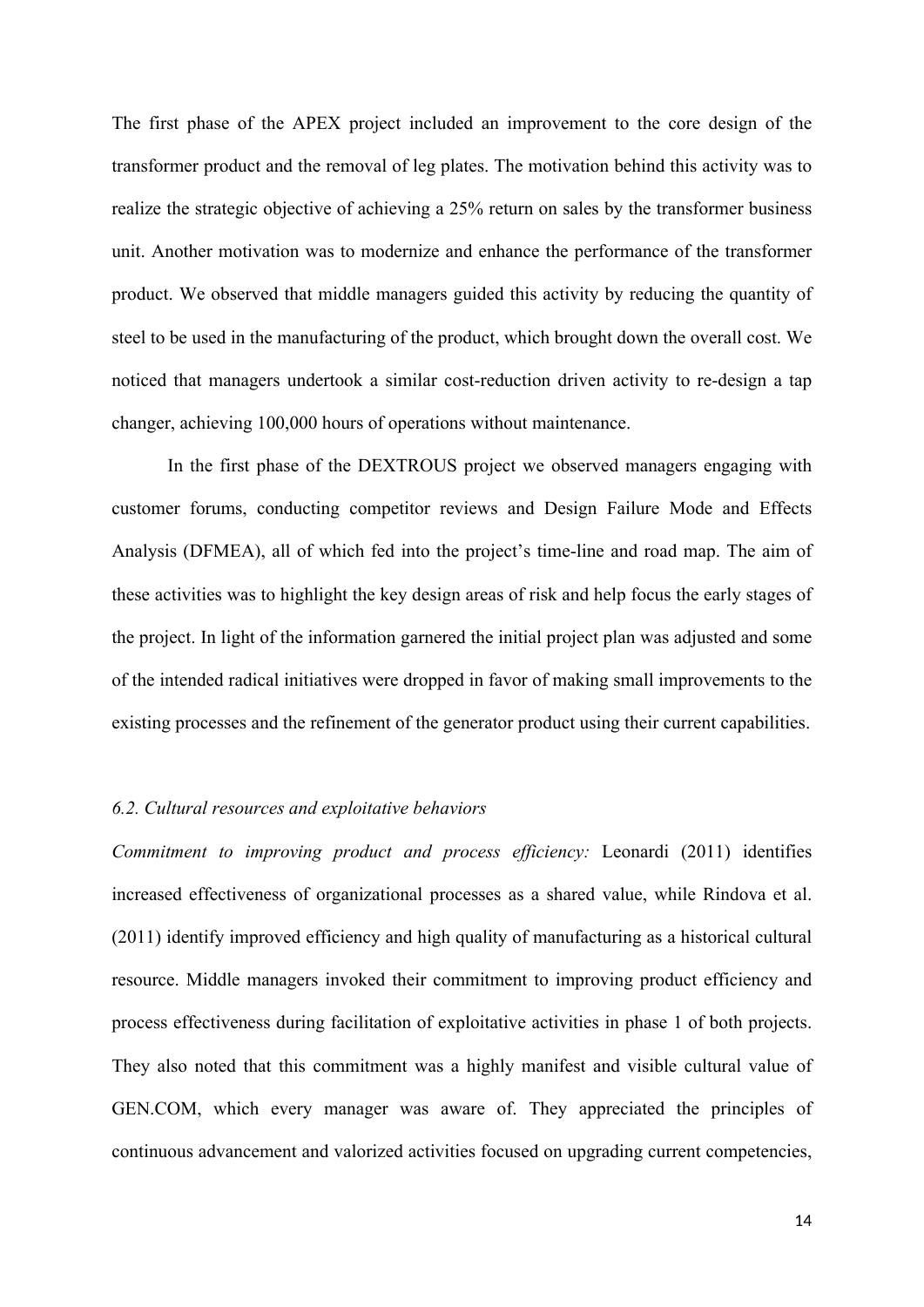The first phase of the APEX project included an improvement to the core design of the transformer product and the removal of leg plates. The motivation behind this activity was to realize the strategic objective of achieving a 25% return on sales by the transformer business unit. Another motivation was to modernize and enhance the performance of the transformer product. We observed that middle managers guided this activity by reducing the quantity of steel to be used in the manufacturing of the product, which brought down the overall cost. We noticed that managers undertook a similar cost-reduction driven activity to re-design a tap changer, achieving 100,000 hours of operations without maintenance.

In the first phase of the DEXTROUS project we observed managers engaging with customer forums, conducting competitor reviews and Design Failure Mode and Effects Analysis (DFMEA), all of which fed into the project's time-line and road map. The aim of these activities was to highlight the key design areas of risk and help focus the early stages of the project. In light of the information garnered the initial project plan was adjusted and some of the intended radical initiatives were dropped in favor of making small improvements to the existing processes and the refinement of the generator product using their current capabilities.

### *6.2. Cultural resources and exploitative behaviors*

*Commitment to improving product and process efficiency:* Leonardi (2011) identifies increased effectiveness of organizational processes as a shared value, while Rindova et al. (2011) identify improved efficiency and high quality of manufacturing as a historical cultural resource. Middle managers invoked their commitment to improving product efficiency and process effectiveness during facilitation of exploitative activities in phase 1 of both projects. They also noted that this commitment was a highly manifest and visible cultural value of GEN.COM, which every manager was aware of. They appreciated the principles of continuous advancement and valorized activities focused on upgrading current competencies,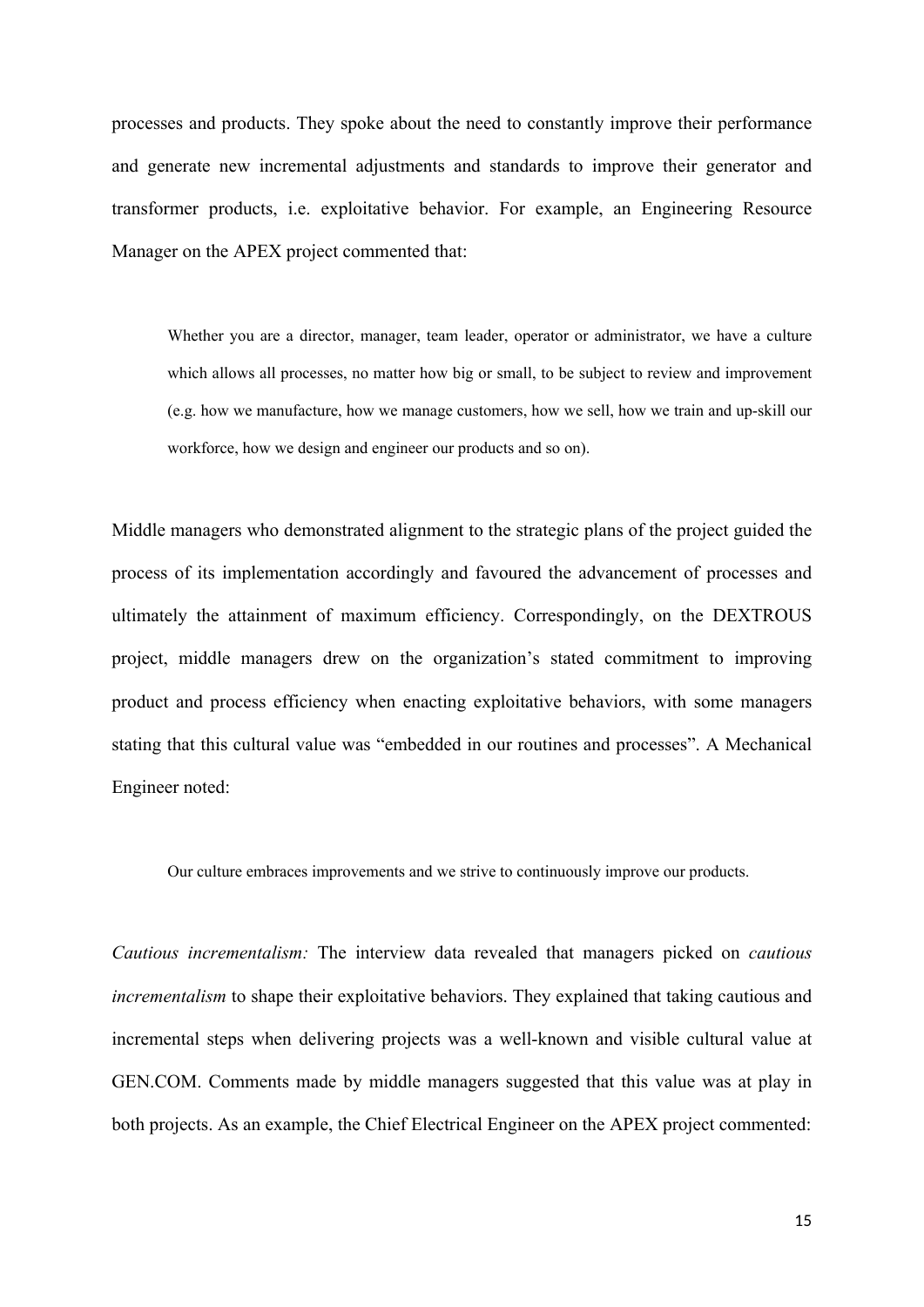processes and products. They spoke about the need to constantly improve their performance and generate new incremental adjustments and standards to improve their generator and transformer products, i.e. exploitative behavior. For example, an Engineering Resource Manager on the APEX project commented that:

> Whether you are a director, manager, team leader, operator or administrator, we have a culture which allows all processes, no matter how big or small, to be subject to review and improvement (e.g. how we manufacture, how we manage customers, how we sell, how we train and up-skill our workforce, how we design and engineer our products and so on).

Middle managers who demonstrated alignment to the strategic plans of the project guided the process of its implementation accordingly and favoured the advancement of processes and ultimately the attainment of maximum efficiency. Correspondingly, on the DEXTROUS project, middle managers drew on the organization's stated commitment to improving product and process efficiency when enacting exploitative behaviors, with some managers stating that this cultural value was "embedded in our routines and processes". A Mechanical Engineer noted:

> Our culture embraces improvements and we strive to continuously improve our products.

*Cautious incrementalism:* The interview data revealed that managers picked on *cautious incrementalism* to shape their exploitative behaviors. They explained that taking cautious and incremental steps when delivering projects was a well-known and visible cultural value at GEN.COM. Comments made by middle managers suggested that this value was at play in both projects. As an example, the Chief Electrical Engineer on the APEX project commented: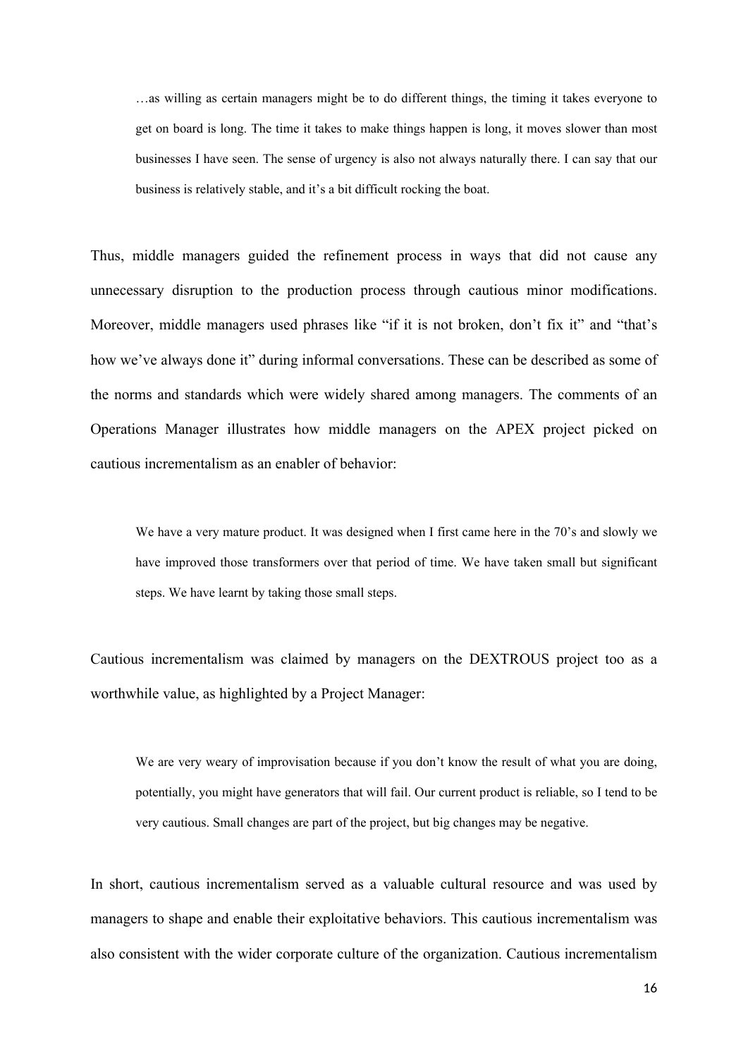> …as willing as certain managers might be to do different things, the timing it takes everyone to get on board is long. The time it takes to make things happen is long, it moves slower than most businesses I have seen. The sense of urgency is also not always naturally there. I can say that our business is relatively stable, and it's a bit difficult rocking the boat.

Thus, middle managers guided the refinement process in ways that did not cause any unnecessary disruption to the production process through cautious minor modifications. Moreover, middle managers used phrases like "if it is not broken, don't fix it" and "that's how we've always done it" during informal conversations. These can be described as some of the norms and standards which were widely shared among managers. The comments of an Operations Manager illustrates how middle managers on the APEX project picked on cautious incrementalism as an enabler of behavior:

> We have a very mature product. It was designed when I first came here in the 70's and slowly we have improved those transformers over that period of time. We have taken small but significant steps. We have learnt by taking those small steps.

Cautious incrementalism was claimed by managers on the DEXTROUS project too as a worthwhile value, as highlighted by a Project Manager:

> We are very weary of improvisation because if you don't know the result of what you are doing, potentially, you might have generators that will fail. Our current product is reliable, so I tend to be very cautious. Small changes are part of the project, but big changes may be negative.

In short, cautious incrementalism served as a valuable cultural resource and was used by managers to shape and enable their exploitative behaviors. This cautious incrementalism was also consistent with the wider corporate culture of the organization. Cautious incrementalism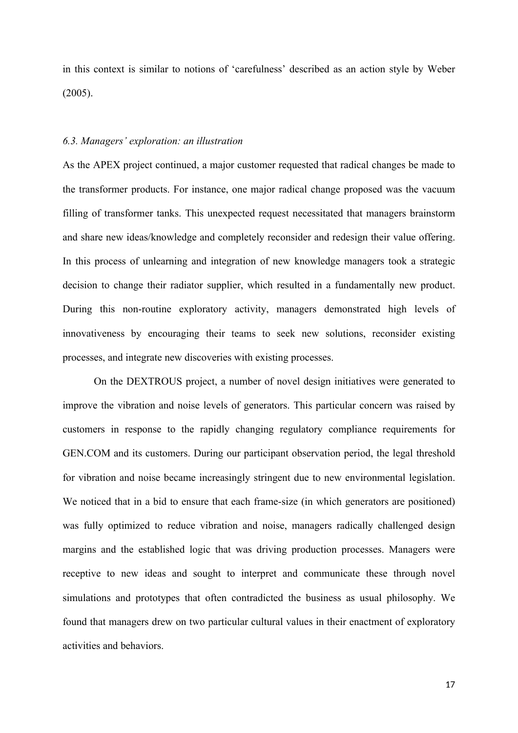in this context is similar to notions of 'carefulness' described as an action style by Weber (2005).

### *6.3. Managers' exploration: an illustration*

As the APEX project continued, a major customer requested that radical changes be made to the transformer products. For instance, one major radical change proposed was the vacuum filling of transformer tanks. This unexpected request necessitated that managers brainstorm and share new ideas/knowledge and completely reconsider and redesign their value offering. In this process of unlearning and integration of new knowledge managers took a strategic decision to change their radiator supplier, which resulted in a fundamentally new product. During this non-routine exploratory activity, managers demonstrated high levels of innovativeness by encouraging their teams to seek new solutions, reconsider existing processes, and integrate new discoveries with existing processes.

On the DEXTROUS project, a number of novel design initiatives were generated to improve the vibration and noise levels of generators. This particular concern was raised by customers in response to the rapidly changing regulatory compliance requirements for GEN.COM and its customers. During our participant observation period, the legal threshold for vibration and noise became increasingly stringent due to new environmental legislation. We noticed that in a bid to ensure that each frame-size (in which generators are positioned) was fully optimized to reduce vibration and noise, managers radically challenged design margins and the established logic that was driving production processes. Managers were receptive to new ideas and sought to interpret and communicate these through novel simulations and prototypes that often contradicted the business as usual philosophy. We found that managers drew on two particular cultural values in their enactment of exploratory activities and behaviors.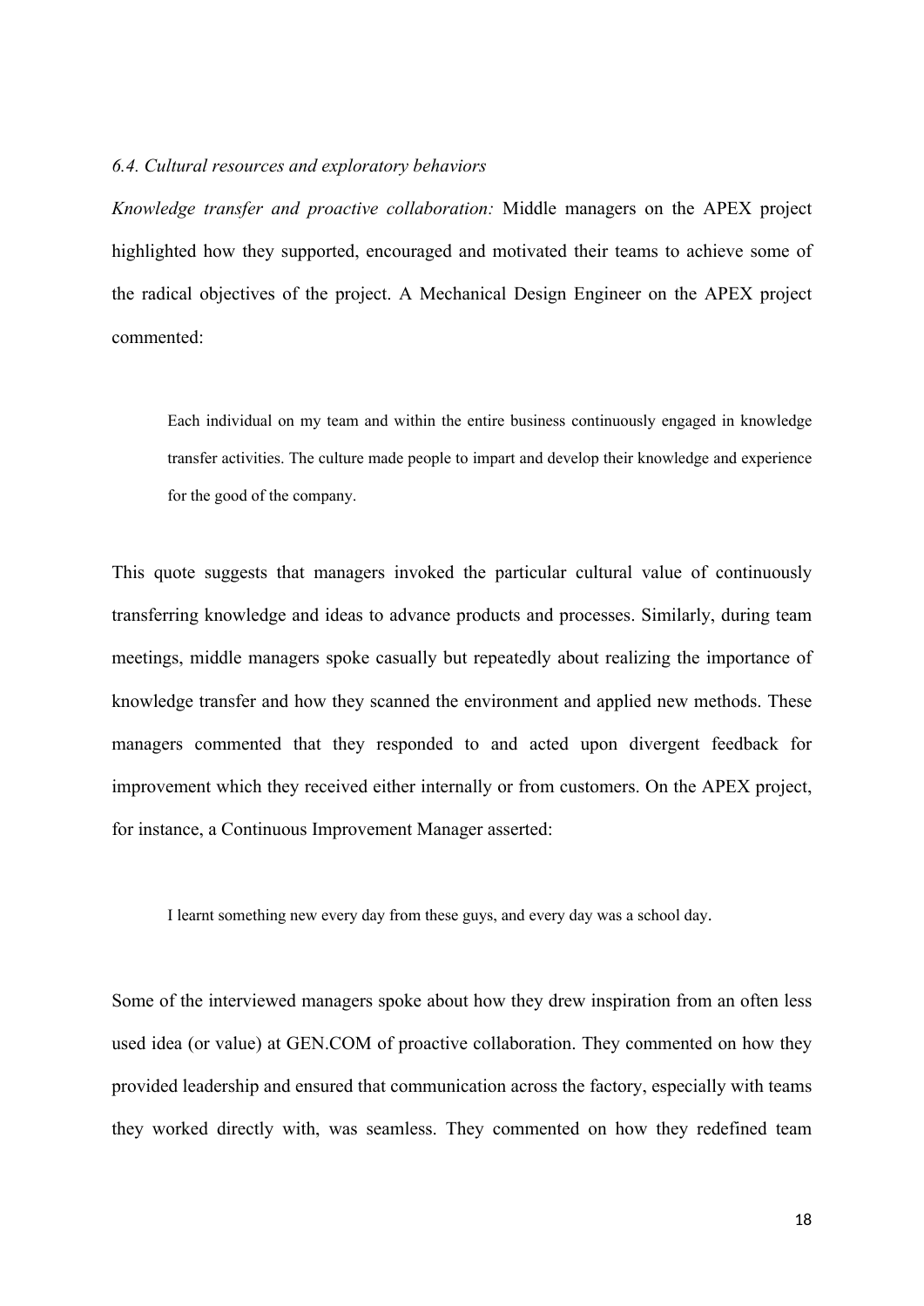*6.4. Cultural resources and exploratory behaviors*

*Knowledge transfer and proactive collaboration:* Middle managers on the APEX project highlighted how they supported, encouraged and motivated their teams to achieve some of the radical objectives of the project. A Mechanical Design Engineer on the APEX project commented:

> Each individual on my team and within the entire business continuously engaged in knowledge transfer activities. The culture made people to impart and develop their knowledge and experience for the good of the company.

This quote suggests that managers invoked the particular cultural value of continuously transferring knowledge and ideas to advance products and processes. Similarly, during team meetings, middle managers spoke casually but repeatedly about realizing the importance of knowledge transfer and how they scanned the environment and applied new methods. These managers commented that they responded to and acted upon divergent feedback for improvement which they received either internally or from customers. On the APEX project, for instance, a Continuous Improvement Manager asserted:

> I learnt something new every day from these guys, and every day was a school day.

Some of the interviewed managers spoke about how they drew inspiration from an often less used idea (or value) at GEN.COM of proactive collaboration. They commented on how they provided leadership and ensured that communication across the factory, especially with teams they worked directly with, was seamless. They commented on how they redefined team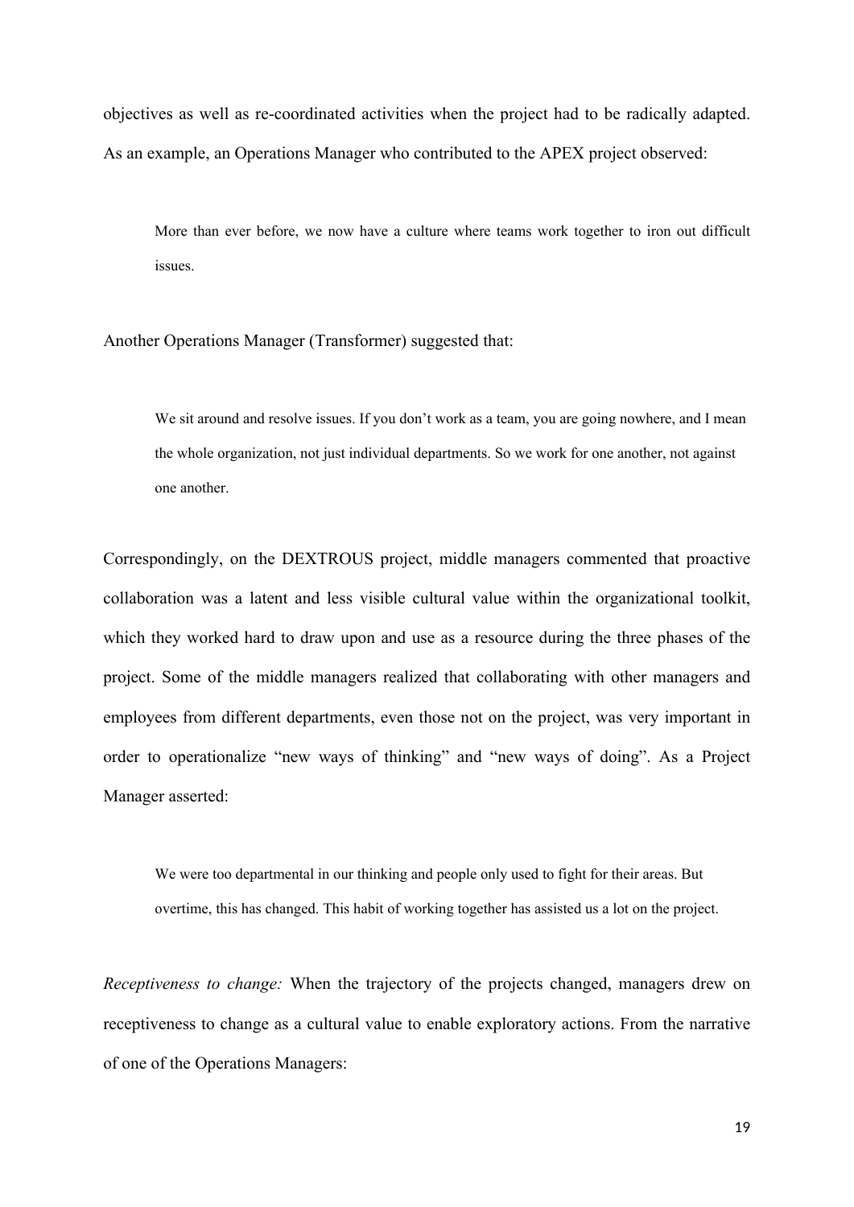objectives as well as re-coordinated activities when the project had to be radically adapted. As an example, an Operations Manager who contributed to the APEX project observed:

> More than ever before, we now have a culture where teams work together to iron out difficult issues.

Another Operations Manager (Transformer) suggested that:

> We sit around and resolve issues. If you don't work as a team, you are going nowhere, and I mean the whole organization, not just individual departments. So we work for one another, not against one another.

Correspondingly, on the DEXTROUS project, middle managers commented that proactive collaboration was a latent and less visible cultural value within the organizational toolkit, which they worked hard to draw upon and use as a resource during the three phases of the project. Some of the middle managers realized that collaborating with other managers and employees from different departments, even those not on the project, was very important in order to operationalize "new ways of thinking" and "new ways of doing". As a Project Manager asserted:

> We were too departmental in our thinking and people only used to fight for their areas. But overtime, this has changed. This habit of working together has assisted us a lot on the project.

*Receptiveness to change:* When the trajectory of the projects changed, managers drew on receptiveness to change as a cultural value to enable exploratory actions. From the narrative of one of the Operations Managers: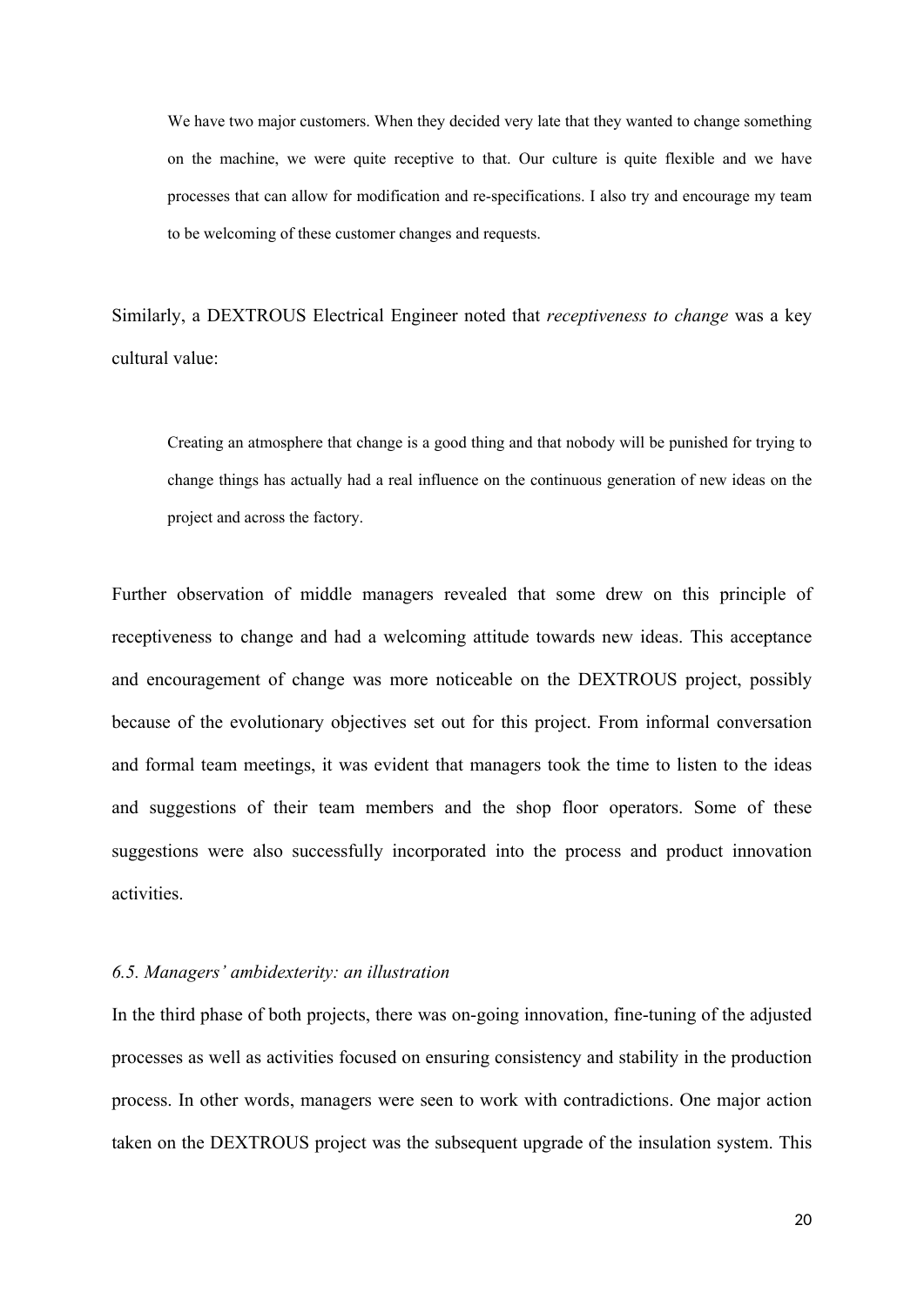> We have two major customers. When they decided very late that they wanted to change something on the machine, we were quite receptive to that. Our culture is quite flexible and we have processes that can allow for modification and re-specifications. I also try and encourage my team to be welcoming of these customer changes and requests.

Similarly, a DEXTROUS Electrical Engineer noted that *receptiveness to change* was a key cultural value:

> Creating an atmosphere that change is a good thing and that nobody will be punished for trying to change things has actually had a real influence on the continuous generation of new ideas on the project and across the factory.

Further observation of middle managers revealed that some drew on this principle of receptiveness to change and had a welcoming attitude towards new ideas. This acceptance and encouragement of change was more noticeable on the DEXTROUS project, possibly because of the evolutionary objectives set out for this project. From informal conversation and formal team meetings, it was evident that managers took the time to listen to the ideas and suggestions of their team members and the shop floor operators. Some of these suggestions were also successfully incorporated into the process and product innovation activities.

### *6.5. Managers' ambidexterity: an illustration*

In the third phase of both projects, there was on-going innovation, fine-tuning of the adjusted processes as well as activities focused on ensuring consistency and stability in the production process. In other words, managers were seen to work with contradictions. One major action taken on the DEXTROUS project was the subsequent upgrade of the insulation system. This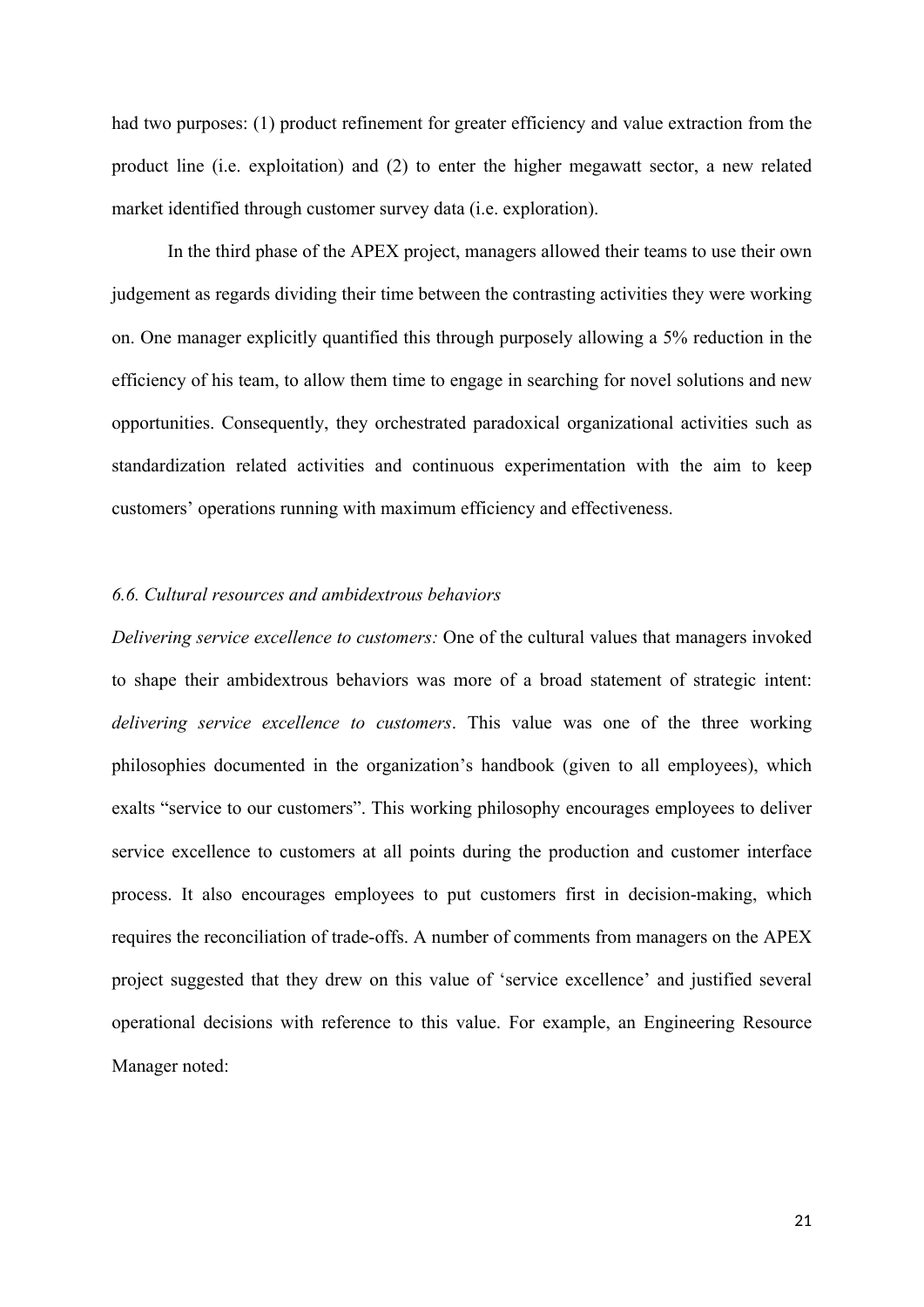had two purposes: (1) product refinement for greater efficiency and value extraction from the product line (i.e. exploitation) and (2) to enter the higher megawatt sector, a new related market identified through customer survey data (i.e. exploration).

In the third phase of the APEX project, managers allowed their teams to use their own judgement as regards dividing their time between the contrasting activities they were working on. One manager explicitly quantified this through purposely allowing a 5% reduction in the efficiency of his team, to allow them time to engage in searching for novel solutions and new opportunities. Consequently, they orchestrated paradoxical organizational activities such as standardization related activities and continuous experimentation with the aim to keep customers' operations running with maximum efficiency and effectiveness.

### *6.6. Cultural resources and ambidextrous behaviors*

*Delivering service excellence to customers:* One of the cultural values that managers invoked to shape their ambidextrous behaviors was more of a broad statement of strategic intent: *delivering service excellence to customers*. This value was one of the three working philosophies documented in the organization's handbook (given to all employees), which exalts "service to our customers". This working philosophy encourages employees to deliver service excellence to customers at all points during the production and customer interface process. It also encourages employees to put customers first in decision-making, which requires the reconciliation of trade-offs. A number of comments from managers on the APEX project suggested that they drew on this value of 'service excellence' and justified several operational decisions with reference to this value. For example, an Engineering Resource Manager noted: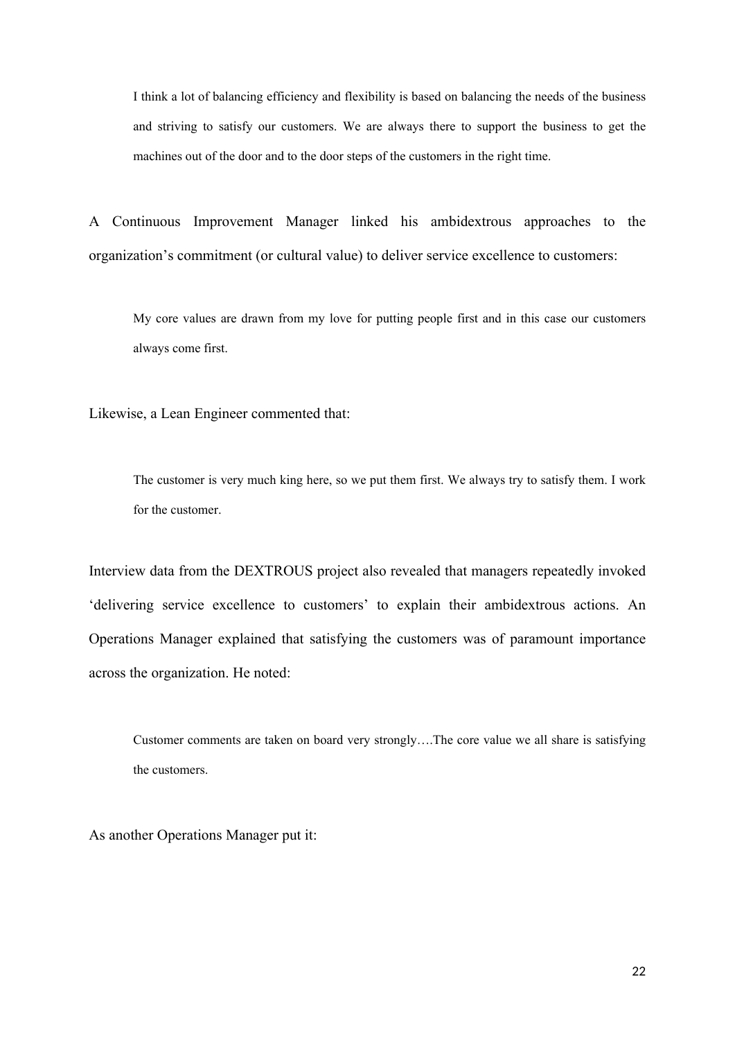> I think a lot of balancing efficiency and flexibility is based on balancing the needs of the business and striving to satisfy our customers. We are always there to support the business to get the machines out of the door and to the door steps of the customers in the right time.

A Continuous Improvement Manager linked his ambidextrous approaches to the organization's commitment (or cultural value) to deliver service excellence to customers:

> My core values are drawn from my love for putting people first and in this case our customers always come first.

Likewise, a Lean Engineer commented that:

> The customer is very much king here, so we put them first. We always try to satisfy them. I work for the customer.

Interview data from the DEXTROUS project also revealed that managers repeatedly invoked 'delivering service excellence to customers' to explain their ambidextrous actions. An Operations Manager explained that satisfying the customers was of paramount importance across the organization. He noted:

> Customer comments are taken on board very strongly….The core value we all share is satisfying the customers.

As another Operations Manager put it: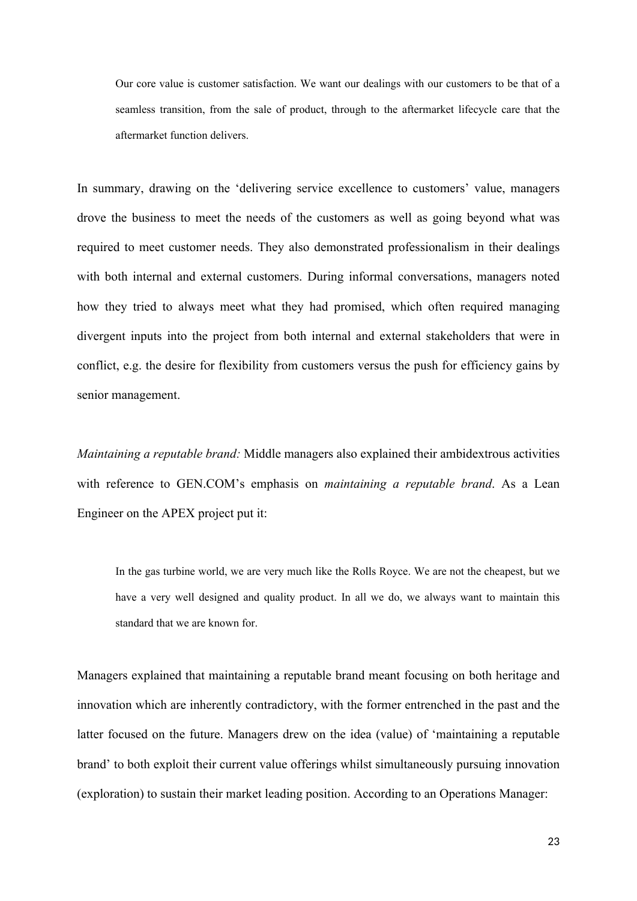> Our core value is customer satisfaction. We want our dealings with our customers to be that of a seamless transition, from the sale of product, through to the aftermarket lifecycle care that the aftermarket function delivers.

In summary, drawing on the 'delivering service excellence to customers' value, managers drove the business to meet the needs of the customers as well as going beyond what was required to meet customer needs. They also demonstrated professionalism in their dealings with both internal and external customers. During informal conversations, managers noted how they tried to always meet what they had promised, which often required managing divergent inputs into the project from both internal and external stakeholders that were in conflict, e.g. the desire for flexibility from customers versus the push for efficiency gains by senior management.

*Maintaining a reputable brand:* Middle managers also explained their ambidextrous activities with reference to GEN.COM's emphasis on *maintaining a reputable brand*. As a Lean Engineer on the APEX project put it:

> In the gas turbine world, we are very much like the Rolls Royce. We are not the cheapest, but we have a very well designed and quality product. In all we do, we always want to maintain this standard that we are known for.

Managers explained that maintaining a reputable brand meant focusing on both heritage and innovation which are inherently contradictory, with the former entrenched in the past and the latter focused on the future. Managers drew on the idea (value) of 'maintaining a reputable brand' to both exploit their current value offerings whilst simultaneously pursuing innovation (exploration) to sustain their market leading position. According to an Operations Manager: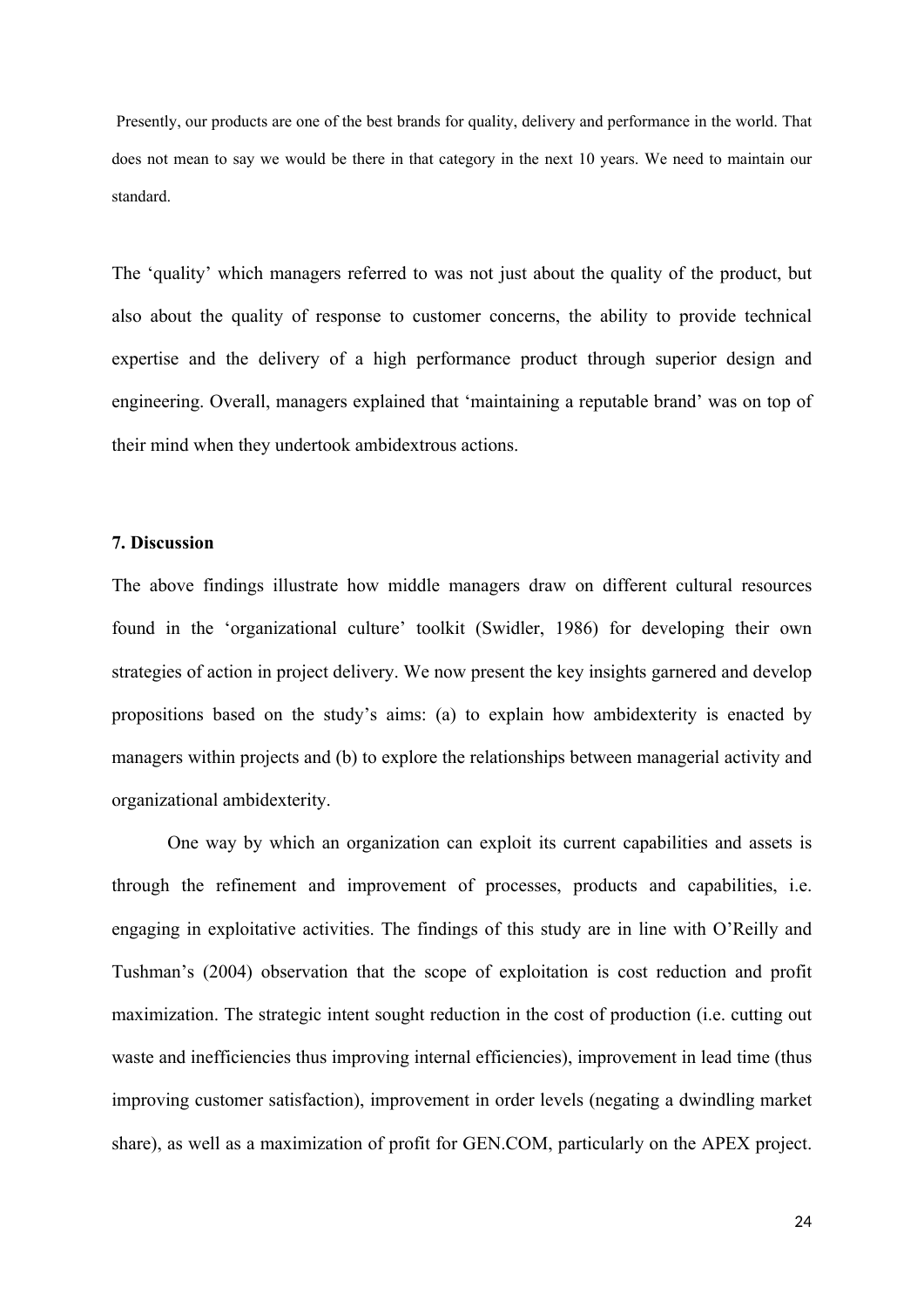Presently, our products are one of the best brands for quality, delivery and performance in the world. That does not mean to say we would be there in that category in the next 10 years. We need to maintain our standard.

The 'quality' which managers referred to was not just about the quality of the product, but also about the quality of response to customer concerns, the ability to provide technical expertise and the delivery of a high performance product through superior design and engineering. Overall, managers explained that 'maintaining a reputable brand' was on top of their mind when they undertook ambidextrous actions.

## 7. Discussion

The above findings illustrate how middle managers draw on different cultural resources found in the 'organizational culture' toolkit (Swidler, 1986) for developing their own strategies of action in project delivery. We now present the key insights garnered and develop propositions based on the study's aims: (a) to explain how ambidexterity is enacted by managers within projects and (b) to explore the relationships between managerial activity and organizational ambidexterity.

One way by which an organization can exploit its current capabilities and assets is through the refinement and improvement of processes, products and capabilities, i.e. engaging in exploitative activities. The findings of this study are in line with O'Reilly and Tushman's (2004) observation that the scope of exploitation is cost reduction and profit maximization. The strategic intent sought reduction in the cost of production (i.e. cutting out waste and inefficiencies thus improving internal efficiencies), improvement in lead time (thus improving customer satisfaction), improvement in order levels (negating a dwindling market share), as well as a maximization of profit for GEN.COM, particularly on the APEX project.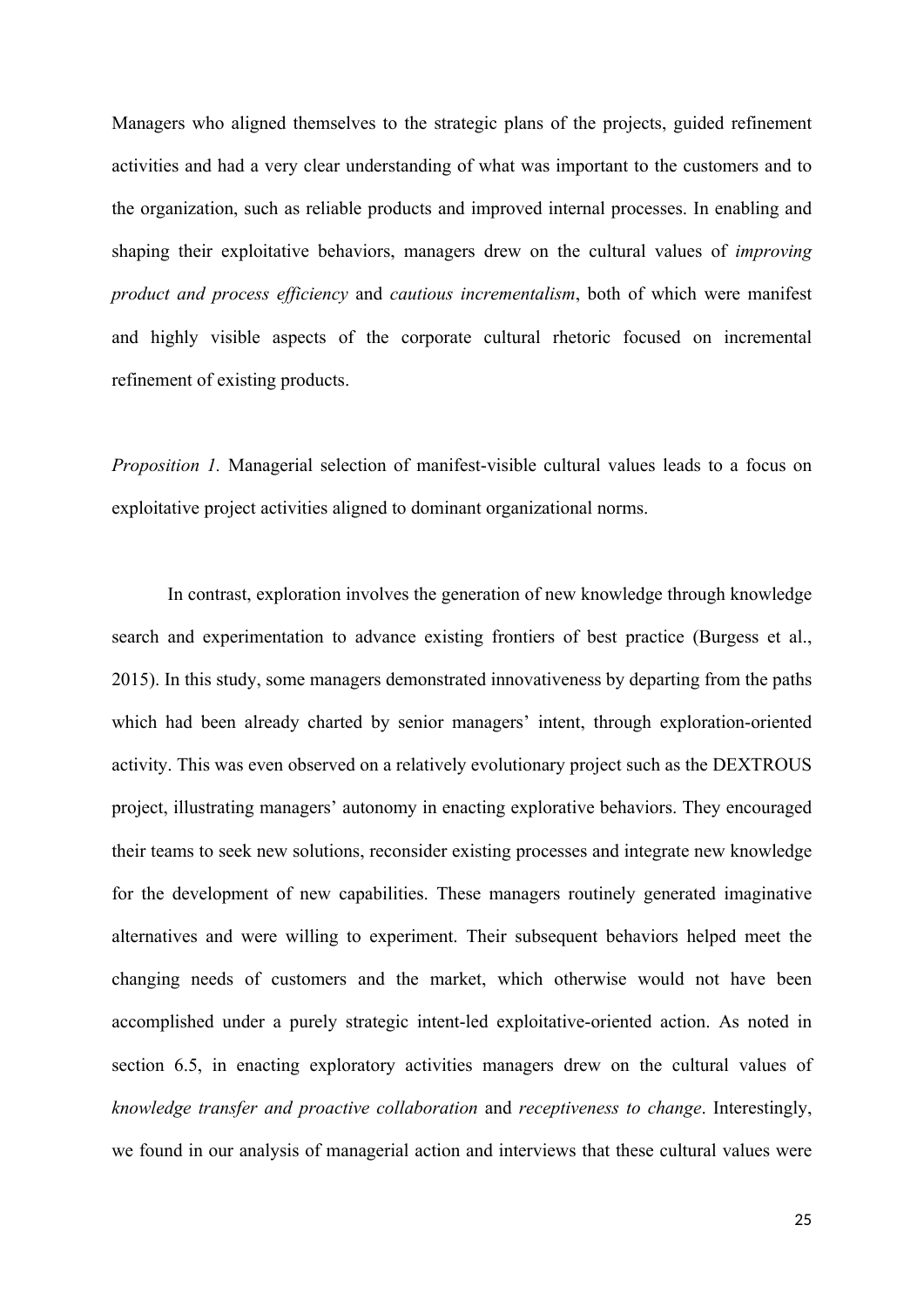Managers who aligned themselves to the strategic plans of the projects, guided refinement activities and had a very clear understanding of what was important to the customers and to the organization, such as reliable products and improved internal processes. In enabling and shaping their exploitative behaviors, managers drew on the cultural values of *improving product and process efficiency* and *cautious incrementalism*, both of which were manifest and highly visible aspects of the corporate cultural rhetoric focused on incremental refinement of existing products.

*Proposition 1.* Managerial selection of manifest-visible cultural values leads to a focus on exploitative project activities aligned to dominant organizational norms.

In contrast, exploration involves the generation of new knowledge through knowledge search and experimentation to advance existing frontiers of best practice (Burgess et al., 2015). In this study, some managers demonstrated innovativeness by departing from the paths which had been already charted by senior managers' intent, through exploration-oriented activity. This was even observed on a relatively evolutionary project such as the DEXTROUS project, illustrating managers' autonomy in enacting explorative behaviors. They encouraged their teams to seek new solutions, reconsider existing processes and integrate new knowledge for the development of new capabilities. These managers routinely generated imaginative alternatives and were willing to experiment. Their subsequent behaviors helped meet the changing needs of customers and the market, which otherwise would not have been accomplished under a purely strategic intent-led exploitative-oriented action. As noted in section 6.5, in enacting exploratory activities managers drew on the cultural values of *knowledge transfer and proactive collaboration* and *receptiveness to change*. Interestingly, we found in our analysis of managerial action and interviews that these cultural values were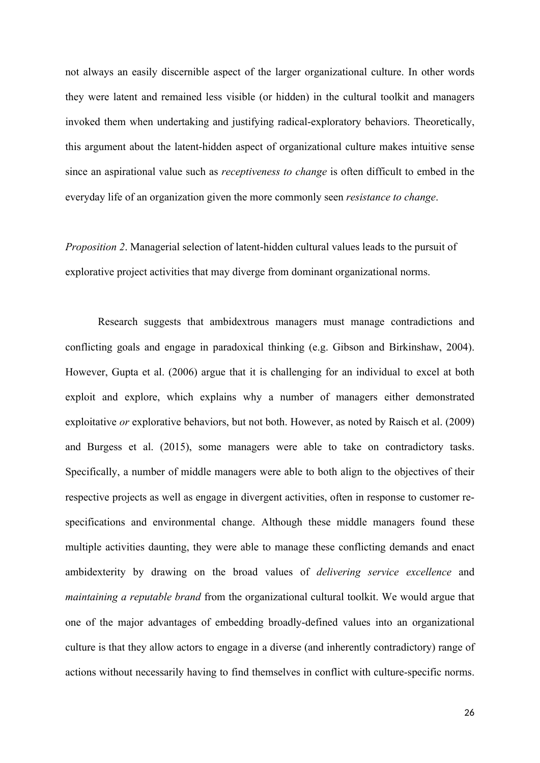not always an easily discernible aspect of the larger organizational culture. In other words they were latent and remained less visible (or hidden) in the cultural toolkit and managers invoked them when undertaking and justifying radical-exploratory behaviors. Theoretically, this argument about the latent-hidden aspect of organizational culture makes intuitive sense since an aspirational value such as *receptiveness to change* is often difficult to embed in the everyday life of an organization given the more commonly seen *resistance to change*.

*Proposition 2*. Managerial selection of latent-hidden cultural values leads to the pursuit of explorative project activities that may diverge from dominant organizational norms.

Research suggests that ambidextrous managers must manage contradictions and conflicting goals and engage in paradoxical thinking (e.g. Gibson and Birkinshaw, 2004). However, Gupta et al. (2006) argue that it is challenging for an individual to excel at both exploit and explore, which explains why a number of managers either demonstrated exploitative *or* explorative behaviors, but not both. However, as noted by Raisch et al. (2009) and Burgess et al. (2015), some managers were able to take on contradictory tasks. Specifically, a number of middle managers were able to both align to the objectives of their respective projects as well as engage in divergent activities, often in response to customer re-specifications and environmental change. Although these middle managers found these multiple activities daunting, they were able to manage these conflicting demands and enact ambidexterity by drawing on the broad values of *delivering service excellence* and *maintaining a reputable brand* from the organizational cultural toolkit. We would argue that one of the major advantages of embedding broadly-defined values into an organizational culture is that they allow actors to engage in a diverse (and inherently contradictory) range of actions without necessarily having to find themselves in conflict with culture-specific norms.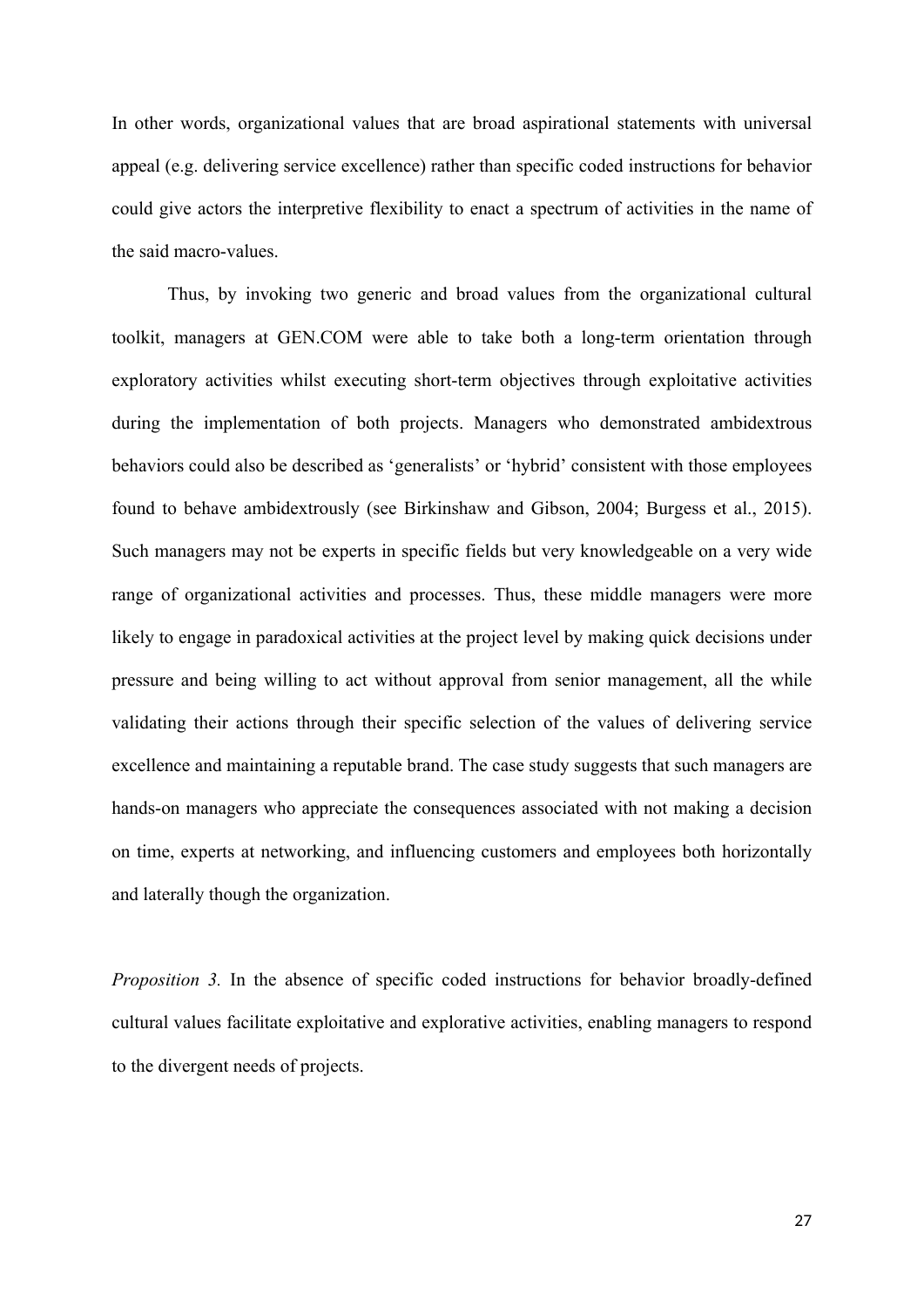In other words, organizational values that are broad aspirational statements with universal appeal (e.g. delivering service excellence) rather than specific coded instructions for behavior could give actors the interpretive flexibility to enact a spectrum of activities in the name of the said macro-values.

Thus, by invoking two generic and broad values from the organizational cultural toolkit, managers at GEN.COM were able to take both a long-term orientation through exploratory activities whilst executing short-term objectives through exploitative activities during the implementation of both projects. Managers who demonstrated ambidextrous behaviors could also be described as 'generalists' or 'hybrid' consistent with those employees found to behave ambidextrously (see Birkinshaw and Gibson, 2004; Burgess et al., 2015). Such managers may not be experts in specific fields but very knowledgeable on a very wide range of organizational activities and processes. Thus, these middle managers were more likely to engage in paradoxical activities at the project level by making quick decisions under pressure and being willing to act without approval from senior management, all the while validating their actions through their specific selection of the values of delivering service excellence and maintaining a reputable brand. The case study suggests that such managers are hands-on managers who appreciate the consequences associated with not making a decision on time, experts at networking, and influencing customers and employees both horizontally and laterally though the organization.

*Proposition 3.* In the absence of specific coded instructions for behavior broadly-defined cultural values facilitate exploitative and explorative activities, enabling managers to respond to the divergent needs of projects.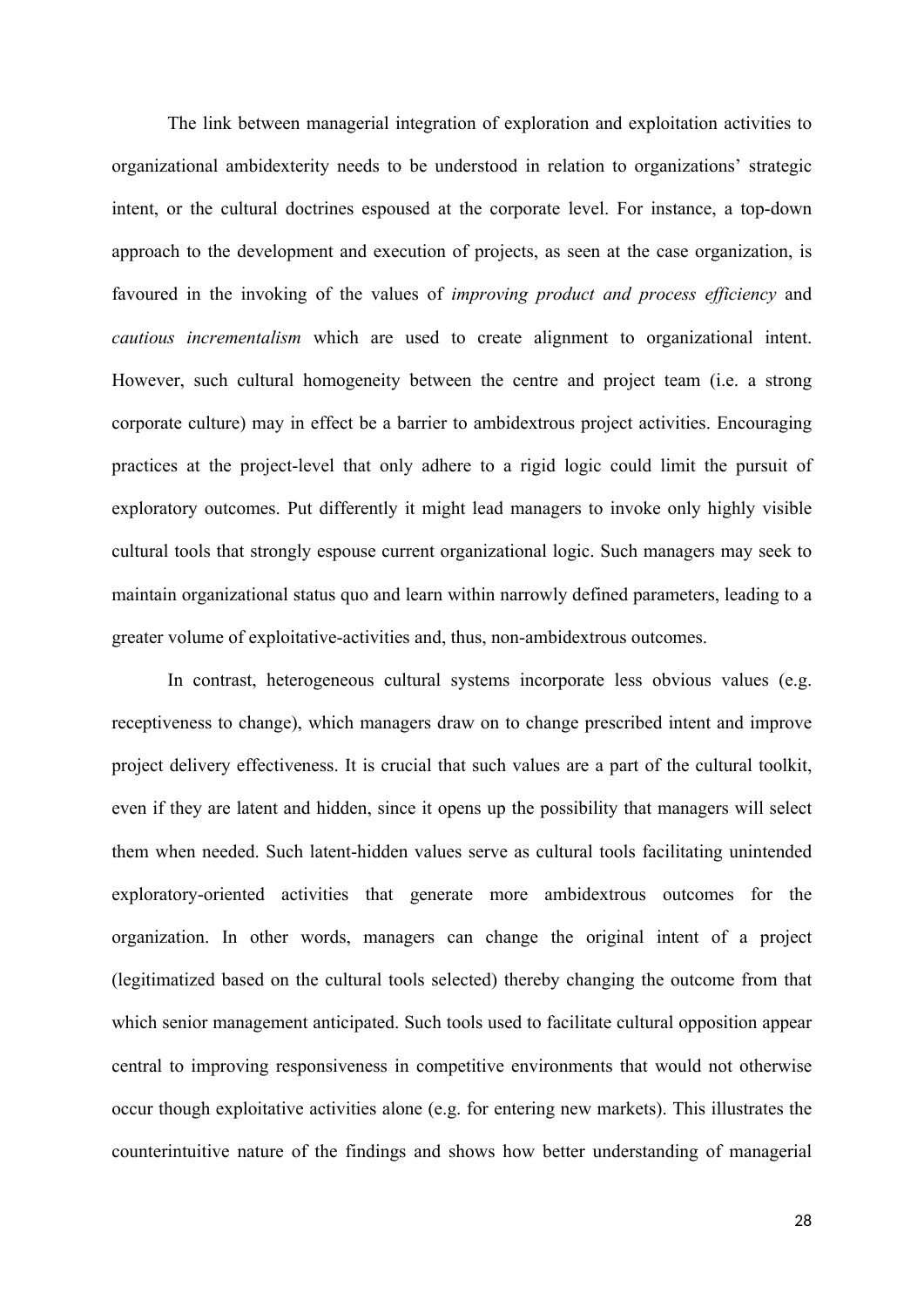The link between managerial integration of exploration and exploitation activities to organizational ambidexterity needs to be understood in relation to organizations' strategic intent, or the cultural doctrines espoused at the corporate level. For instance, a top-down approach to the development and execution of projects, as seen at the case organization, is favoured in the invoking of the values of *improving product and process efficiency* and *cautious incrementalism* which are used to create alignment to organizational intent. However, such cultural homogeneity between the centre and project team (i.e. a strong corporate culture) may in effect be a barrier to ambidextrous project activities. Encouraging practices at the project-level that only adhere to a rigid logic could limit the pursuit of exploratory outcomes. Put differently it might lead managers to invoke only highly visible cultural tools that strongly espouse current organizational logic. Such managers may seek to maintain organizational status quo and learn within narrowly defined parameters, leading to a greater volume of exploitative-activities and, thus, non-ambidextrous outcomes.

In contrast, heterogeneous cultural systems incorporate less obvious values (e.g. receptiveness to change), which managers draw on to change prescribed intent and improve project delivery effectiveness. It is crucial that such values are a part of the cultural toolkit, even if they are latent and hidden, since it opens up the possibility that managers will select them when needed. Such latent-hidden values serve as cultural tools facilitating unintended exploratory-oriented activities that generate more ambidextrous outcomes for the organization. In other words, managers can change the original intent of a project (legitimatized based on the cultural tools selected) thereby changing the outcome from that which senior management anticipated. Such tools used to facilitate cultural opposition appear central to improving responsiveness in competitive environments that would not otherwise occur though exploitative activities alone (e.g. for entering new markets). This illustrates the counterintuitive nature of the findings and shows how better understanding of managerial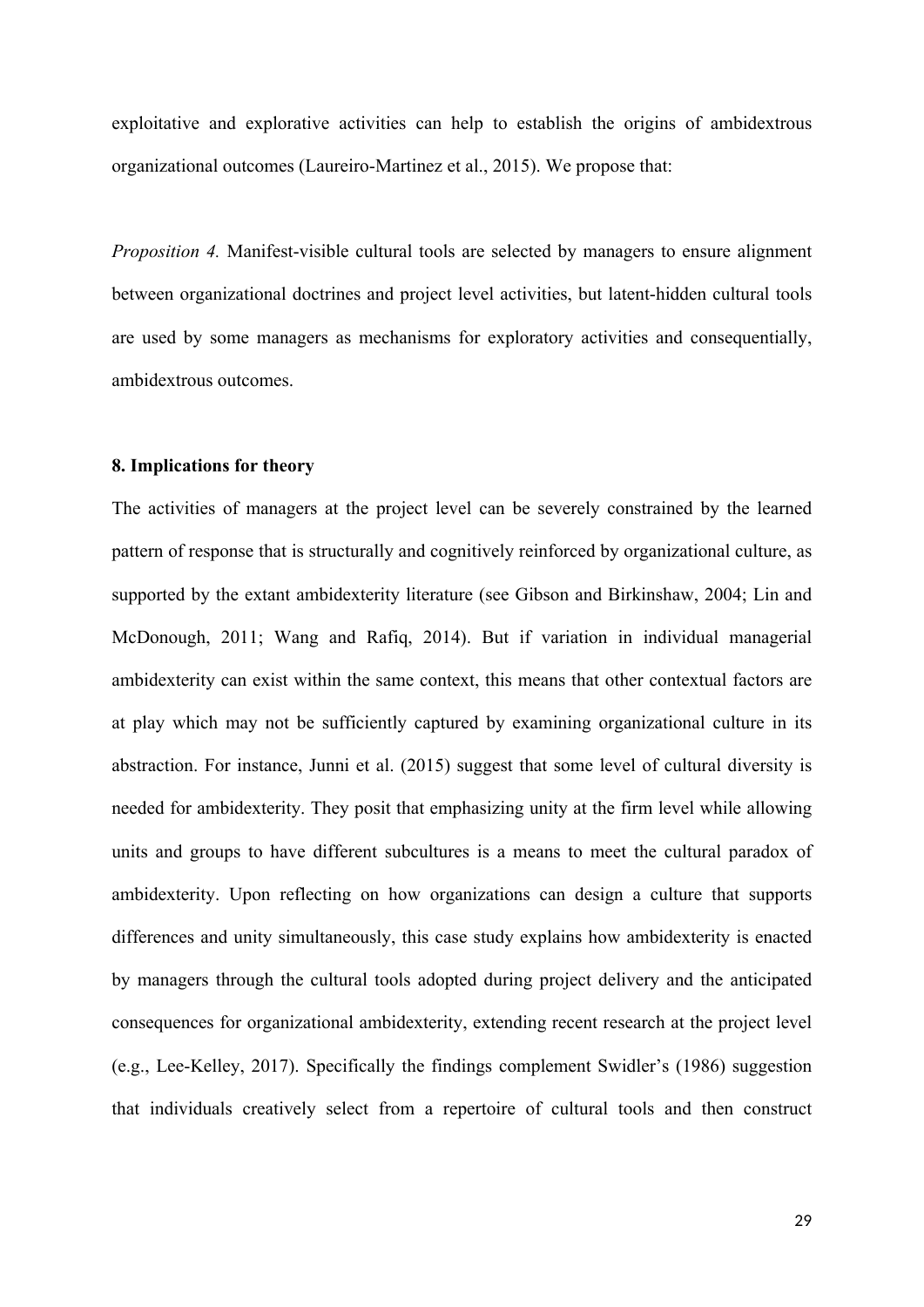exploitative and explorative activities can help to establish the origins of ambidextrous organizational outcomes (Laureiro-Martinez et al., 2015). We propose that:

*Proposition 4.* Manifest-visible cultural tools are selected by managers to ensure alignment between organizational doctrines and project level activities, but latent-hidden cultural tools are used by some managers as mechanisms for exploratory activities and consequentially, ambidextrous outcomes.

## 8. Implications for theory

The activities of managers at the project level can be severely constrained by the learned pattern of response that is structurally and cognitively reinforced by organizational culture, as supported by the extant ambidexterity literature (see Gibson and Birkinshaw, 2004; Lin and McDonough, 2011; Wang and Rafiq, 2014). But if variation in individual managerial ambidexterity can exist within the same context, this means that other contextual factors are at play which may not be sufficiently captured by examining organizational culture in its abstraction. For instance, Junni et al. (2015) suggest that some level of cultural diversity is needed for ambidexterity. They posit that emphasizing unity at the firm level while allowing units and groups to have different subcultures is a means to meet the cultural paradox of ambidexterity. Upon reflecting on how organizations can design a culture that supports differences and unity simultaneously, this case study explains how ambidexterity is enacted by managers through the cultural tools adopted during project delivery and the anticipated consequences for organizational ambidexterity, extending recent research at the project level (e.g., Lee-Kelley, 2017). Specifically the findings complement Swidler's (1986) suggestion that individuals creatively select from a repertoire of cultural tools and then construct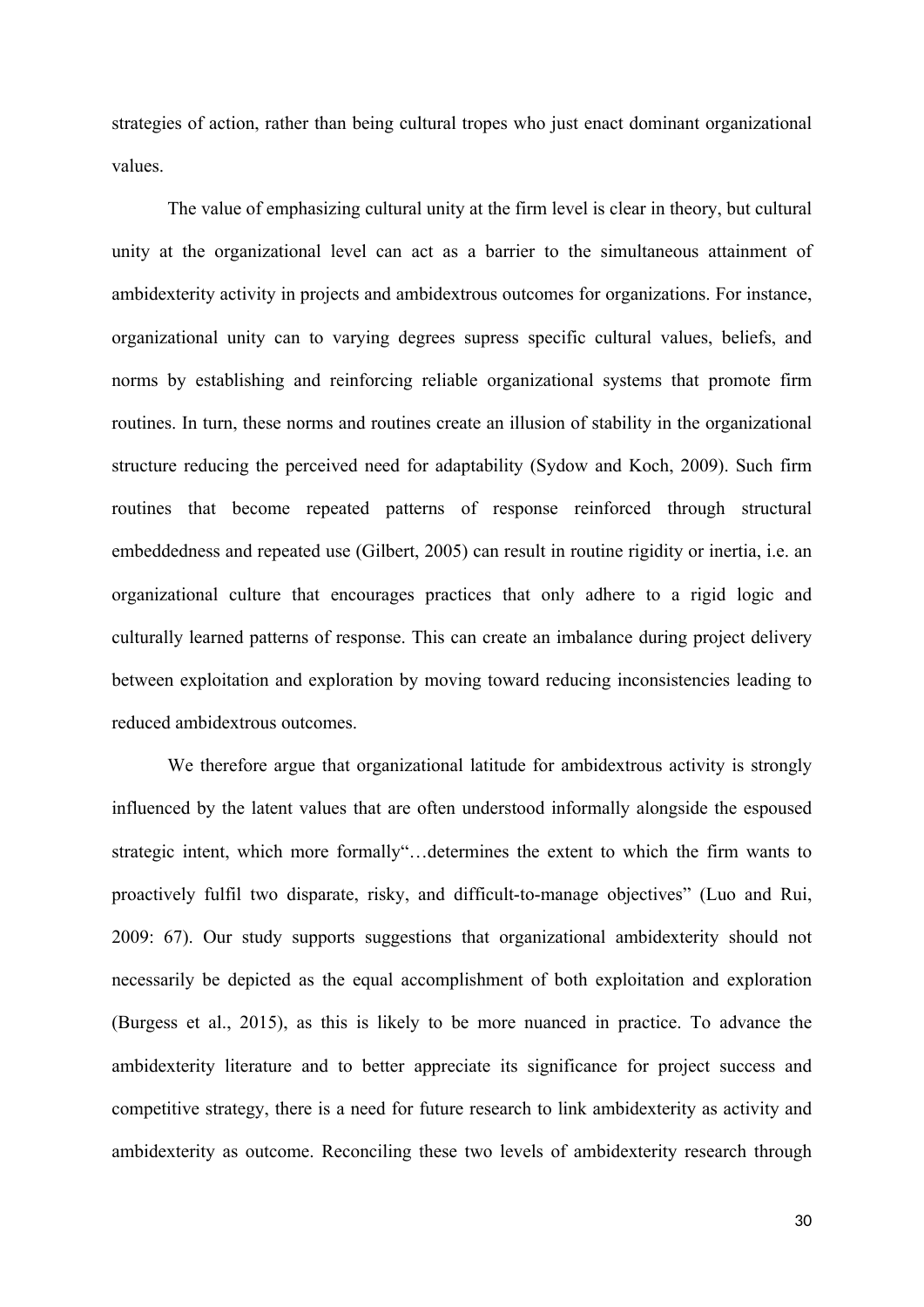strategies of action, rather than being cultural tropes who just enact dominant organizational values.

The value of emphasizing cultural unity at the firm level is clear in theory, but cultural unity at the organizational level can act as a barrier to the simultaneous attainment of ambidexterity activity in projects and ambidextrous outcomes for organizations. For instance, organizational unity can to varying degrees supress specific cultural values, beliefs, and norms by establishing and reinforcing reliable organizational systems that promote firm routines. In turn, these norms and routines create an illusion of stability in the organizational structure reducing the perceived need for adaptability (Sydow and Koch, 2009). Such firm routines that become repeated patterns of response reinforced through structural embeddedness and repeated use (Gilbert, 2005) can result in routine rigidity or inertia, i.e. an organizational culture that encourages practices that only adhere to a rigid logic and culturally learned patterns of response. This can create an imbalance during project delivery between exploitation and exploration by moving toward reducing inconsistencies leading to reduced ambidextrous outcomes.

We therefore argue that organizational latitude for ambidextrous activity is strongly influenced by the latent values that are often understood informally alongside the espoused strategic intent, which more formally"…determines the extent to which the firm wants to proactively fulfil two disparate, risky, and difficult-to-manage objectives" (Luo and Rui, 2009: 67). Our study supports suggestions that organizational ambidexterity should not necessarily be depicted as the equal accomplishment of both exploitation and exploration (Burgess et al., 2015), as this is likely to be more nuanced in practice. To advance the ambidexterity literature and to better appreciate its significance for project success and competitive strategy, there is a need for future research to link ambidexterity as activity and ambidexterity as outcome. Reconciling these two levels of ambidexterity research through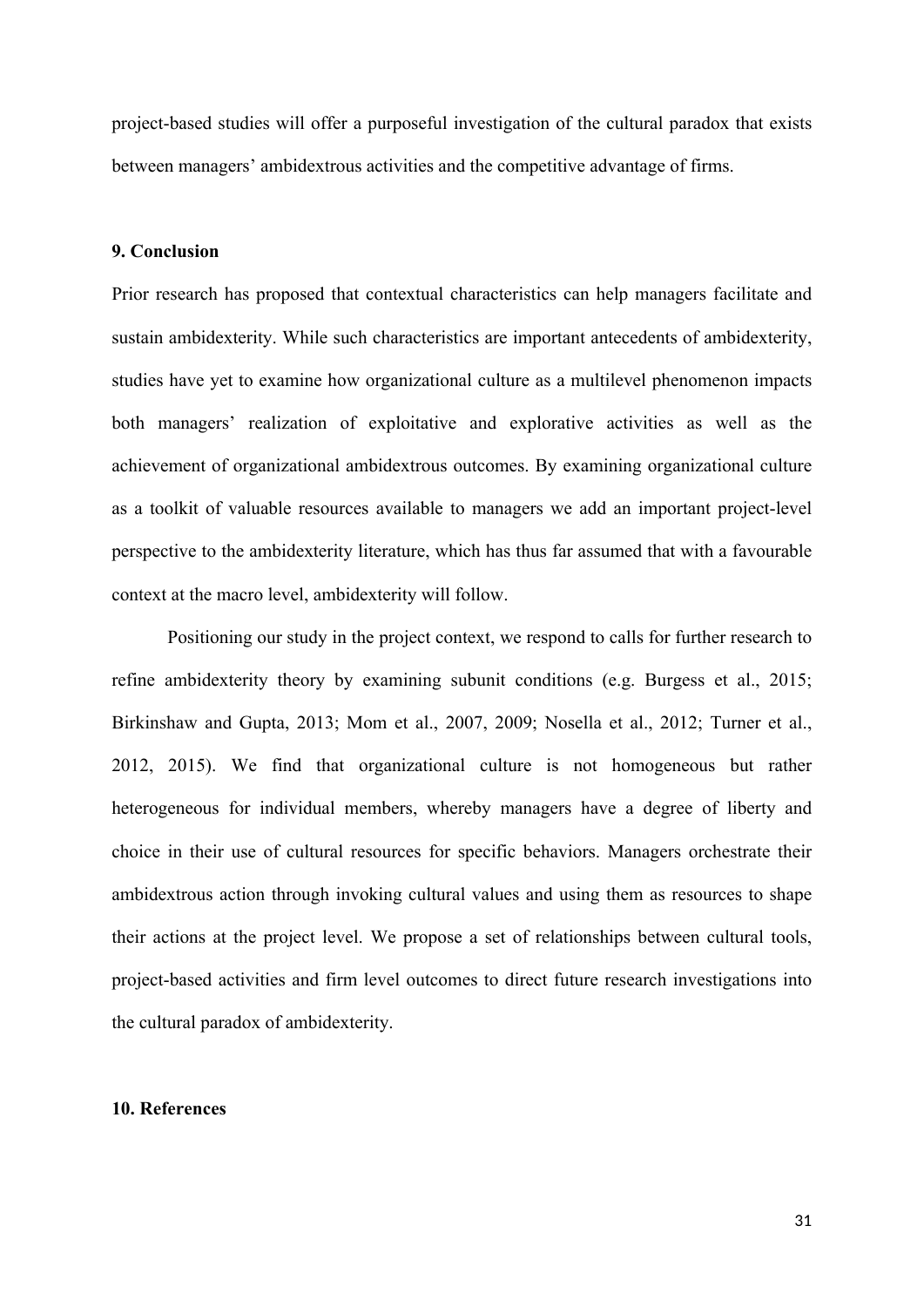project-based studies will offer a purposeful investigation of the cultural paradox that exists between managers' ambidextrous activities and the competitive advantage of firms.

## 9. Conclusion

Prior research has proposed that contextual characteristics can help managers facilitate and sustain ambidexterity. While such characteristics are important antecedents of ambidexterity, studies have yet to examine how organizational culture as a multilevel phenomenon impacts both managers' realization of exploitative and explorative activities as well as the achievement of organizational ambidextrous outcomes. By examining organizational culture as a toolkit of valuable resources available to managers we add an important project-level perspective to the ambidexterity literature, which has thus far assumed that with a favourable context at the macro level, ambidexterity will follow.

Positioning our study in the project context, we respond to calls for further research to refine ambidexterity theory by examining subunit conditions (e.g. Burgess et al., 2015; Birkinshaw and Gupta, 2013; Mom et al., 2007, 2009; Nosella et al., 2012; Turner et al., 2012, 2015). We find that organizational culture is not homogeneous but rather heterogeneous for individual members, whereby managers have a degree of liberty and choice in their use of cultural resources for specific behaviors. Managers orchestrate their ambidextrous action through invoking cultural values and using them as resources to shape their actions at the project level. We propose a set of relationships between cultural tools, project-based activities and firm level outcomes to direct future research investigations into the cultural paradox of ambidexterity.

## 10. References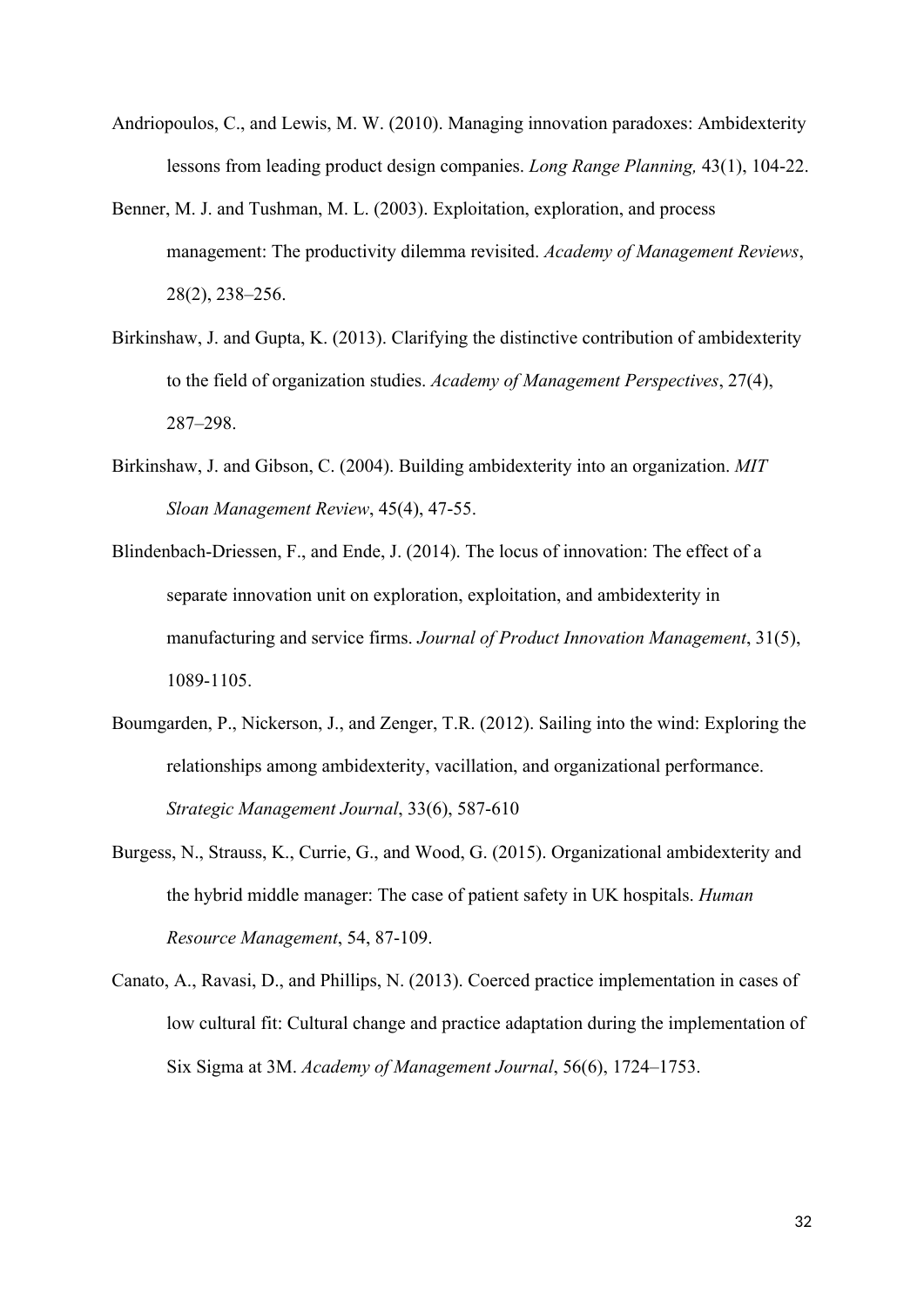Andriopoulos, C., and Lewis, M. W. (2010). Managing innovation paradoxes: Ambidexterity lessons from leading product design companies. *Long Range Planning,* 43(1), 104-22.

Benner, M. J. and Tushman, M. L. (2003). Exploitation, exploration, and process management: The productivity dilemma revisited. *Academy of Management Reviews*, 28(2), 238–256.

Birkinshaw, J. and Gupta, K. (2013). Clarifying the distinctive contribution of ambidexterity to the field of organization studies. *Academy of Management Perspectives*, 27(4), 287–298.

Birkinshaw, J. and Gibson, C. (2004). Building ambidexterity into an organization. *MIT Sloan Management Review*, 45(4), 47-55.

Blindenbach-Driessen, F., and Ende, J. (2014). The locus of innovation: The effect of a separate innovation unit on exploration, exploitation, and ambidexterity in manufacturing and service firms. *Journal of Product Innovation Management*, 31(5), 1089-1105.

Boumgarden, P., Nickerson, J., and Zenger, T.R. (2012). Sailing into the wind: Exploring the relationships among ambidexterity, vacillation, and organizational performance. *Strategic Management Journal*, 33(6), 587-610

Burgess, N., Strauss, K., Currie, G., and Wood, G. (2015). Organizational ambidexterity and the hybrid middle manager: The case of patient safety in UK hospitals. *Human Resource Management*, 54, 87-109.

Canato, A., Ravasi, D., and Phillips, N. (2013). Coerced practice implementation in cases of low cultural fit: Cultural change and practice adaptation during the implementation of Six Sigma at 3M. *Academy of Management Journal*, 56(6), 1724–1753.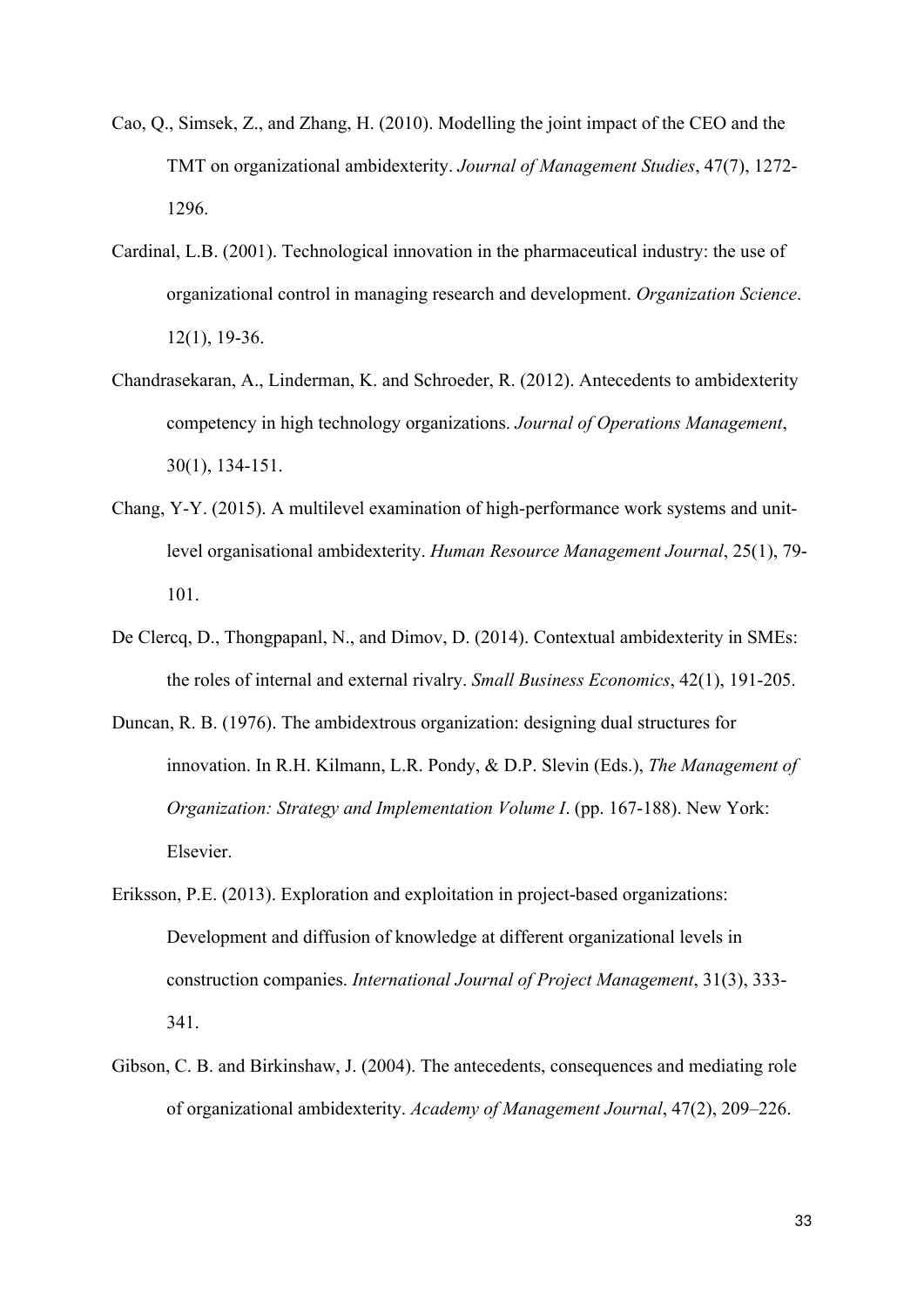Cao, Q., Simsek, Z., and Zhang, H. (2010). Modelling the joint impact of the CEO and the TMT on organizational ambidexterity. *Journal of Management Studies*, 47(7), 1272-1296.

Cardinal, L.B. (2001). Technological innovation in the pharmaceutical industry: the use of organizational control in managing research and development. *Organization Science*. 12(1), 19-36.

Chandrasekaran, A., Linderman, K. and Schroeder, R. (2012). Antecedents to ambidexterity competency in high technology organizations. *Journal of Operations Management*, 30(1), 134-151.

Chang, Y-Y. (2015). A multilevel examination of high-performance work systems and unit-level organisational ambidexterity. *Human Resource Management Journal*, 25(1), 79-101.

De Clercq, D., Thongpapanl, N., and Dimov, D. (2014). Contextual ambidexterity in SMEs: the roles of internal and external rivalry. *Small Business Economics*, 42(1), 191-205.

Duncan, R. B. (1976). The ambidextrous organization: designing dual structures for innovation. In R.H. Kilmann, L.R. Pondy, & D.P. Slevin (Eds.), *The Management of Organization: Strategy and Implementation Volume I*. (pp. 167-188). New York: Elsevier.

Eriksson, P.E. (2013). Exploration and exploitation in project-based organizations: Development and diffusion of knowledge at different organizational levels in construction companies. *International Journal of Project Management*, 31(3), 333-341.

Gibson, C. B. and Birkinshaw, J. (2004). The antecedents, consequences and mediating role of organizational ambidexterity. *Academy of Management Journal*, 47(2), 209–226.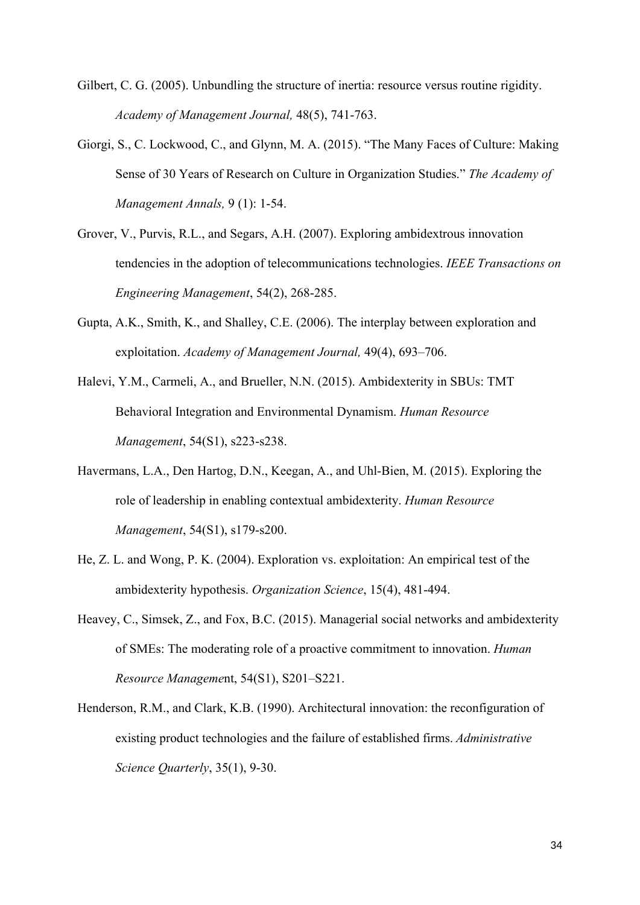Gilbert, C. G. (2005). Unbundling the structure of inertia: resource versus routine rigidity. *Academy of Management Journal,* 48(5), 741-763.

Giorgi, S., C. Lockwood, C., and Glynn, M. A. (2015). "The Many Faces of Culture: Making Sense of 30 Years of Research on Culture in Organization Studies." *The Academy of Management Annals,* 9 (1): 1-54.

Grover, V., Purvis, R.L., and Segars, A.H. (2007). Exploring ambidextrous innovation tendencies in the adoption of telecommunications technologies. *IEEE Transactions on Engineering Management*, 54(2), 268-285.

Gupta, A.K., Smith, K., and Shalley, C.E. (2006). The interplay between exploration and exploitation. *Academy of Management Journal,* 49(4), 693–706.

Halevi, Y.M., Carmeli, A., and Brueller, N.N. (2015). Ambidexterity in SBUs: TMT Behavioral Integration and Environmental Dynamism. *Human Resource Management*, 54(S1), s223-s238.

Havermans, L.A., Den Hartog, D.N., Keegan, A., and Uhl-Bien, M. (2015). Exploring the role of leadership in enabling contextual ambidexterity. *Human Resource Management*, 54(S1), s179-s200.

He, Z. L. and Wong, P. K. (2004). Exploration vs. exploitation: An empirical test of the ambidexterity hypothesis. *Organization Science*, 15(4), 481-494.

Heavey, C., Simsek, Z., and Fox, B.C. (2015). Managerial social networks and ambidexterity of SMEs: The moderating role of a proactive commitment to innovation. *Human Resource Managemen*t, 54(S1), S201–S221.

Henderson, R.M., and Clark, K.B. (1990). Architectural innovation: the reconfiguration of existing product technologies and the failure of established firms. *Administrative Science Quarterly*, 35(1), 9-30.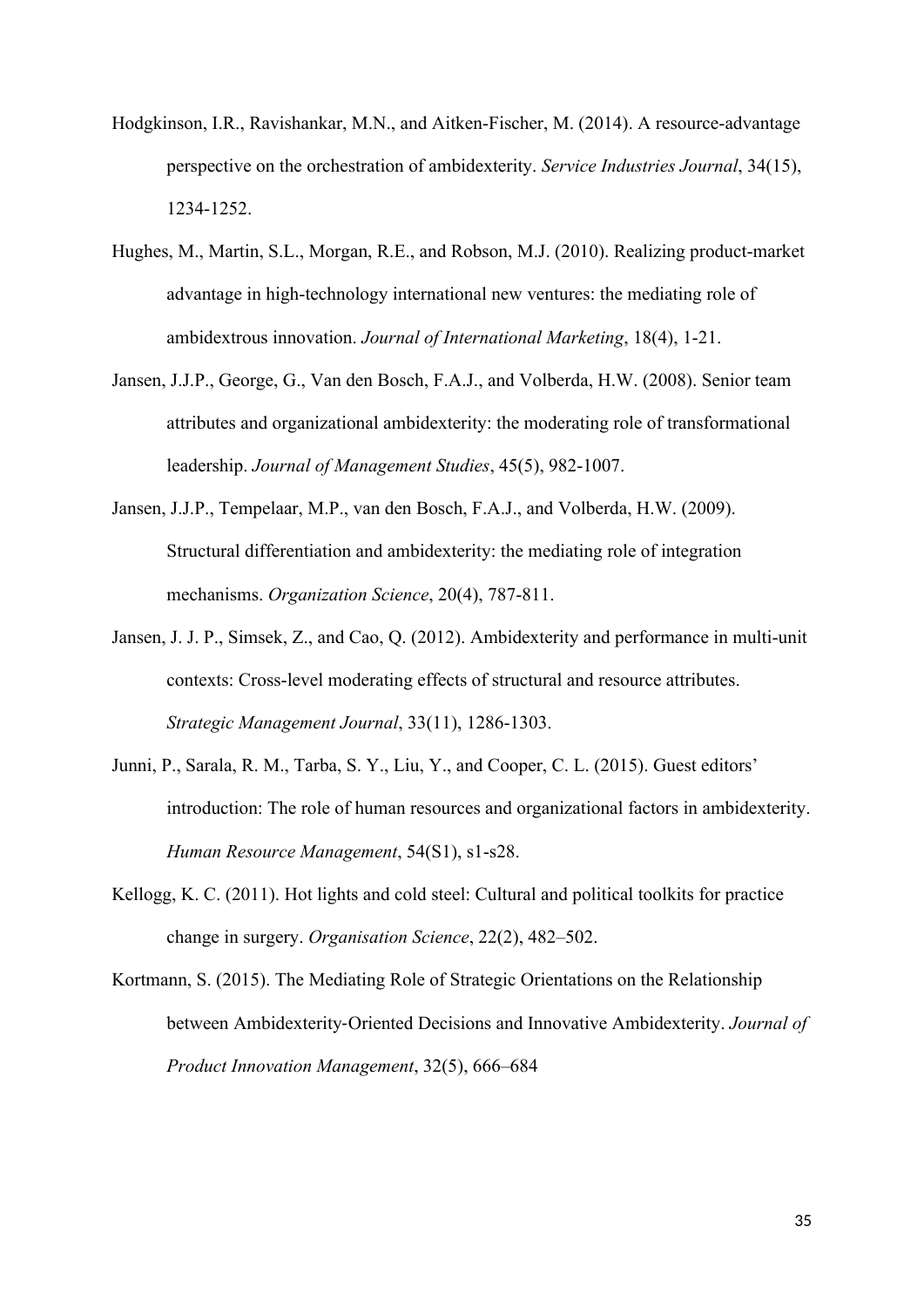Hodgkinson, I.R., Ravishankar, M.N., and Aitken-Fischer, M. (2014). A resource-advantage perspective on the orchestration of ambidexterity. *Service Industries Journal*, 34(15), 1234-1252.

Hughes, M., Martin, S.L., Morgan, R.E., and Robson, M.J. (2010). Realizing product-market advantage in high-technology international new ventures: the mediating role of ambidextrous innovation. *Journal of International Marketing*, 18(4), 1-21.

Jansen, J.J.P., George, G., Van den Bosch, F.A.J., and Volberda, H.W. (2008). Senior team attributes and organizational ambidexterity: the moderating role of transformational leadership. *Journal of Management Studies*, 45(5), 982-1007.

Jansen, J.J.P., Tempelaar, M.P., van den Bosch, F.A.J., and Volberda, H.W. (2009). Structural differentiation and ambidexterity: the mediating role of integration mechanisms. *Organization Science*, 20(4), 787-811.

Jansen, J. J. P., Simsek, Z., and Cao, Q. (2012). Ambidexterity and performance in multi-unit contexts: Cross-level moderating effects of structural and resource attributes. *Strategic Management Journal*, 33(11), 1286-1303.

Junni, P., Sarala, R. M., Tarba, S. Y., Liu, Y., and Cooper, C. L. (2015). Guest editors' introduction: The role of human resources and organizational factors in ambidexterity. *Human Resource Management*, 54(S1), s1-s28.

Kellogg, K. C. (2011). Hot lights and cold steel: Cultural and political toolkits for practice change in surgery. *Organisation Science*, 22(2), 482–502.

Kortmann, S. (2015). The Mediating Role of Strategic Orientations on the Relationship between Ambidexterity-Oriented Decisions and Innovative Ambidexterity. *Journal of Product Innovation Management*, 32(5), 666–684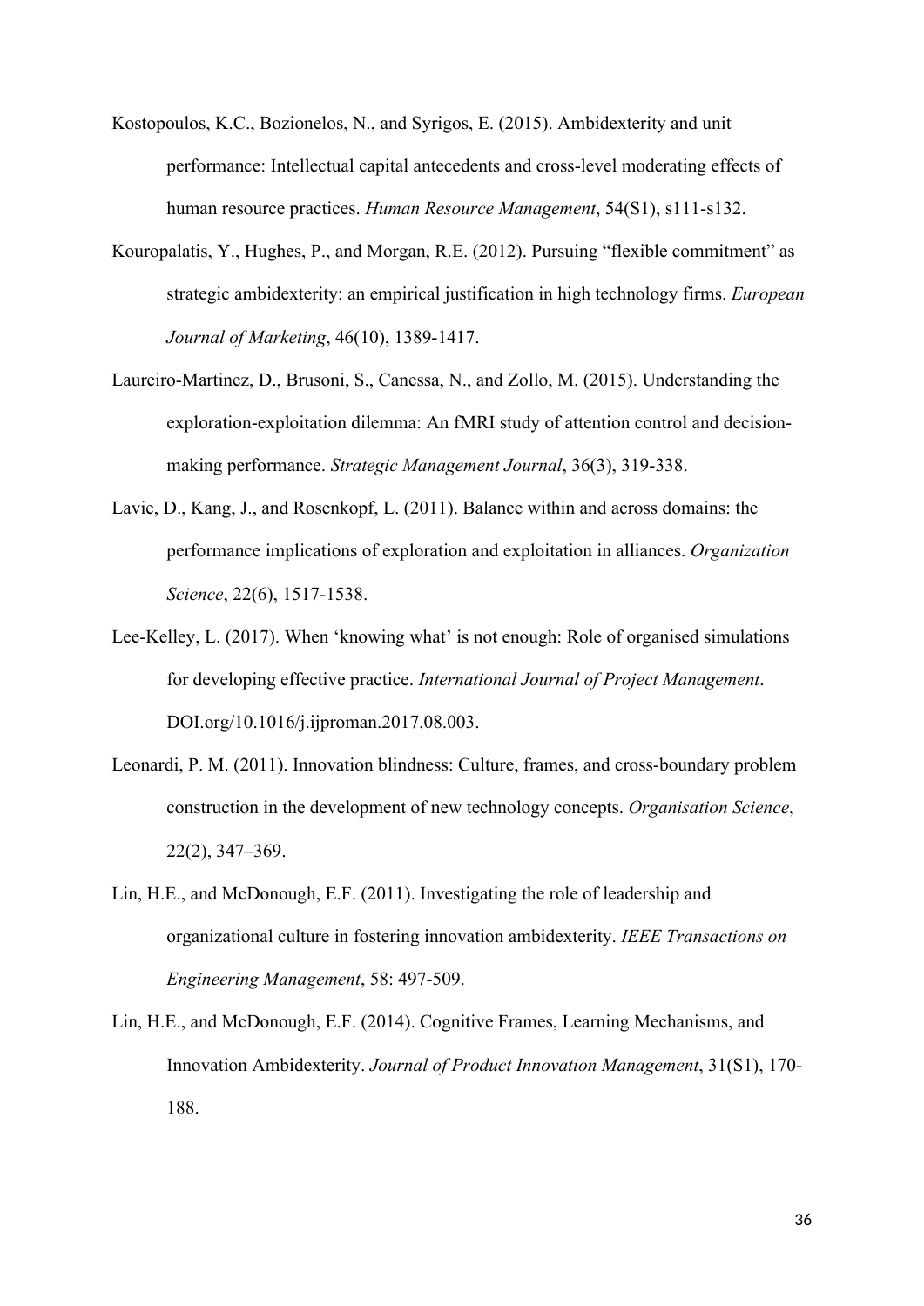Kostopoulos, K.C., Bozionelos, N., and Syrigos, E. (2015). Ambidexterity and unit performance: Intellectual capital antecedents and cross-level moderating effects of human resource practices. *Human Resource Management*, 54(S1), s111-s132.

Kouropalatis, Y., Hughes, P., and Morgan, R.E. (2012). Pursuing "flexible commitment" as strategic ambidexterity: an empirical justification in high technology firms. *European Journal of Marketing*, 46(10), 1389-1417.

Laureiro-Martinez, D., Brusoni, S., Canessa, N., and Zollo, M. (2015). Understanding the exploration-exploitation dilemma: An fMRI study of attention control and decision-making performance. *Strategic Management Journal*, 36(3), 319-338.

Lavie, D., Kang, J., and Rosenkopf, L. (2011). Balance within and across domains: the performance implications of exploration and exploitation in alliances. *Organization Science*, 22(6), 1517-1538.

Lee-Kelley, L. (2017). When 'knowing what' is not enough: Role of organised simulations for developing effective practice. *International Journal of Project Management*. DOI.org/10.1016/j.ijproman.2017.08.003.

Leonardi, P. M. (2011). Innovation blindness: Culture, frames, and cross-boundary problem construction in the development of new technology concepts. *Organisation Science*, 22(2), 347–369.

Lin, H.E., and McDonough, E.F. (2011). Investigating the role of leadership and organizational culture in fostering innovation ambidexterity. *IEEE Transactions on Engineering Management*, 58: 497-509.

Lin, H.E., and McDonough, E.F. (2014). Cognitive Frames, Learning Mechanisms, and Innovation Ambidexterity. *Journal of Product Innovation Management*, 31(S1), 170-188.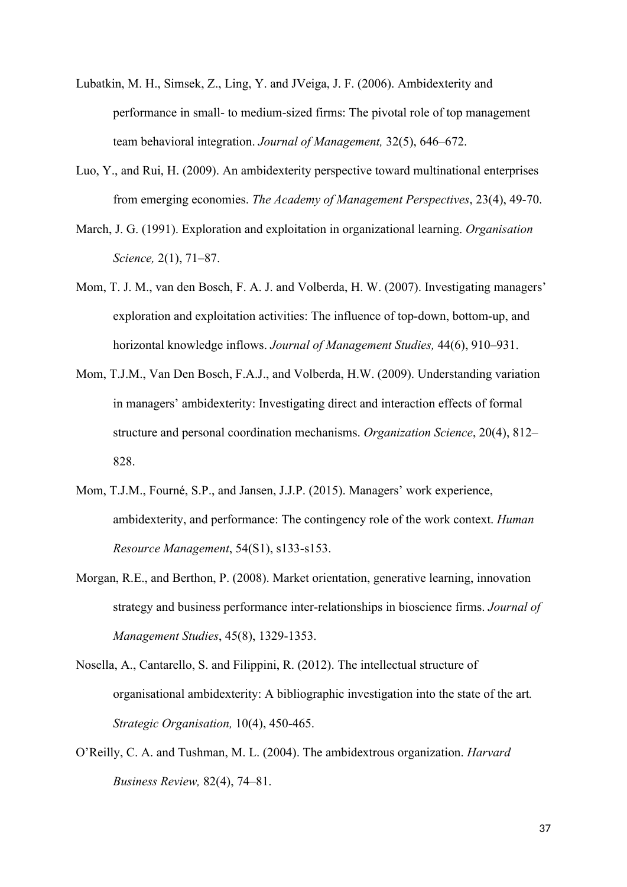Lubatkin, M. H., Simsek, Z., Ling, Y. and JVeiga, J. F. (2006). Ambidexterity and performance in small- to medium-sized firms: The pivotal role of top management team behavioral integration. *Journal of Management,* 32(5), 646–672.

Luo, Y., and Rui, H. (2009). An ambidexterity perspective toward multinational enterprises from emerging economies. *The Academy of Management Perspectives*, 23(4), 49-70.

March, J. G. (1991). Exploration and exploitation in organizational learning. *Organisation Science,* 2(1), 71–87.

Mom, T. J. M., van den Bosch, F. A. J. and Volberda, H. W. (2007). Investigating managers' exploration and exploitation activities: The influence of top-down, bottom-up, and horizontal knowledge inflows. *Journal of Management Studies,* 44(6), 910–931.

Mom, T.J.M., Van Den Bosch, F.A.J., and Volberda, H.W. (2009). Understanding variation in managers' ambidexterity: Investigating direct and interaction effects of formal structure and personal coordination mechanisms. *Organization Science*, 20(4), 812–828.

Mom, T.J.M., Fourné, S.P., and Jansen, J.J.P. (2015). Managers' work experience, ambidexterity, and performance: The contingency role of the work context. *Human Resource Management*, 54(S1), s133-s153.

Morgan, R.E., and Berthon, P. (2008). Market orientation, generative learning, innovation strategy and business performance inter-relationships in bioscience firms. *Journal of Management Studies*, 45(8), 1329-1353.

Nosella, A., Cantarello, S. and Filippini, R. (2012). The intellectual structure of organisational ambidexterity: A bibliographic investigation into the state of the art*.* *Strategic Organisation,* 10(4), 450-465.

O'Reilly, C. A. and Tushman, M. L. (2004). The ambidextrous organization. *Harvard Business Review,* 82(4), 74–81.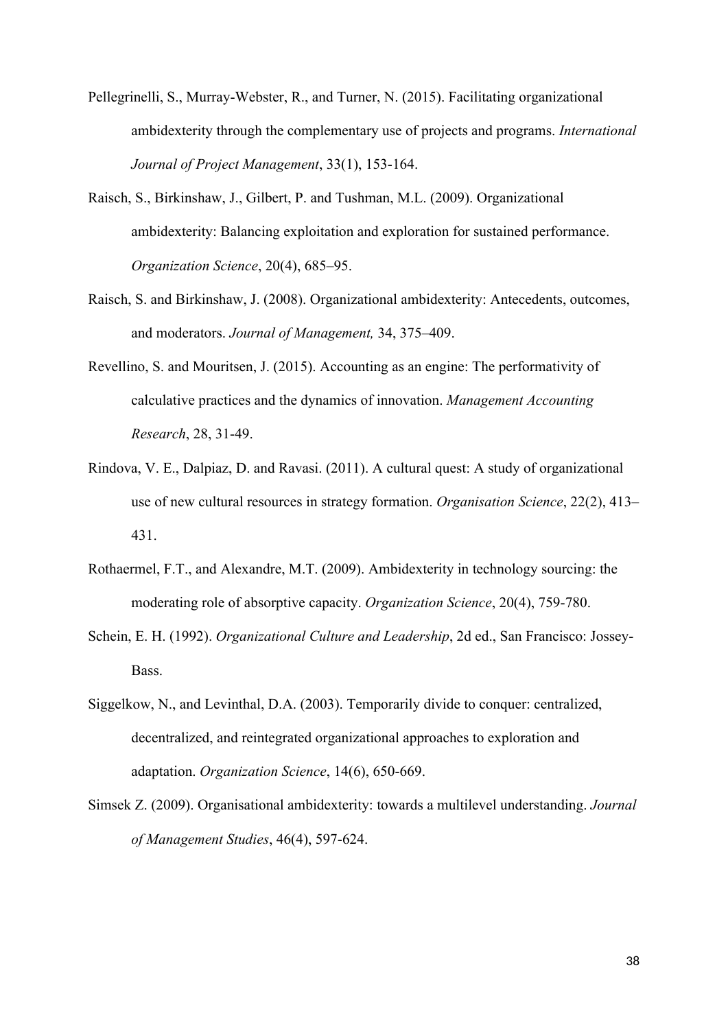Pellegrinelli, S., Murray-Webster, R., and Turner, N. (2015). Facilitating organizational ambidexterity through the complementary use of projects and programs. *International Journal of Project Management*, 33(1), 153-164.

Raisch, S., Birkinshaw, J., Gilbert, P. and Tushman, M.L. (2009). Organizational ambidexterity: Balancing exploitation and exploration for sustained performance. *Organization Science*, 20(4), 685–95.

Raisch, S. and Birkinshaw, J. (2008). Organizational ambidexterity: Antecedents, outcomes, and moderators. *Journal of Management,* 34, 375–409.

Revellino, S. and Mouritsen, J. (2015). Accounting as an engine: The performativity of calculative practices and the dynamics of innovation. *Management Accounting Research*, 28, 31-49.

Rindova, V. E., Dalpiaz, D. and Ravasi. (2011). A cultural quest: A study of organizational use of new cultural resources in strategy formation. *Organisation Science*, 22(2), 413–431.

Rothaermel, F.T., and Alexandre, M.T. (2009). Ambidexterity in technology sourcing: the moderating role of absorptive capacity. *Organization Science*, 20(4), 759-780.

Schein, E. H. (1992). *Organizational Culture and Leadership*, 2d ed., San Francisco: Jossey-Bass.

Siggelkow, N., and Levinthal, D.A. (2003). Temporarily divide to conquer: centralized, decentralized, and reintegrated organizational approaches to exploration and adaptation. *Organization Science*, 14(6), 650-669.

Simsek Z. (2009). Organisational ambidexterity: towards a multilevel understanding. *Journal of Management Studies*, 46(4), 597-624.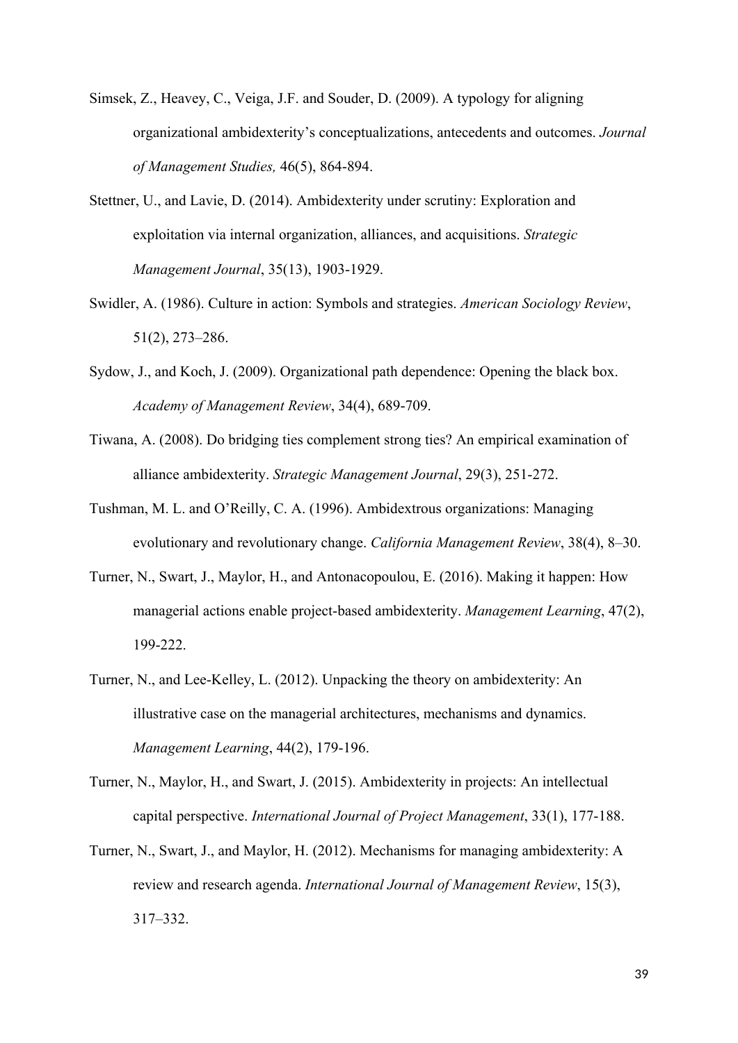Simsek, Z., Heavey, C., Veiga, J.F. and Souder, D. (2009). A typology for aligning organizational ambidexterity's conceptualizations, antecedents and outcomes. *Journal of Management Studies,* 46(5), 864-894.

Stettner, U., and Lavie, D. (2014). Ambidexterity under scrutiny: Exploration and exploitation via internal organization, alliances, and acquisitions. *Strategic Management Journal*, 35(13), 1903-1929.

Swidler, A. (1986). Culture in action: Symbols and strategies. *American Sociology Review*, 51(2), 273–286.

Sydow, J., and Koch, J. (2009). Organizational path dependence: Opening the black box. *Academy of Management Review*, 34(4), 689-709.

Tiwana, A. (2008). Do bridging ties complement strong ties? An empirical examination of alliance ambidexterity. *Strategic Management Journal*, 29(3), 251-272.

Tushman, M. L. and O'Reilly, C. A. (1996). Ambidextrous organizations: Managing evolutionary and revolutionary change. *California Management Review*, 38(4), 8–30.

Turner, N., Swart, J., Maylor, H., and Antonacopoulou, E. (2016). Making it happen: How managerial actions enable project-based ambidexterity. *Management Learning*, 47(2), 199-222.

Turner, N., and Lee-Kelley, L. (2012). Unpacking the theory on ambidexterity: An illustrative case on the managerial architectures, mechanisms and dynamics. *Management Learning*, 44(2), 179-196.

Turner, N., Maylor, H., and Swart, J. (2015). Ambidexterity in projects: An intellectual capital perspective. *International Journal of Project Management*, 33(1), 177-188.

Turner, N., Swart, J., and Maylor, H. (2012). Mechanisms for managing ambidexterity: A review and research agenda. *International Journal of Management Review*, 15(3), 317–332.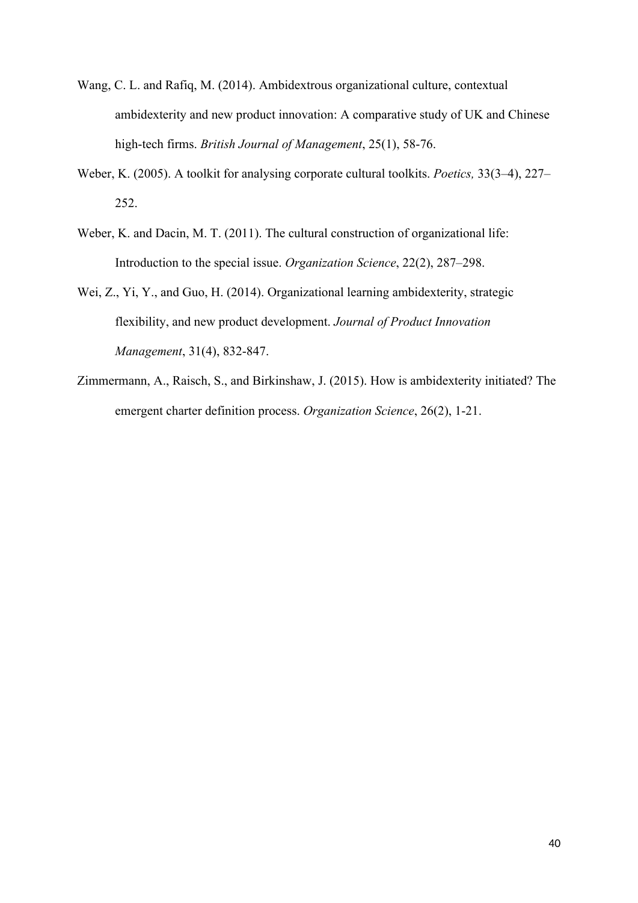Wang, C. L. and Rafiq, M. (2014). Ambidextrous organizational culture, contextual ambidexterity and new product innovation: A comparative study of UK and Chinese high-tech firms. *British Journal of Management*, 25(1), 58-76.

Weber, K. (2005). A toolkit for analysing corporate cultural toolkits. *Poetics,* 33(3–4), 227–252.

Weber, K. and Dacin, M. T. (2011). The cultural construction of organizational life: Introduction to the special issue. *Organization Science*, 22(2), 287–298.

Wei, Z., Yi, Y., and Guo, H. (2014). Organizational learning ambidexterity, strategic flexibility, and new product development. *Journal of Product Innovation Management*, 31(4), 832-847.

Zimmermann, A., Raisch, S., and Birkinshaw, J. (2015). How is ambidexterity initiated? The emergent charter definition process. *Organization Science*, 26(2), 1-21.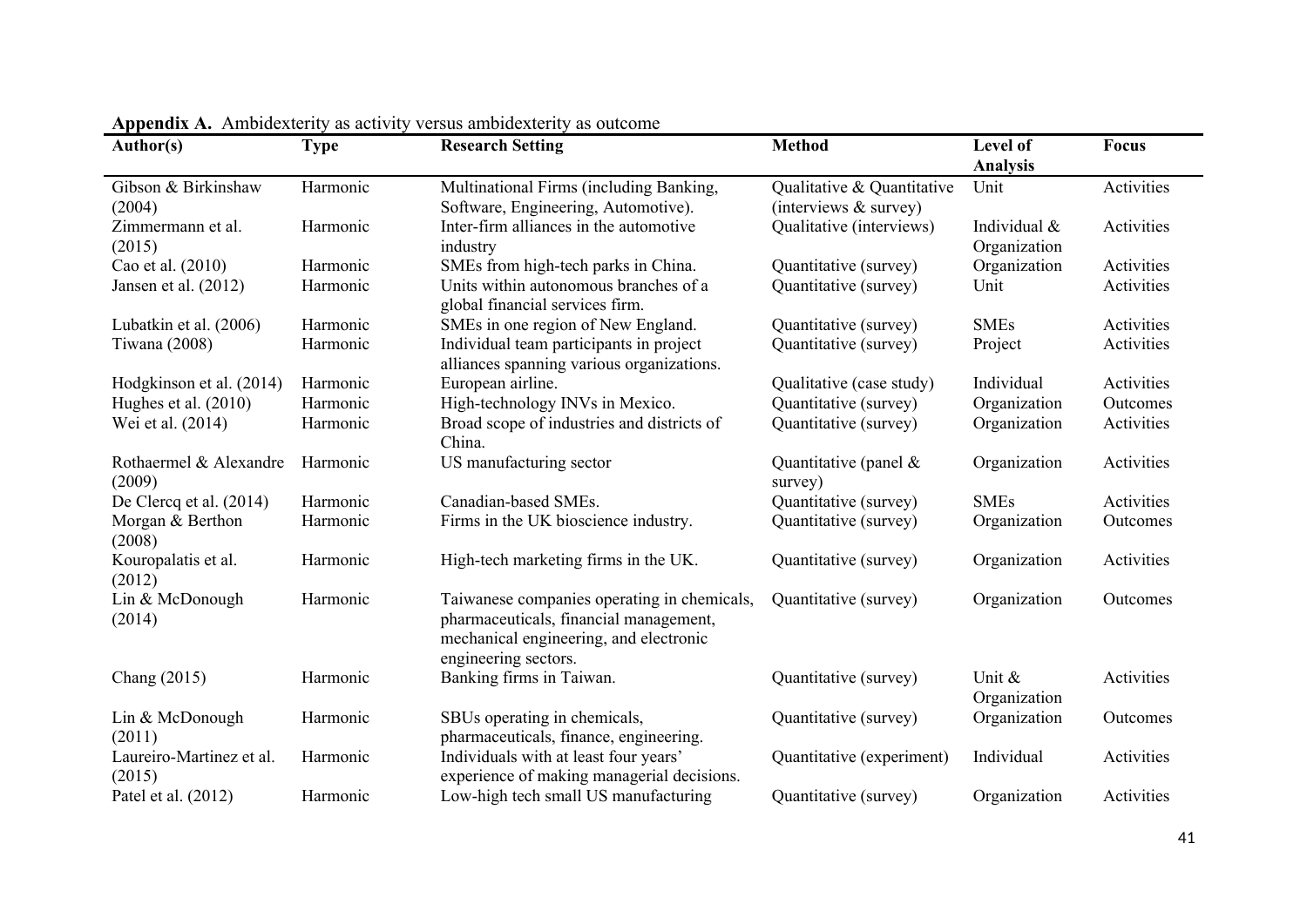**Appendix A.** Ambidexterity as activity versus ambidexterity as outcome

| Author(s) | Type | Research Setting | Method | Level of Analysis | Focus |
|---|---|---|---|---|---|
| Gibson & Birkinshaw (2004) | Harmonic | Multinational Firms (including Banking, Software, Engineering, Automotive). | Qualitative & Quantitative (interviews & survey) | Unit | Activities |
| Zimmermann et al. (2015) | Harmonic | Inter-firm alliances in the automotive industry | Qualitative (interviews) | Individual & Organization | Activities |
| Cao et al. (2010) | Harmonic | SMEs from high-tech parks in China. | Quantitative (survey) | Organization | Activities |
| Jansen et al. (2012) | Harmonic | Units within autonomous branches of a global financial services firm. | Quantitative (survey) | Unit | Activities |
| Lubatkin et al. (2006) | Harmonic | SMEs in one region of New England. | Quantitative (survey) | SMEs | Activities |
| Tiwana (2008) | Harmonic | Individual team participants in project alliances spanning various organizations. | Quantitative (survey) | Project | Activities |
| Hodgkinson et al. (2014) | Harmonic | European airline. | Qualitative (case study) | Individual | Activities |
| Hughes et al. (2010) | Harmonic | High-technology INVs in Mexico. | Quantitative (survey) | Organization | Outcomes |
| Wei et al. (2014) | Harmonic | Broad scope of industries and districts of China. | Quantitative (survey) | Organization | Activities |
| Rothaermel & Alexandre (2009) | Harmonic | US manufacturing sector | Quantitative (panel & survey) | Organization | Activities |
| De Clercq et al. (2014) | Harmonic | Canadian-based SMEs. | Quantitative (survey) | SMEs | Activities |
| Morgan & Berthon (2008) | Harmonic | Firms in the UK bioscience industry. | Quantitative (survey) | Organization | Outcomes |
| Kouropalatis et al. (2012) | Harmonic | High-tech marketing firms in the UK. | Quantitative (survey) | Organization | Activities |
| Lin & McDonough (2014) | Harmonic | Taiwanese companies operating in chemicals, pharmaceuticals, financial management, mechanical engineering, and electronic engineering sectors. | Quantitative (survey) | Organization | Outcomes |
| Chang (2015) | Harmonic | Banking firms in Taiwan. | Quantitative (survey) | Unit & Organization | Activities |
| Lin & McDonough (2011) | Harmonic | SBUs operating in chemicals, pharmaceuticals, finance, engineering. | Quantitative (survey) | Organization | Outcomes |
| Laureiro-Martinez et al. (2015) | Harmonic | Individuals with at least four years' experience of making managerial decisions. | Quantitative (experiment) | Individual | Activities |
| Patel et al. (2012) | Harmonic | Low-high tech small US manufacturing | Quantitative (survey) | Organization | Activities |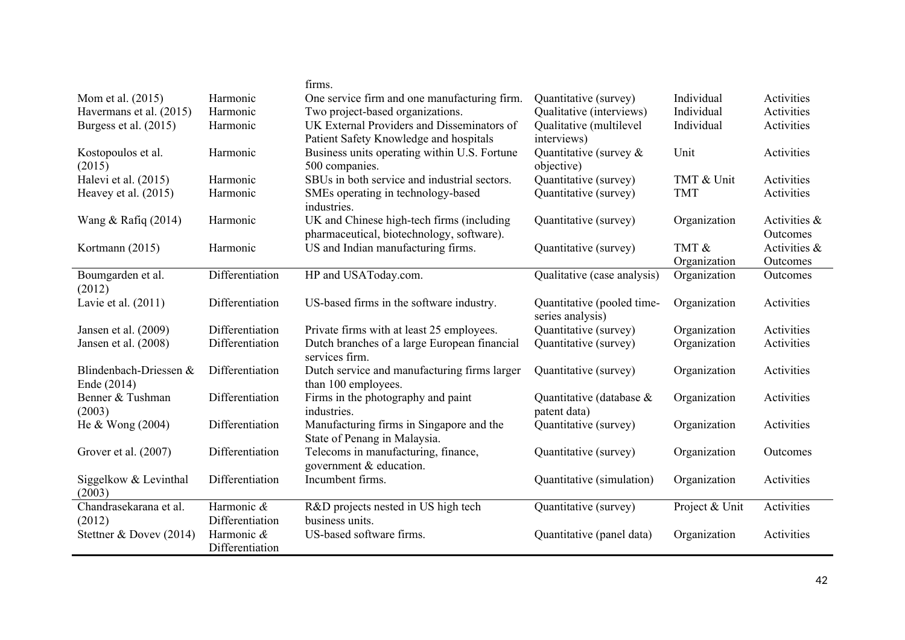| | | firms. | | | |
|---|---|---|---|---|---|
| Mom et al. (2015) | Harmonic | One service firm and one manufacturing firm. | Quantitative (survey) | Individual | Activities |
| Havermans et al. (2015) | Harmonic | Two project-based organizations. | Qualitative (interviews) | Individual | Activities |
| Burgess et al. (2015) | Harmonic | UK External Providers and Disseminators of Patient Safety Knowledge and hospitals | Qualitative (multilevel interviews) | Individual | Activities |
| Kostopoulos et al. (2015) | Harmonic | Business units operating within U.S. Fortune 500 companies. | Quantitative (survey & objective) | Unit | Activities |
| Halevi et al. (2015) | Harmonic | SBUs in both service and industrial sectors. | Quantitative (survey) | TMT & Unit | Activities |
| Heavey et al. (2015) | Harmonic | SMEs operating in technology-based industries. | Quantitative (survey) | TMT | Activities |
| Wang & Rafiq (2014) | Harmonic | UK and Chinese high-tech firms (including pharmaceutical, biotechnology, software). | Quantitative (survey) | Organization | Activities & Outcomes |
| Kortmann (2015) | Harmonic | US and Indian manufacturing firms. | Quantitative (survey) | TMT & Organization | Activities & Outcomes |
| Boumgarden et al. (2012) | Differentiation | HP and USAToday.com. | Qualitative (case analysis) | Organization | Outcomes |
| Lavie et al. (2011) | Differentiation | US-based firms in the software industry. | Quantitative (pooled time-series analysis) | Organization | Activities |
| Jansen et al. (2009) | Differentiation | Private firms with at least 25 employees. | Quantitative (survey) | Organization | Activities |
| Jansen et al. (2008) | Differentiation | Dutch branches of a large European financial services firm. | Quantitative (survey) | Organization | Activities |
| Blindenbach-Driessen & Ende (2014) | Differentiation | Dutch service and manufacturing firms larger than 100 employees. | Quantitative (survey) | Organization | Activities |
| Benner & Tushman (2003) | Differentiation | Firms in the photography and paint industries. | Quantitative (database & patent data) | Organization | Activities |
| He & Wong (2004) | Differentiation | Manufacturing firms in Singapore and the State of Penang in Malaysia. | Quantitative (survey) | Organization | Activities |
| Grover et al. (2007) | Differentiation | Telecoms in manufacturing, finance, government & education. | Quantitative (survey) | Organization | Outcomes |
| Siggelkow & Levinthal (2003) | Differentiation | Incumbent firms. | Quantitative (simulation) | Organization | Activities |
| Chandrasekarana et al. (2012) | Harmonic & Differentiation | R&D projects nested in US high tech business units. | Quantitative (survey) | Project & Unit | Activities |
| Stettner & Dovev (2014) | Harmonic & Differentiation | US-based software firms. | Quantitative (panel data) | Organization | Activities |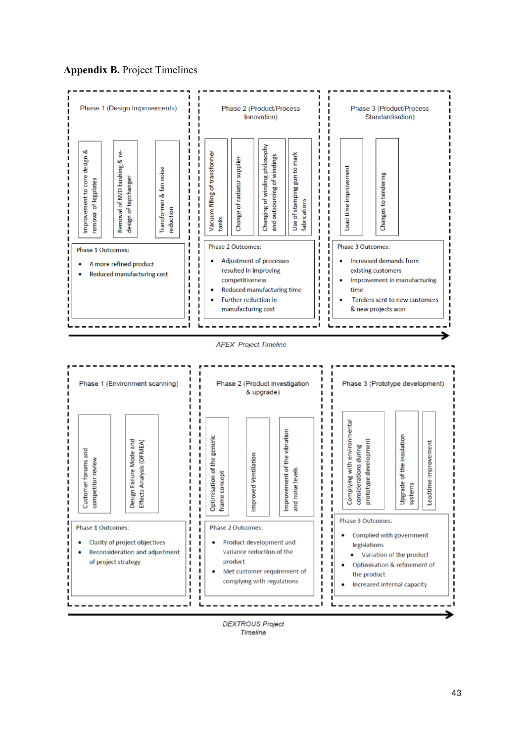**Appendix B.** Project Timelines

Phase 1 (Design Improvements)

- Improvement to core design & removal of legplates
- Removal of NVD bushing & re-design of tapchanger
- Transformer & fan noise reduction

Phase 1 Outcomes:

- A more refined product
- Reduced manufacturing cost

Phase 2 (Product/Process Innovation)

- Vacuum filling of transformer tanks
- Change of radiator supplier
- Changing of winding philosophy and outsourcing of windings
- Use of stamping gun to mark fabrications

Phase 2 Outcomes:

- Adjustment of processes resulted in improving competitiveness
- Reduced manufacturing time
- Further reduction in manufacturing cost

Phase 3 (Product/Process Standardisation)

- Lead time improvement
- Changes to tendering

Phase 3 Outcomes:

- Increased demands from existing customers
- Improvement in manufacturing time
- Tenders sent to new customers & new projects won

*APEX Project Timeline*

Phase 1 (Environment scanning)

- Customer forums and competitor review
- Design Failure Mode and Effects Analysis (DFMEA)

Phase 1 Outcomes:

- Clarity of project objectives
- Reconsideration and adjustment of project strategy

Phase 2 (Product investigation & upgrade)

- Optimisation of the generic frame concept
- Improved Ventilation
- Improvement of the vibration and noise levels

Phase 2 Outcomes:

- Product development and variance reduction of the product
- Met customer requirement of complying with regulations

Phase 3 (Prototype development)

- Complying with environmental considerations during prototype development
- Upgrade of the insulation systems
- Leadtime improvement

Phase 3 Outcomes:

- Complied with government legislations
  - Variation of the product
- Optimisation & refinement of the product
- Increased internal capacity

*DEXTROUS Project Timeline*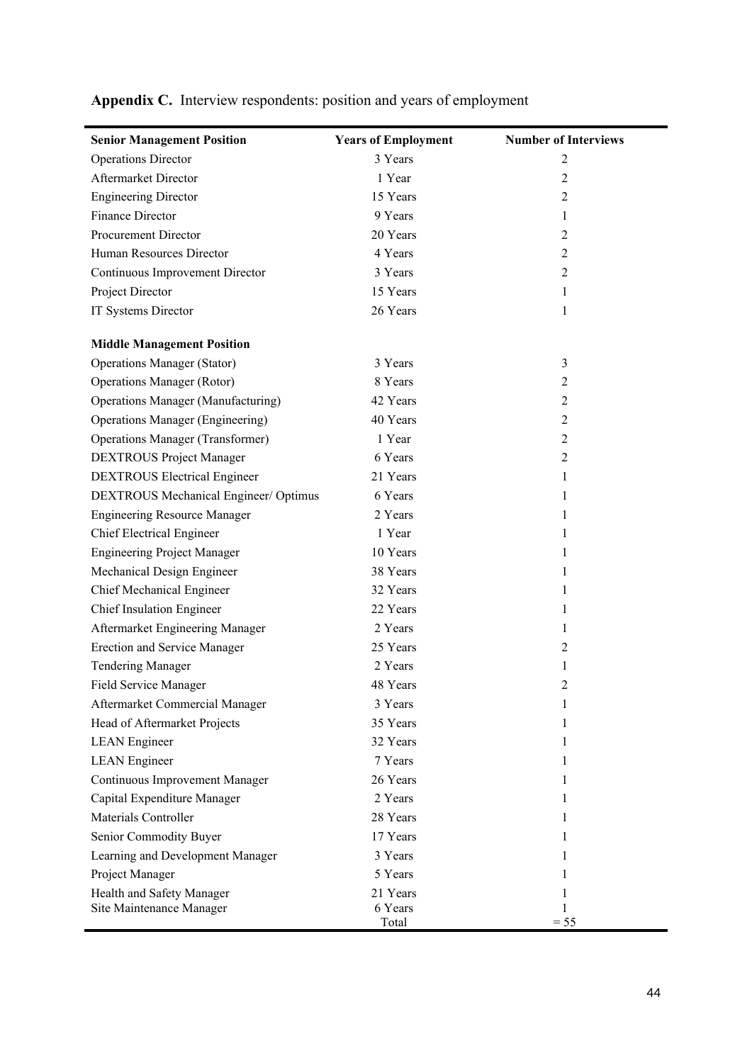**Appendix C.** Interview respondents: position and years of employment

| Senior Management Position | Years of Employment | Number of Interviews |
|---|---|---|
| Operations Director | 3 Years | 2 |
| Aftermarket Director | 1 Year | 2 |
| Engineering Director | 15 Years | 2 |
| Finance Director | 9 Years | 1 |
| Procurement Director | 20 Years | 2 |
| Human Resources Director | 4 Years | 2 |
| Continuous Improvement Director | 3 Years | 2 |
| Project Director | 15 Years | 1 |
| IT Systems Director | 26 Years | 1 |
| **Middle Management Position** | | |
| Operations Manager (Stator) | 3 Years | 3 |
| Operations Manager (Rotor) | 8 Years | 2 |
| Operations Manager (Manufacturing) | 42 Years | 2 |
| Operations Manager (Engineering) | 40 Years | 2 |
| Operations Manager (Transformer) | 1 Year | 2 |
| DEXTROUS Project Manager | 6 Years | 2 |
| DEXTROUS Electrical Engineer | 21 Years | 1 |
| DEXTROUS Mechanical Engineer/ Optimus | 6 Years | 1 |
| Engineering Resource Manager | 2 Years | 1 |
| Chief Electrical Engineer | 1 Year | 1 |
| Engineering Project Manager | 10 Years | 1 |
| Mechanical Design Engineer | 38 Years | 1 |
| Chief Mechanical Engineer | 32 Years | 1 |
| Chief Insulation Engineer | 22 Years | 1 |
| Aftermarket Engineering Manager | 2 Years | 1 |
| Erection and Service Manager | 25 Years | 2 |
| Tendering Manager | 2 Years | 1 |
| Field Service Manager | 48 Years | 2 |
| Aftermarket Commercial Manager | 3 Years | 1 |
| Head of Aftermarket Projects | 35 Years | 1 |
| LEAN Engineer | 32 Years | 1 |
| LEAN Engineer | 7 Years | 1 |
| Continuous Improvement Manager | 26 Years | 1 |
| Capital Expenditure Manager | 2 Years | 1 |
| Materials Controller | 28 Years | 1 |
| Senior Commodity Buyer | 17 Years | 1 |
| Learning and Development Manager | 3 Years | 1 |
| Project Manager | 5 Years | 1 |
| Health and Safety Manager | 21 Years | 1 |
| Site Maintenance Manager | 6 Years | 1 |
| | Total | = 55 |